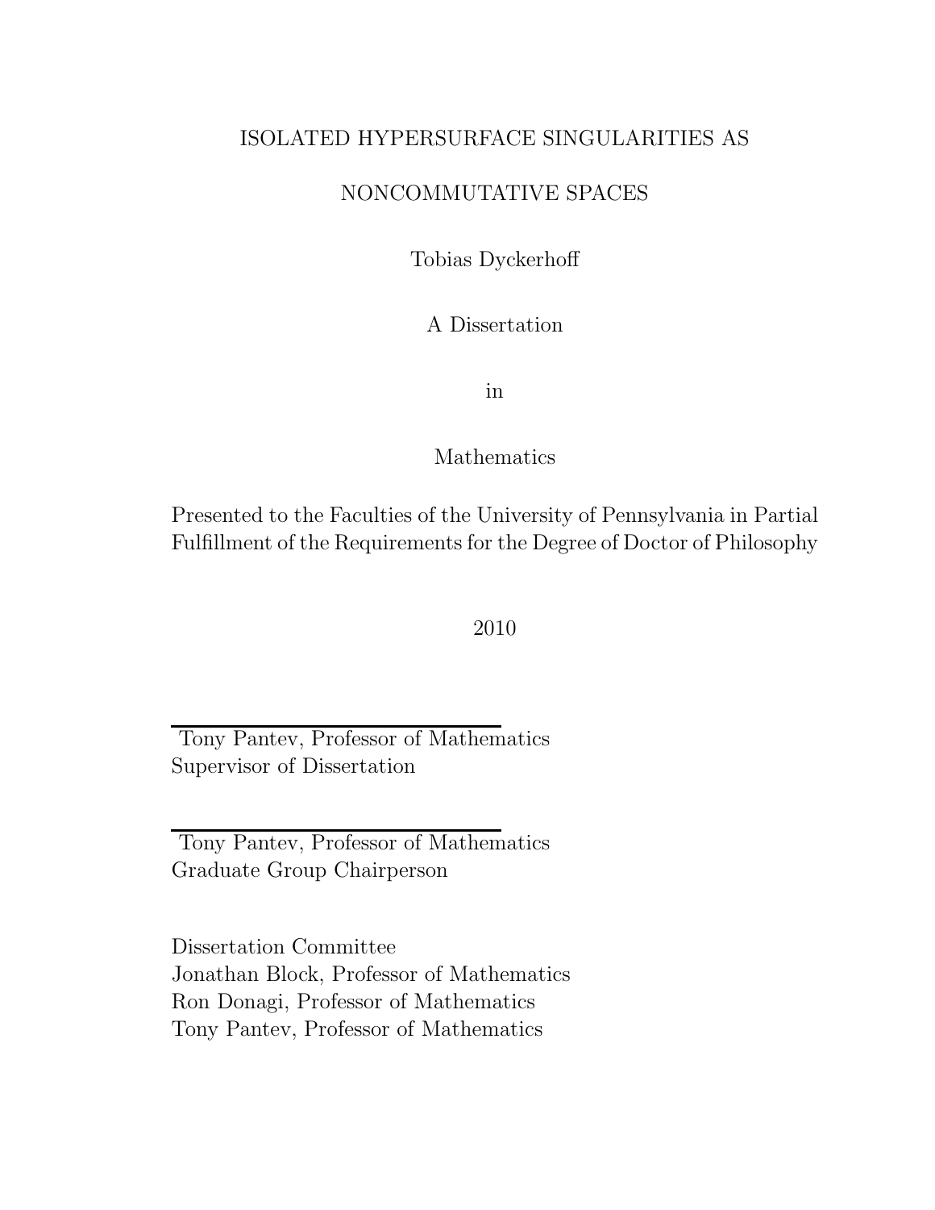# ISOLATED HYPERSURFACE SINGULARITIES AS NONCOMMUTATIVE SPACES

Tobias Dyckerhoff

A Dissertation

in

Mathematics

Presented to the Faculties of the University of Pennsylvania in Partial Fulfillment of the Requirements for the Degree of Doctor of Philosophy

2010

Tony Pantev, Professor of Mathematics
Supervisor of Dissertation

Tony Pantev, Professor of Mathematics
Graduate Group Chairperson

Dissertation Committee
Jonathan Block, Professor of Mathematics
Ron Donagi, Professor of Mathematics
Tony Pantev, Professor of Mathematics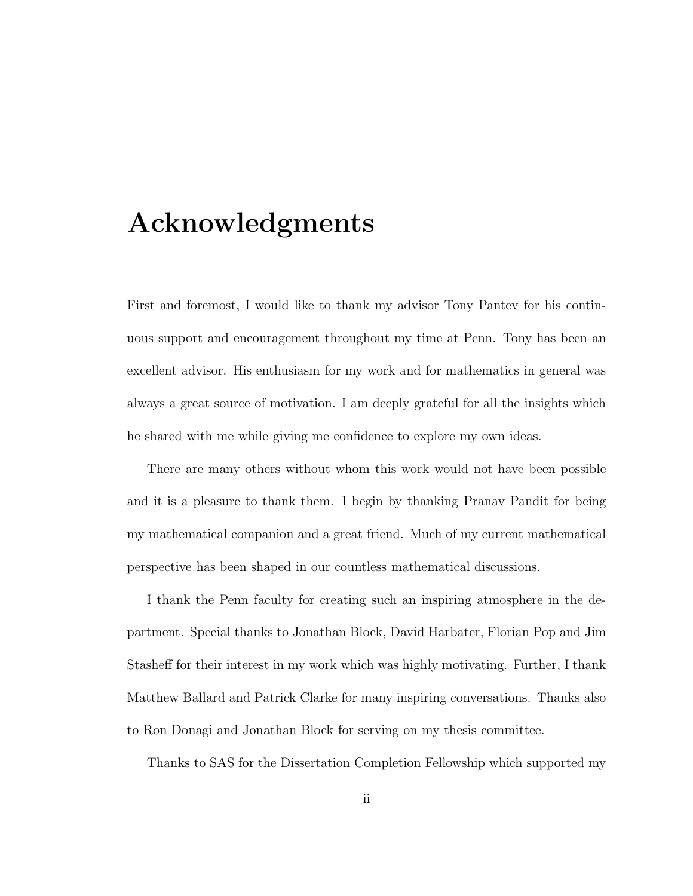# Acknowledgments

First and foremost, I would like to thank my advisor Tony Pantev for his continuous support and encouragement throughout my time at Penn. Tony has been an excellent advisor. His enthusiasm for my work and for mathematics in general was always a great source of motivation. I am deeply grateful for all the insights which he shared with me while giving me confidence to explore my own ideas.

There are many others without whom this work would not have been possible and it is a pleasure to thank them. I begin by thanking Pranav Pandit for being my mathematical companion and a great friend. Much of my current mathematical perspective has been shaped in our countless mathematical discussions.

I thank the Penn faculty for creating such an inspiring atmosphere in the department. Special thanks to Jonathan Block, David Harbater, Florian Pop and Jim Stasheff for their interest in my work which was highly motivating. Further, I thank Matthew Ballard and Patrick Clarke for many inspiring conversations. Thanks also to Ron Donagi and Jonathan Block for serving on my thesis committee.

Thanks to SAS for the Dissertation Completion Fellowship which supported my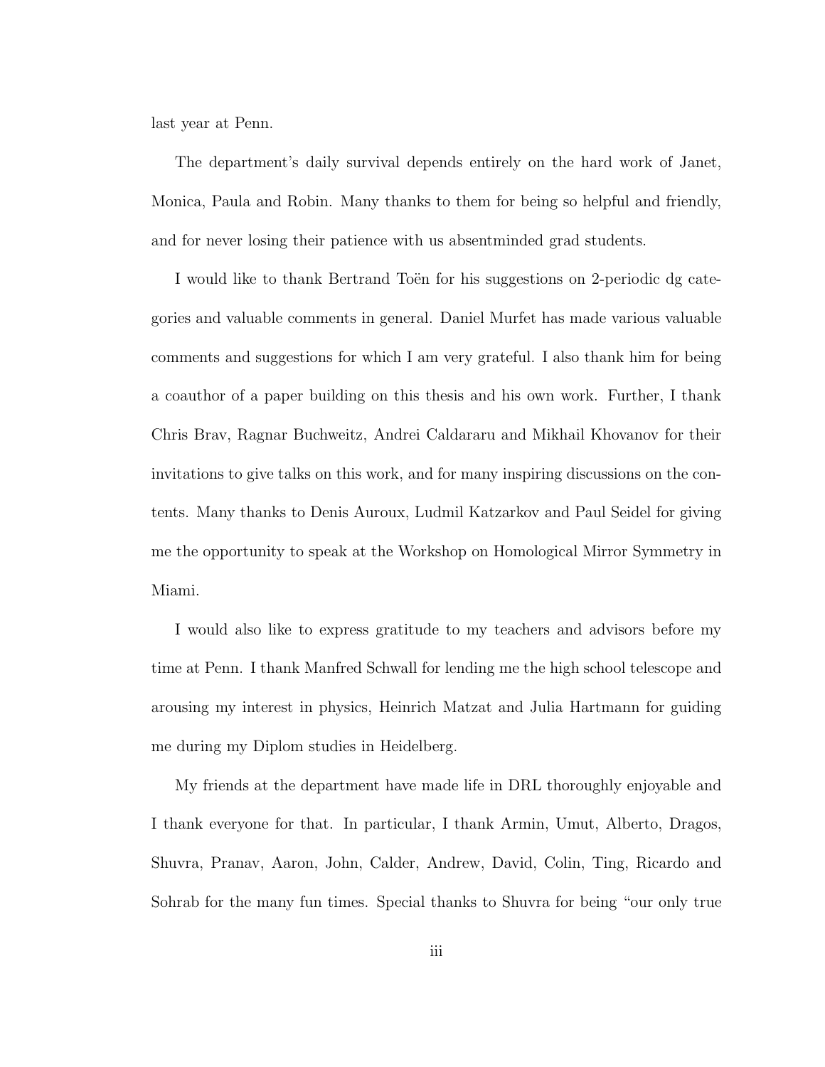last year at Penn.

The department's daily survival depends entirely on the hard work of Janet, Monica, Paula and Robin. Many thanks to them for being so helpful and friendly, and for never losing their patience with us absentminded grad students.

I would like to thank Bertrand Toën for his suggestions on 2-periodic dg categories and valuable comments in general. Daniel Murfet has made various valuable comments and suggestions for which I am very grateful. I also thank him for being a coauthor of a paper building on this thesis and his own work. Further, I thank Chris Brav, Ragnar Buchweitz, Andrei Caldararu and Mikhail Khovanov for their invitations to give talks on this work, and for many inspiring discussions on the contents. Many thanks to Denis Auroux, Ludmil Katzarkov and Paul Seidel for giving me the opportunity to speak at the Workshop on Homological Mirror Symmetry in Miami.

I would also like to express gratitude to my teachers and advisors before my time at Penn. I thank Manfred Schwall for lending me the high school telescope and arousing my interest in physics, Heinrich Matzat and Julia Hartmann for guiding me during my Diplom studies in Heidelberg.

My friends at the department have made life in DRL thoroughly enjoyable and I thank everyone for that. In particular, I thank Armin, Umut, Alberto, Dragos, Shuvra, Pranav, Aaron, John, Calder, Andrew, David, Colin, Ting, Ricardo and Sohrab for the many fun times. Special thanks to Shuvra for being "our only true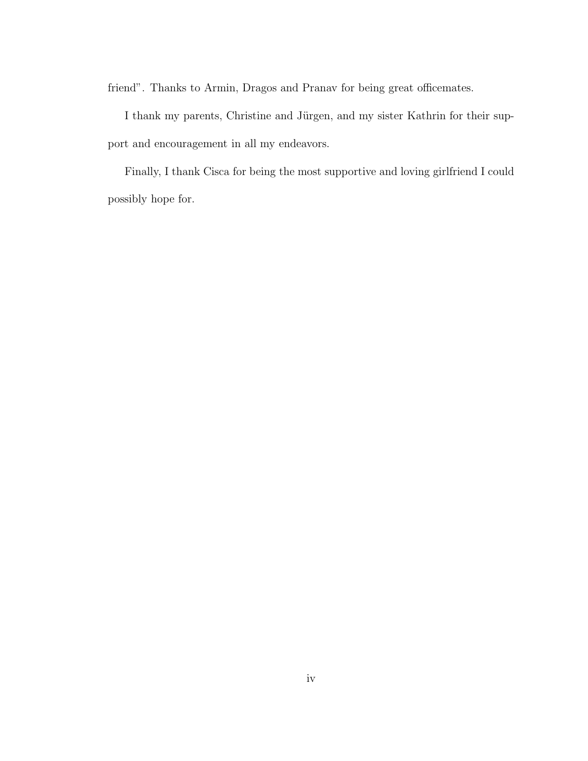friend". Thanks to Armin, Dragos and Pranav for being great officemates.

I thank my parents, Christine and Jürgen, and my sister Kathrin for their support and encouragement in all my endeavors.

Finally, I thank Cisca for being the most supportive and loving girlfriend I could possibly hope for.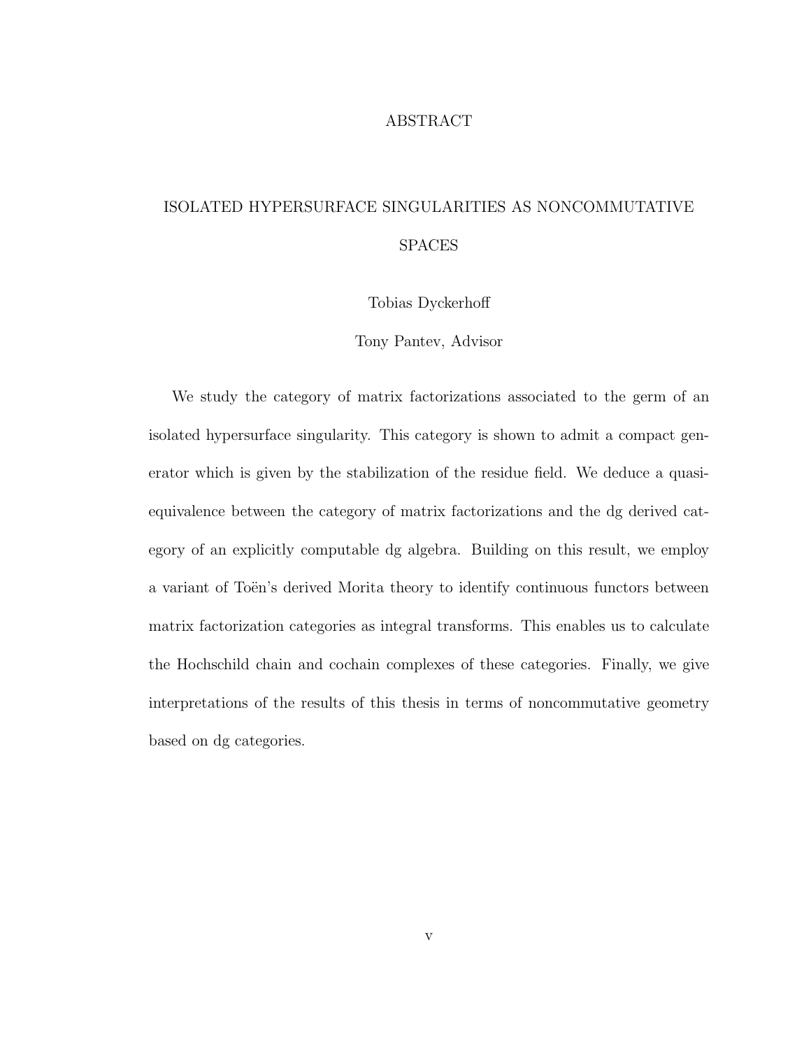# ABSTRACT

## ISOLATED HYPERSURFACE SINGULARITIES AS NONCOMMUTATIVE SPACES

Tobias Dyckerhoff

Tony Pantev, Advisor

We study the category of matrix factorizations associated to the germ of an isolated hypersurface singularity. This category is shown to admit a compact generator which is given by the stabilization of the residue field. We deduce a quasi-equivalence between the category of matrix factorizations and the dg derived category of an explicitly computable dg algebra. Building on this result, we employ a variant of Toën's derived Morita theory to identify continuous functors between matrix factorization categories as integral transforms. This enables us to calculate the Hochschild chain and cochain complexes of these categories. Finally, we give interpretations of the results of this thesis in terms of noncommutative geometry based on dg categories.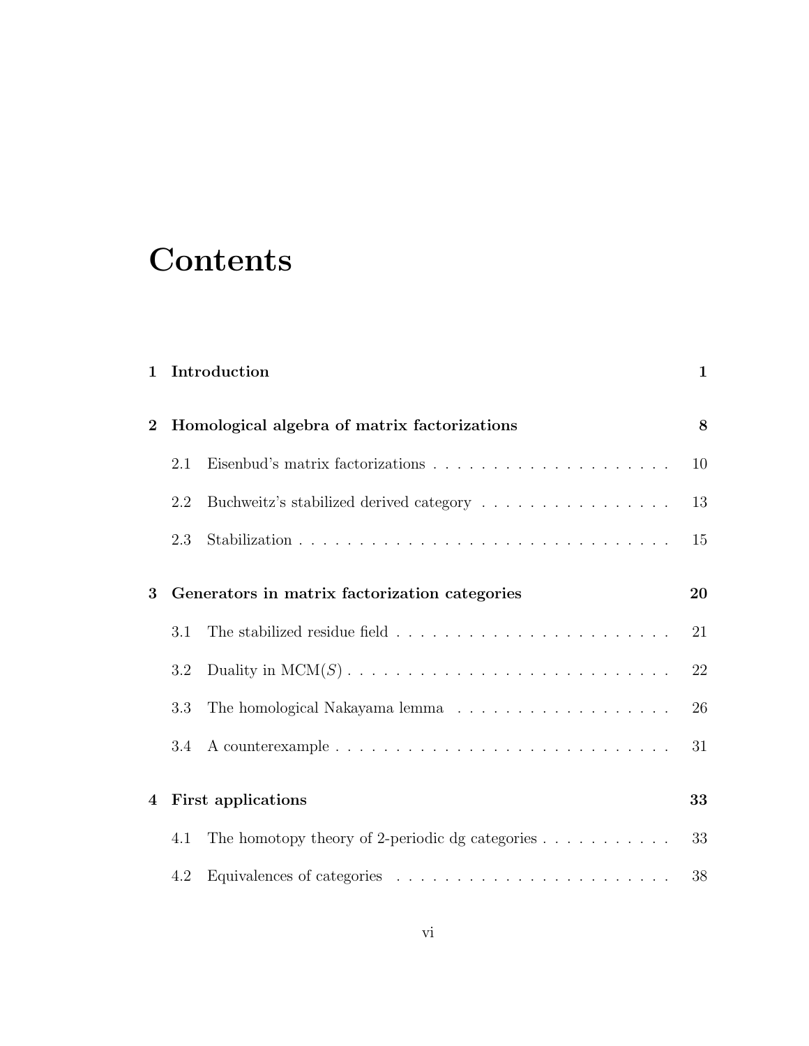# Contents

**1 Introduction** **1**

**2 Homological algebra of matrix factorizations** **8**

2.1 Eisenbud's matrix factorizations . . . . . . . . . . . . . . . . . . . . 10

2.2 Buchweitz's stabilized derived category . . . . . . . . . . . . . . . . 13

2.3 Stabilization . . . . . . . . . . . . . . . . . . . . . . . . . . . . . . . 15

**3 Generators in matrix factorization categories** **20**

3.1 The stabilized residue field . . . . . . . . . . . . . . . . . . . . . . . 21

3.2 Duality in $\mathrm{MCM}(S)$ . . . . . . . . . . . . . . . . . . . . . . . . . . . 22

3.3 The homological Nakayama lemma . . . . . . . . . . . . . . . . . . 26

3.4 A counterexample . . . . . . . . . . . . . . . . . . . . . . . . . . . . 31

**4 First applications** **33**

4.1 The homotopy theory of 2-periodic dg categories . . . . . . . . . . . 33

4.2 Equivalences of categories . . . . . . . . . . . . . . . . . . . . . . . 38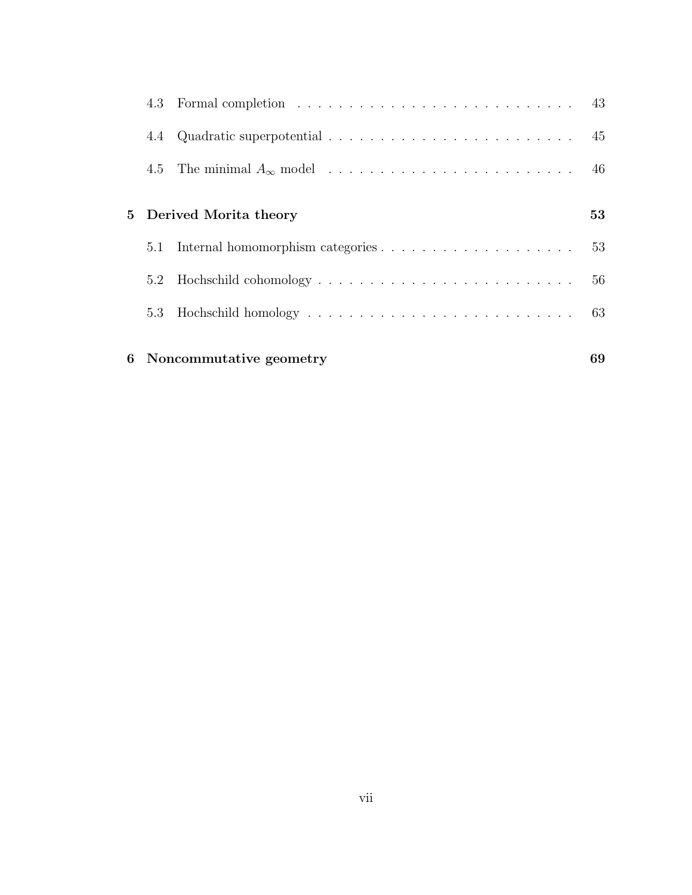4.3 Formal completion . . . . . . . . . . . . . . . . . . . . . . . . . . . . 43

4.4 Quadratic superpotential . . . . . . . . . . . . . . . . . . . . . . . . . 45

4.5 The minimal $A_\infty$ model . . . . . . . . . . . . . . . . . . . . . . . . . 46

**5 Derived Morita theory** **53**

5.1 Internal homomorphism categories . . . . . . . . . . . . . . . . . . . . 53

5.2 Hochschild cohomology . . . . . . . . . . . . . . . . . . . . . . . . . . 56

5.3 Hochschild homology . . . . . . . . . . . . . . . . . . . . . . . . . . . 63

**6 Noncommutative geometry** **69**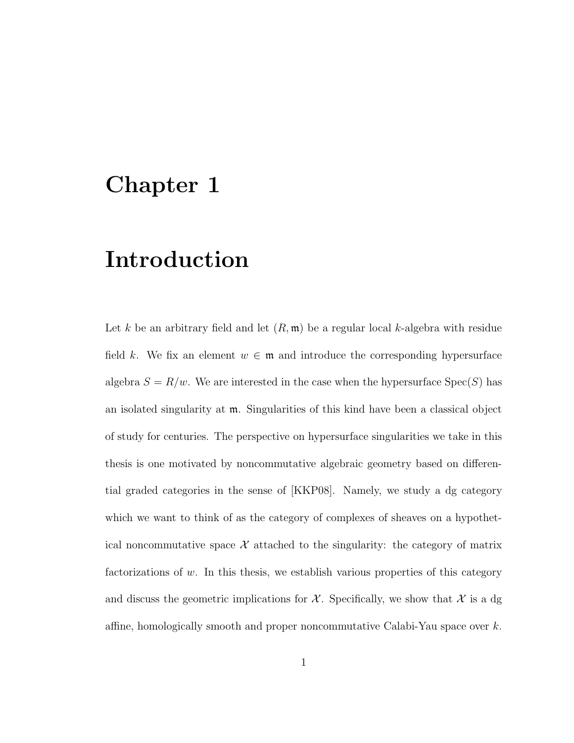# Chapter 1

# Introduction

Let $k$ be an arbitrary field and let $(R, \mathfrak{m})$ be a regular local $k$-algebra with residue field $k$. We fix an element $w \in \mathfrak{m}$ and introduce the corresponding hypersurface algebra $S = R/w$. We are interested in the case when the hypersurface $\operatorname{Spec}(S)$ has an isolated singularity at $\mathfrak{m}$. Singularities of this kind have been a classical object of study for centuries. The perspective on hypersurface singularities we take in this thesis is one motivated by noncommutative algebraic geometry based on differential graded categories in the sense of [KKP08]. Namely, we study a dg category which we want to think of as the category of complexes of sheaves on a hypothetical noncommutative space $\mathcal{X}$ attached to the singularity: the category of matrix factorizations of $w$. In this thesis, we establish various properties of this category and discuss the geometric implications for $\mathcal{X}$. Specifically, we show that $\mathcal{X}$ is a dg affine, homologically smooth and proper noncommutative Calabi-Yau space over $k$.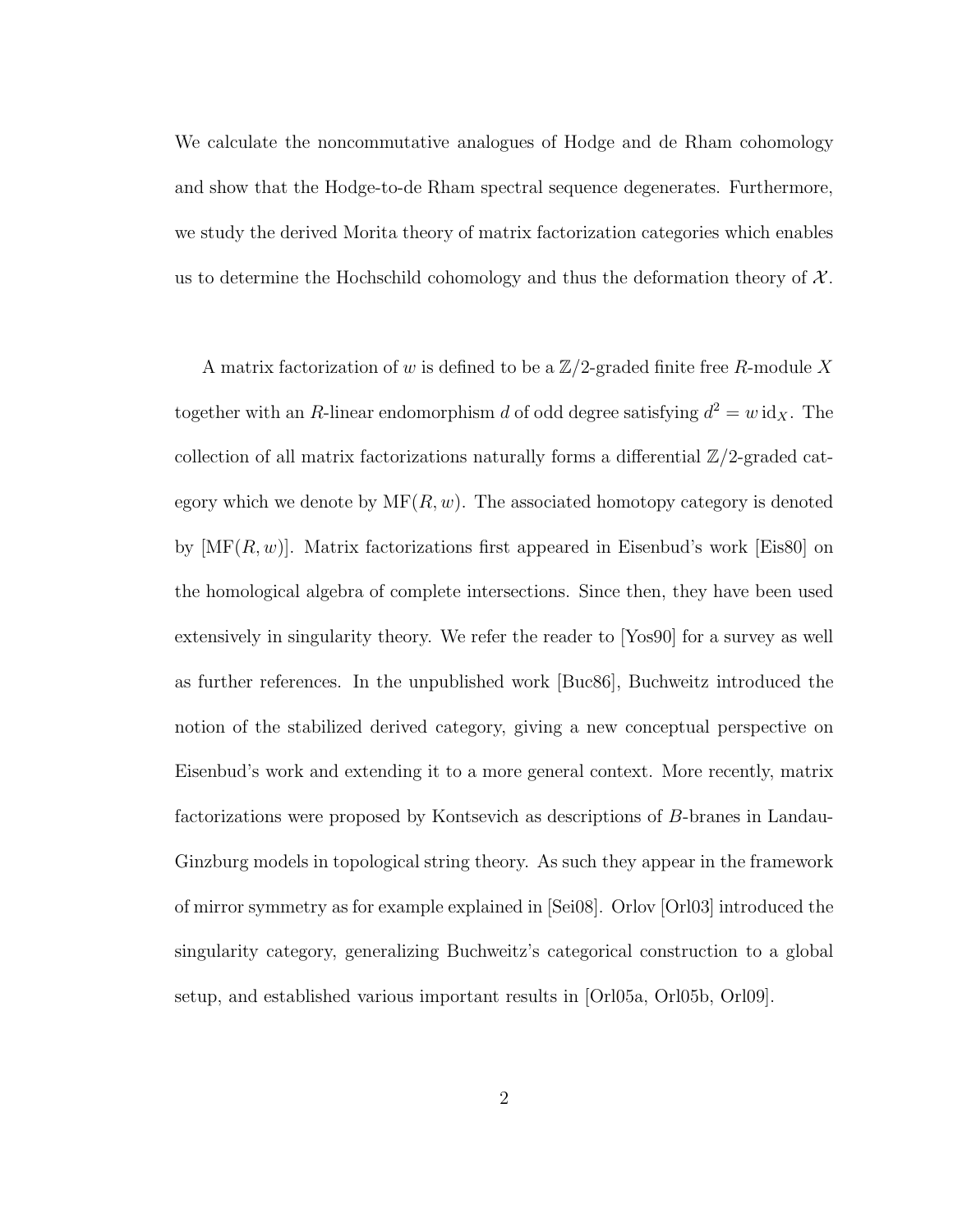We calculate the noncommutative analogues of Hodge and de Rham cohomology and show that the Hodge-to-de Rham spectral sequence degenerates. Furthermore, we study the derived Morita theory of matrix factorization categories which enables us to determine the Hochschild cohomology and thus the deformation theory of $\mathcal{X}$.

A matrix factorization of $w$ is defined to be a $\mathbb{Z}/2$-graded finite free $R$-module $X$ together with an $R$-linear endomorphism $d$ of odd degree satisfying $d^2 = w \,\mathrm{id}_X$. The collection of all matrix factorizations naturally forms a differential $\mathbb{Z}/2$-graded category which we denote by $\mathrm{MF}(R, w)$. The associated homotopy category is denoted by $[\mathrm{MF}(R, w)]$. Matrix factorizations first appeared in Eisenbud's work [Eis80] on the homological algebra of complete intersections. Since then, they have been used extensively in singularity theory. We refer the reader to [Yos90] for a survey as well as further references. In the unpublished work [Buc86], Buchweitz introduced the notion of the stabilized derived category, giving a new conceptual perspective on Eisenbud's work and extending it to a more general context. More recently, matrix factorizations were proposed by Kontsevich as descriptions of $B$-branes in Landau-Ginzburg models in topological string theory. As such they appear in the framework of mirror symmetry as for example explained in [Sei08]. Orlov [Orl03] introduced the singularity category, generalizing Buchweitz's categorical construction to a global setup, and established various important results in [Orl05a, Orl05b, Orl09].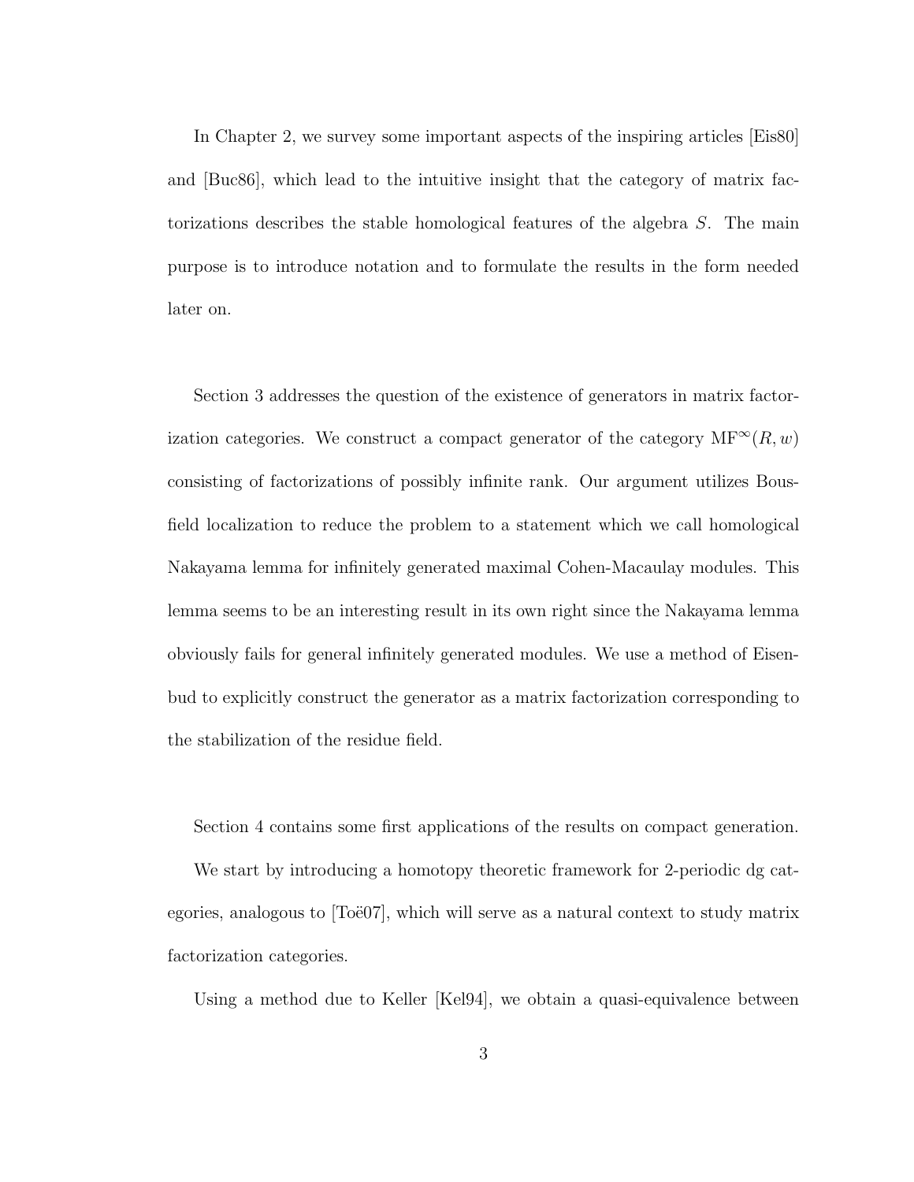In Chapter 2, we survey some important aspects of the inspiring articles [Eis80] and [Buc86], which lead to the intuitive insight that the category of matrix factorizations describes the stable homological features of the algebra $S$. The main purpose is to introduce notation and to formulate the results in the form needed later on.

Section 3 addresses the question of the existence of generators in matrix factorization categories. We construct a compact generator of the category $\mathrm{MF}^\infty(R, w)$ consisting of factorizations of possibly infinite rank. Our argument utilizes Bousfield localization to reduce the problem to a statement which we call homological Nakayama lemma for infinitely generated maximal Cohen-Macaulay modules. This lemma seems to be an interesting result in its own right since the Nakayama lemma obviously fails for general infinitely generated modules. We use a method of Eisenbud to explicitly construct the generator as a matrix factorization corresponding to the stabilization of the residue field.

Section 4 contains some first applications of the results on compact generation.

We start by introducing a homotopy theoretic framework for 2-periodic dg categories, analogous to [Toë07], which will serve as a natural context to study matrix factorization categories.

Using a method due to Keller [Kel94], we obtain a quasi-equivalence between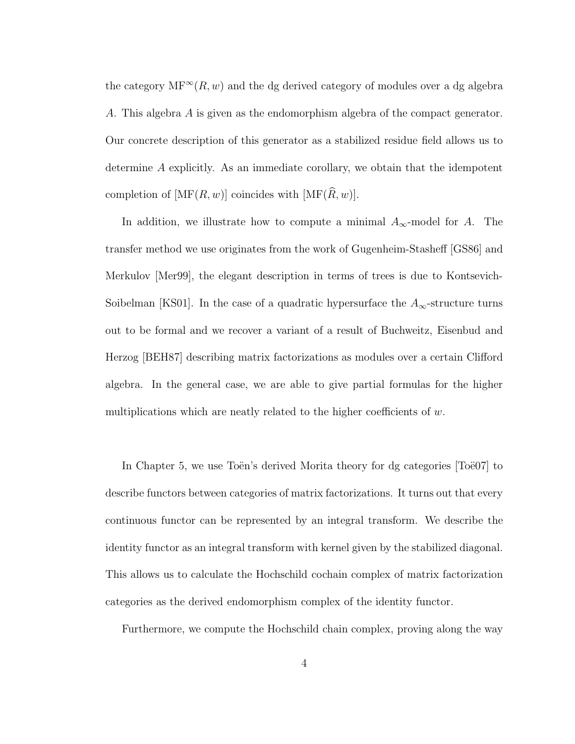the category $\mathrm{MF}^{\infty}(R, w)$ and the dg derived category of modules over a dg algebra $A$. This algebra $A$ is given as the endomorphism algebra of the compact generator. Our concrete description of this generator as a stabilized residue field allows us to determine $A$ explicitly. As an immediate corollary, we obtain that the idempotent completion of $[\mathrm{MF}(R, w)]$ coincides with $[\mathrm{MF}(\widehat{R}, w)]$.

In addition, we illustrate how to compute a minimal $A_\infty$-model for $A$. The transfer method we use originates from the work of Gugenheim-Stasheff [GS86] and Merkulov [Mer99], the elegant description in terms of trees is due to Kontsevich-Soibelman [KS01]. In the case of a quadratic hypersurface the $A_\infty$-structure turns out to be formal and we recover a variant of a result of Buchweitz, Eisenbud and Herzog [BEH87] describing matrix factorizations as modules over a certain Clifford algebra. In the general case, we are able to give partial formulas for the higher multiplications which are neatly related to the higher coefficients of $w$.

In Chapter 5, we use Toën's derived Morita theory for dg categories [Toë07] to describe functors between categories of matrix factorizations. It turns out that every continuous functor can be represented by an integral transform. We describe the identity functor as an integral transform with kernel given by the stabilized diagonal. This allows us to calculate the Hochschild cochain complex of matrix factorization categories as the derived endomorphism complex of the identity functor.

Furthermore, we compute the Hochschild chain complex, proving along the way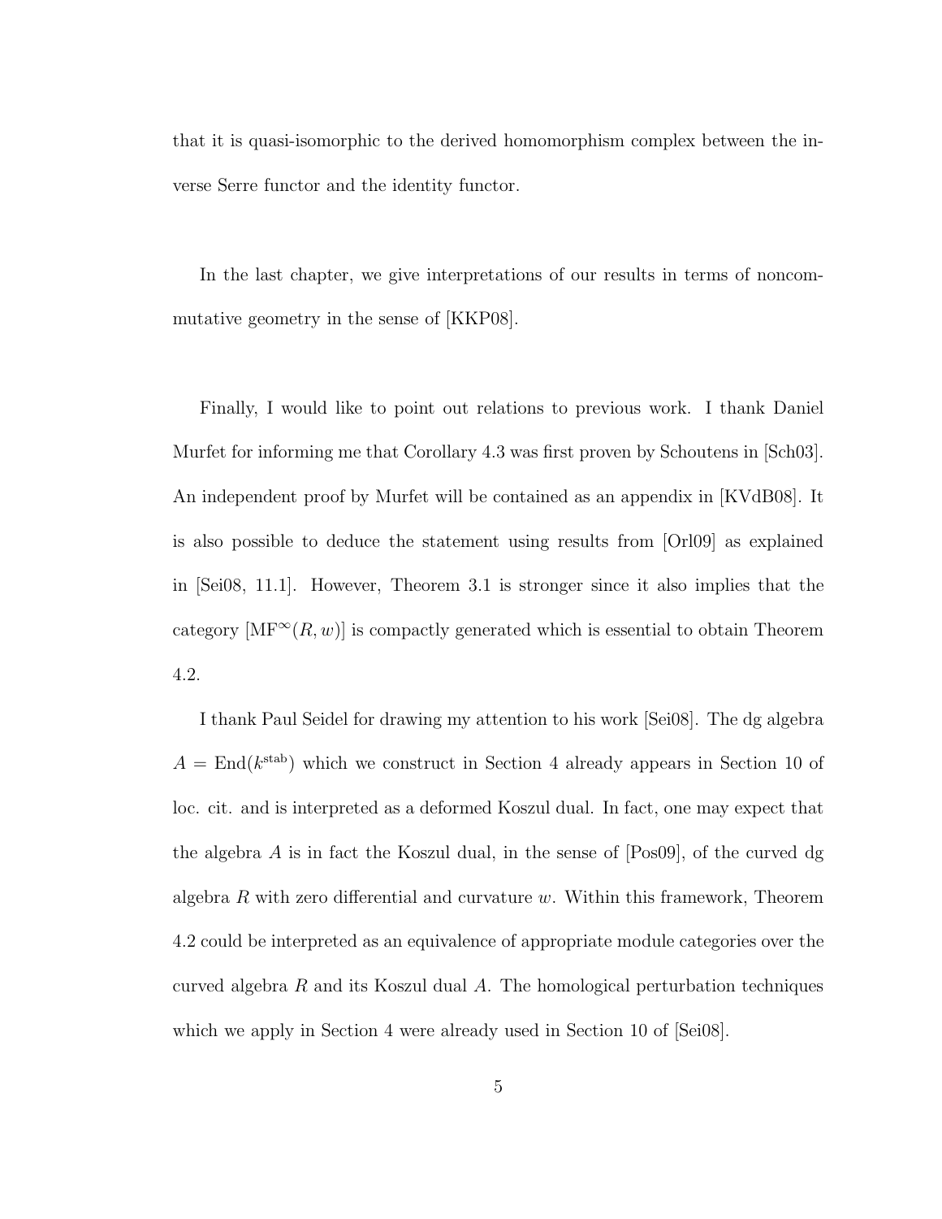that it is quasi-isomorphic to the derived homomorphism complex between the inverse Serre functor and the identity functor.

In the last chapter, we give interpretations of our results in terms of noncommutative geometry in the sense of [KKP08].

Finally, I would like to point out relations to previous work. I thank Daniel Murfet for informing me that Corollary 4.3 was first proven by Schoutens in [Sch03]. An independent proof by Murfet will be contained as an appendix in [KVdB08]. It is also possible to deduce the statement using results from [Orl09] as explained in [Sei08, 11.1]. However, Theorem 3.1 is stronger since it also implies that the category $[\mathrm{MF}^{\infty}(R, w)]$ is compactly generated which is essential to obtain Theorem 4.2.

I thank Paul Seidel for drawing my attention to his work [Sei08]. The dg algebra $A = \mathrm{End}(k^{\mathrm{stab}})$ which we construct in Section 4 already appears in Section 10 of loc. cit. and is interpreted as a deformed Koszul dual. In fact, one may expect that the algebra $A$ is in fact the Koszul dual, in the sense of [Pos09], of the curved dg algebra $R$ with zero differential and curvature $w$. Within this framework, Theorem 4.2 could be interpreted as an equivalence of appropriate module categories over the curved algebra $R$ and its Koszul dual $A$. The homological perturbation techniques which we apply in Section 4 were already used in Section 10 of [Sei08].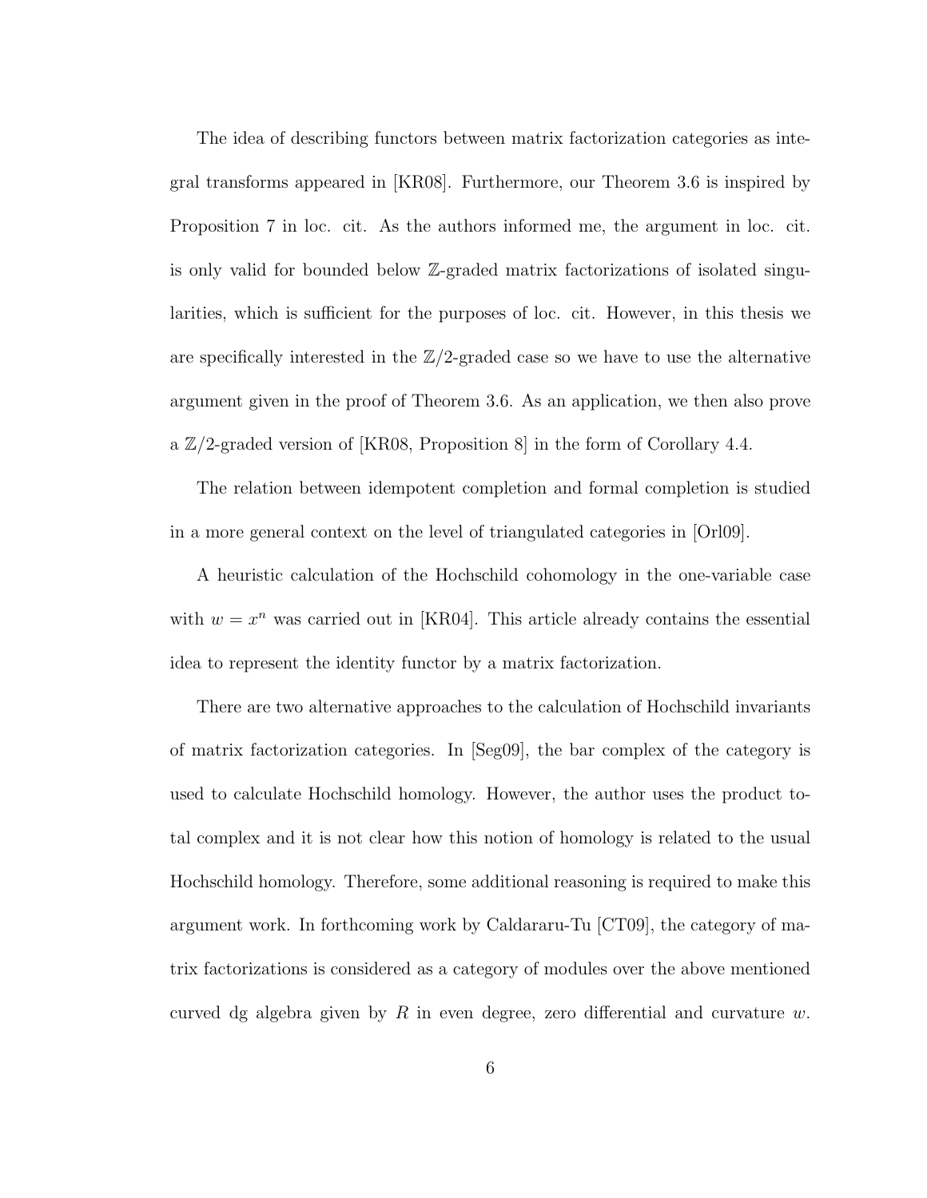The idea of describing functors between matrix factorization categories as integral transforms appeared in [KR08]. Furthermore, our Theorem 3.6 is inspired by Proposition 7 in loc. cit. As the authors informed me, the argument in loc. cit. is only valid for bounded below $\mathbb{Z}$-graded matrix factorizations of isolated singularities, which is sufficient for the purposes of loc. cit. However, in this thesis we are specifically interested in the $\mathbb{Z}/2$-graded case so we have to use the alternative argument given in the proof of Theorem 3.6. As an application, we then also prove a $\mathbb{Z}/2$-graded version of [KR08, Proposition 8] in the form of Corollary 4.4.

The relation between idempotent completion and formal completion is studied in a more general context on the level of triangulated categories in [Orl09].

A heuristic calculation of the Hochschild cohomology in the one-variable case with $w = x^n$ was carried out in [KR04]. This article already contains the essential idea to represent the identity functor by a matrix factorization.

There are two alternative approaches to the calculation of Hochschild invariants of matrix factorization categories. In [Seg09], the bar complex of the category is used to calculate Hochschild homology. However, the author uses the product total complex and it is not clear how this notion of homology is related to the usual Hochschild homology. Therefore, some additional reasoning is required to make this argument work. In forthcoming work by Caldararu-Tu [CT09], the category of matrix factorizations is considered as a category of modules over the above mentioned curved dg algebra given by $R$ in even degree, zero differential and curvature $w$.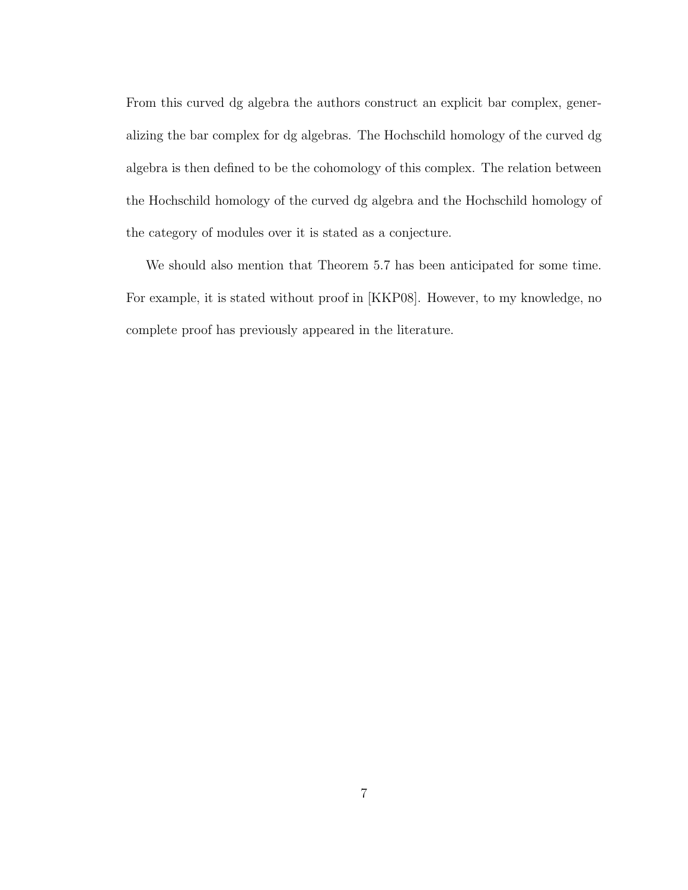From this curved dg algebra the authors construct an explicit bar complex, generalizing the bar complex for dg algebras. The Hochschild homology of the curved dg algebra is then defined to be the cohomology of this complex. The relation between the Hochschild homology of the curved dg algebra and the Hochschild homology of the category of modules over it is stated as a conjecture.

We should also mention that Theorem 5.7 has been anticipated for some time. For example, it is stated without proof in [KKP08]. However, to my knowledge, no complete proof has previously appeared in the literature.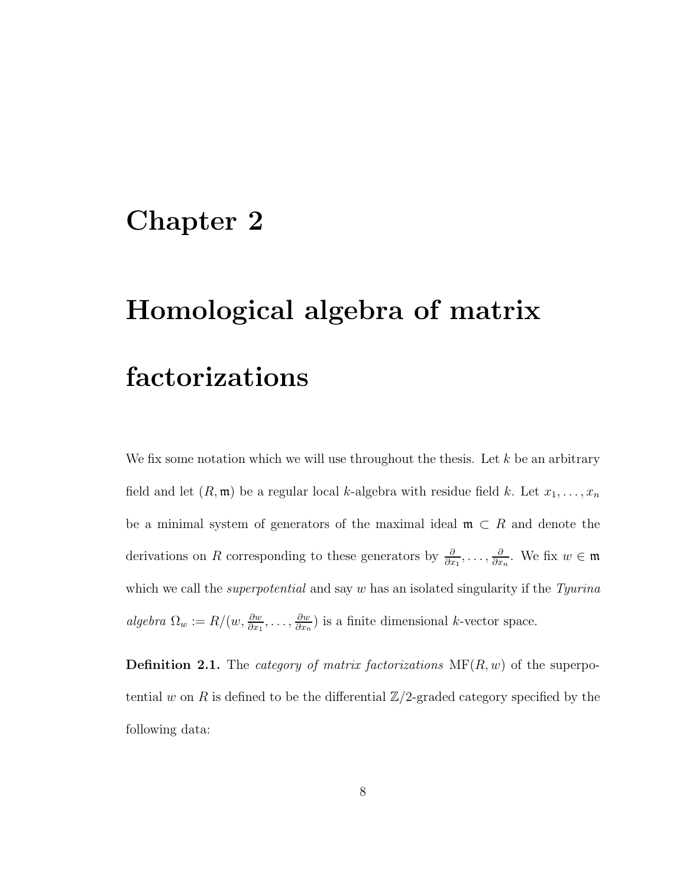# Chapter 2

# Homological algebra of matrix factorizations

We fix some notation which we will use throughout the thesis. Let $k$ be an arbitrary field and let $(R, \mathfrak{m})$ be a regular local $k$-algebra with residue field $k$. Let $x_1, \ldots, x_n$ be a minimal system of generators of the maximal ideal $\mathfrak{m} \subset R$ and denote the derivations on $R$ corresponding to these generators by $\frac{\partial}{\partial x_1}, \ldots, \frac{\partial}{\partial x_n}$. We fix $w \in \mathfrak{m}$ which we call the *superpotential* and say $w$ has an isolated singularity if the *Tyurina algebra* $\Omega_w := R/(w, \frac{\partial w}{\partial x_1}, \ldots, \frac{\partial w}{\partial x_n})$ is a finite dimensional $k$-vector space.

**Definition 2.1.** The *category of matrix factorizations* $\mathrm{MF}(R, w)$ of the superpotential $w$ on $R$ is defined to be the differential $\mathbb{Z}/2$-graded category specified by the following data: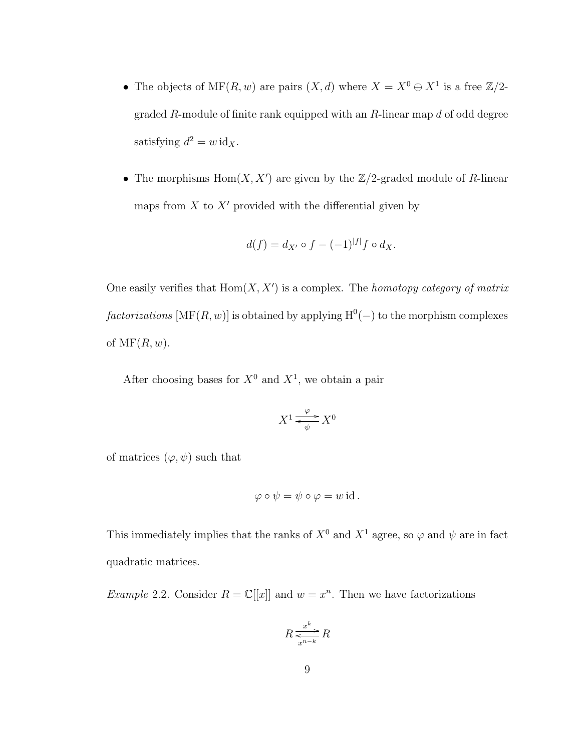- The objects of $\mathrm{MF}(R, w)$ are pairs $(X, d)$ where $X = X^0 \oplus X^1$ is a free $\mathbb{Z}/2$-graded $R$-module of finite rank equipped with an $R$-linear map $d$ of odd degree satisfying $d^2 = w \,\mathrm{id}_X$.

- The morphisms $\mathrm{Hom}(X, X')$ are given by the $\mathbb{Z}/2$-graded module of $R$-linear maps from $X$ to $X'$ provided with the differential given by

$$d(f) = d_{X'} \circ f - (-1)^{|f|} f \circ d_X.$$

One easily verifies that $\mathrm{Hom}(X, X')$ is a complex. The *homotopy category of matrix factorizations* $[\mathrm{MF}(R, w)]$ is obtained by applying $\mathrm{H}^0(-)$ to the morphism complexes of $\mathrm{MF}(R, w)$.

After choosing bases for $X^0$ and $X^1$, we obtain a pair

$$X^1 \underset{\psi}{\overset{\varphi}{\rightleftarrows}} X^0$$

of matrices $(\varphi, \psi)$ such that

$$\varphi \circ \psi = \psi \circ \varphi = w \,\mathrm{id}\,.$$

This immediately implies that the ranks of $X^0$ and $X^1$ agree, so $\varphi$ and $\psi$ are in fact quadratic matrices.

*Example* 2.2. Consider $R = \mathbb{C}[[x]]$ and $w = x^n$. Then we have factorizations

$$R \underset{x^{n-k}}{\overset{x^k}{\rightleftarrows}} R$$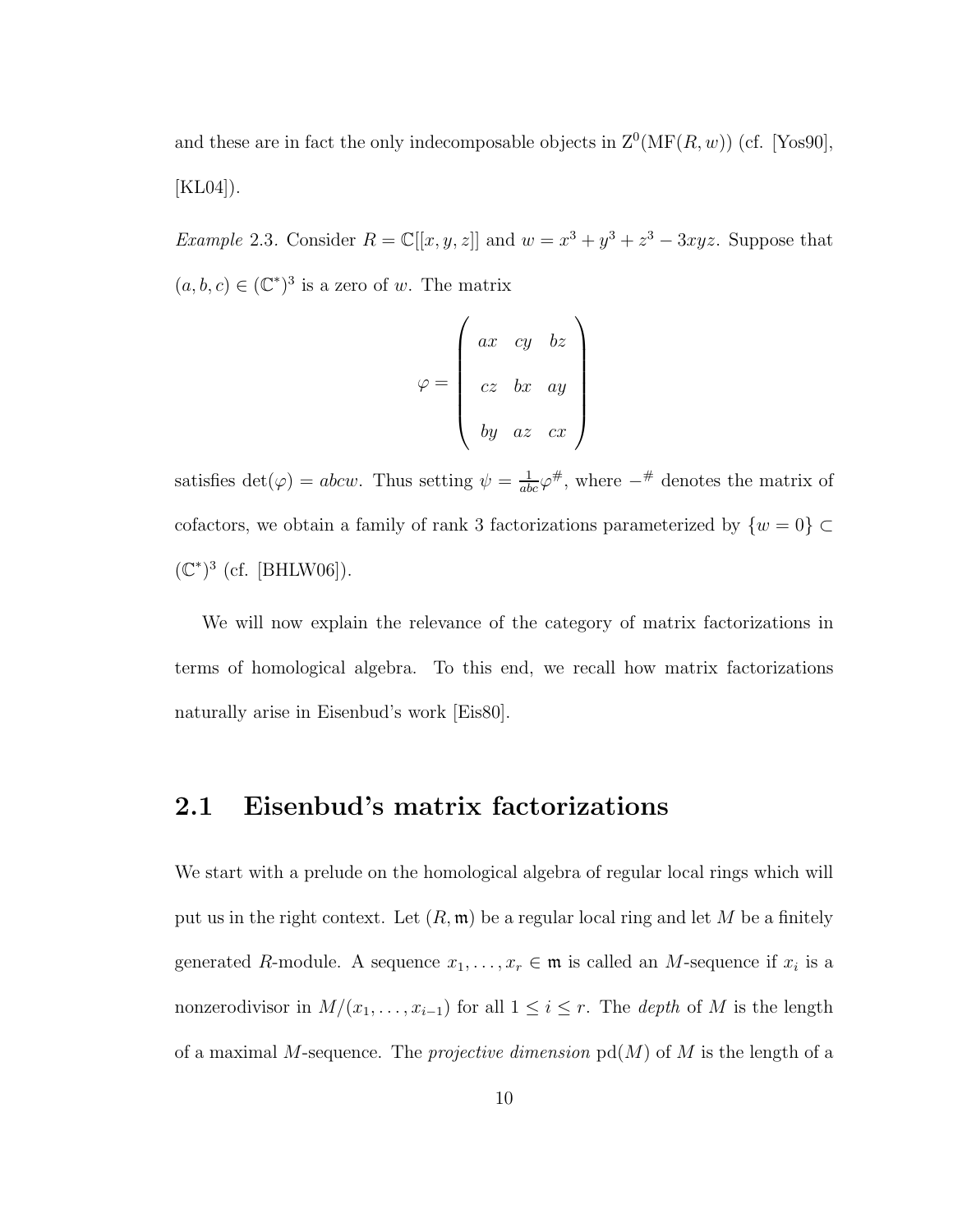and these are in fact the only indecomposable objects in $\mathrm{Z}^0(\mathrm{MF}(R, w))$ (cf. [Yos90], [KL04]).

*Example* 2.3. Consider $R = \mathbb{C}[[x, y, z]]$ and $w = x^3 + y^3 + z^3 - 3xyz$. Suppose that $(a, b, c) \in (\mathbb{C}^*)^3$ is a zero of $w$. The matrix

$$\varphi = \begin{pmatrix} ax & cy & bz \\ cz & bx & ay \\ by & az & cx \end{pmatrix}$$

satisfies $\det(\varphi) = abcw$. Thus setting $\psi = \frac{1}{abc}\varphi^{\#}$, where $-^{\#}$ denotes the matrix of cofactors, we obtain a family of rank 3 factorizations parameterized by $\{w = 0\} \subset (\mathbb{C}^*)^3$ (cf. [BHLW06]).

We will now explain the relevance of the category of matrix factorizations in terms of homological algebra. To this end, we recall how matrix factorizations naturally arise in Eisenbud's work [Eis80].

## 2.1 Eisenbud's matrix factorizations

We start with a prelude on the homological algebra of regular local rings which will put us in the right context. Let $(R, \mathfrak{m})$ be a regular local ring and let $M$ be a finitely generated $R$-module. A sequence $x_1, \ldots, x_r \in \mathfrak{m}$ is called an $M$-sequence if $x_i$ is a nonzerodivisor in $M/(x_1, \ldots, x_{i-1})$ for all $1 \leq i \leq r$. The *depth* of $M$ is the length of a maximal $M$-sequence. The *projective dimension* $\mathrm{pd}(M)$ of $M$ is the length of a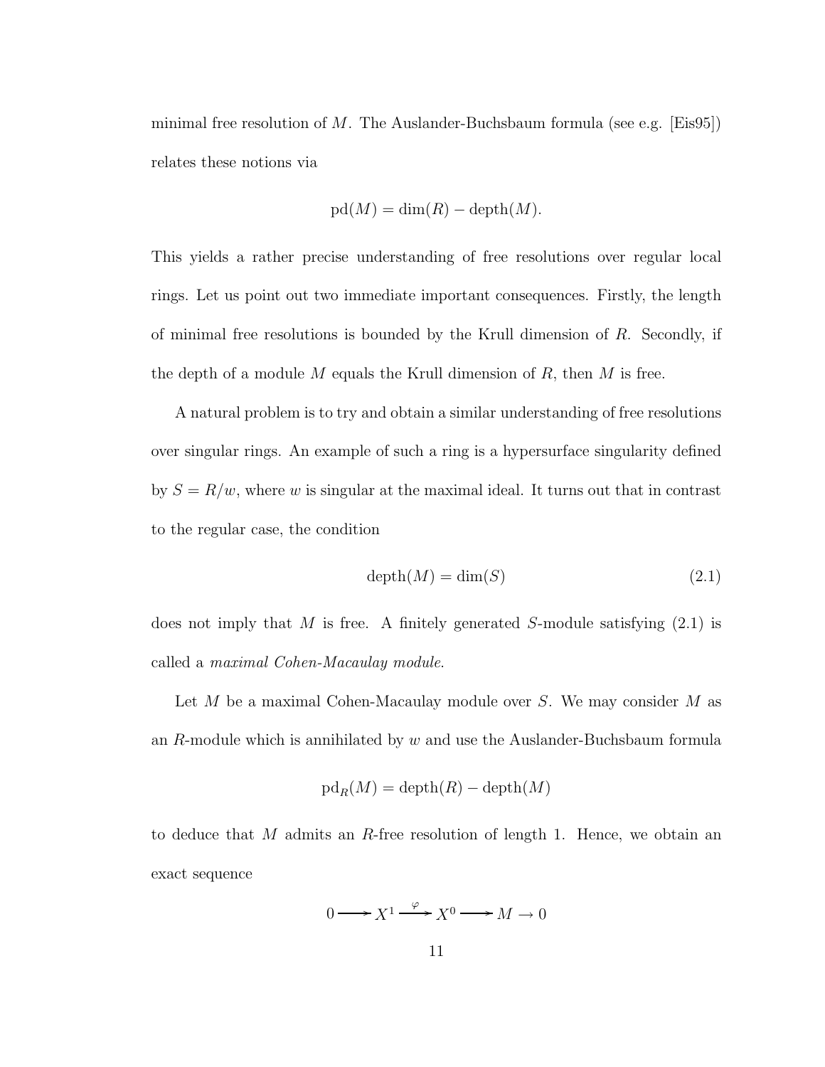minimal free resolution of $M$. The Auslander-Buchsbaum formula (see e.g. [Eis95]) relates these notions via

$$\mathrm{pd}(M) = \dim(R) - \mathrm{depth}(M).$$

This yields a rather precise understanding of free resolutions over regular local rings. Let us point out two immediate important consequences. Firstly, the length of minimal free resolutions is bounded by the Krull dimension of $R$. Secondly, if the depth of a module $M$ equals the Krull dimension of $R$, then $M$ is free.

A natural problem is to try and obtain a similar understanding of free resolutions over singular rings. An example of such a ring is a hypersurface singularity defined by $S = R/w$, where $w$ is singular at the maximal ideal. It turns out that in contrast to the regular case, the condition

$$\mathrm{depth}(M) = \dim(S) \tag{2.1}$$

does not imply that $M$ is free. A finitely generated $S$-module satisfying (2.1) is called a *maximal Cohen-Macaulay module*.

Let $M$ be a maximal Cohen-Macaulay module over $S$. We may consider $M$ as an $R$-module which is annihilated by $w$ and use the Auslander-Buchsbaum formula

$$\mathrm{pd}_R(M) = \mathrm{depth}(R) - \mathrm{depth}(M)$$

to deduce that $M$ admits an $R$-free resolution of length 1. Hence, we obtain an exact sequence

$$0 \longrightarrow X^1 \xrightarrow{\varphi} X^0 \longrightarrow M \to 0$$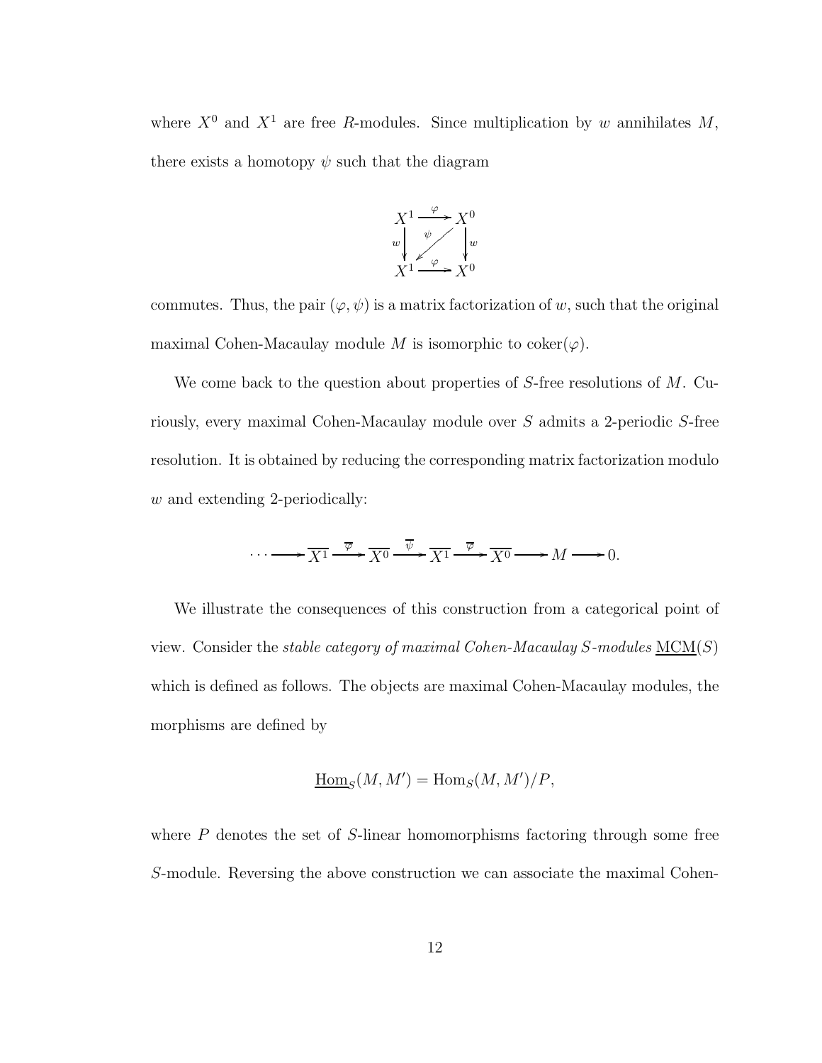where $X^0$ and $X^1$ are free $R$-modules. Since multiplication by $w$ annihilates $M$, there exists a homotopy $\psi$ such that the diagram

$$\begin{array}{ccc} X^1 & \xrightarrow{\varphi} & X^0 \\ {\scriptstyle w}\downarrow & \swarrow{\scriptstyle \psi} & \downarrow{\scriptstyle w} \\ X^1 & \xrightarrow{\varphi} & X^0 \end{array}$$

commutes. Thus, the pair $(\varphi, \psi)$ is a matrix factorization of $w$, such that the original maximal Cohen-Macaulay module $M$ is isomorphic to $\operatorname{coker}(\varphi)$.

We come back to the question about properties of $S$-free resolutions of $M$. Curiously, every maximal Cohen-Macaulay module over $S$ admits a 2-periodic $S$-free resolution. It is obtained by reducing the corresponding matrix factorization modulo $w$ and extending 2-periodically:

$$\cdots \longrightarrow \overline{X^1} \xrightarrow{\overline{\varphi}} \overline{X^0} \xrightarrow{\overline{\psi}} \overline{X^1} \xrightarrow{\overline{\varphi}} \overline{X^0} \longrightarrow M \longrightarrow 0.$$

We illustrate the consequences of this construction from a categorical point of view. Consider the *stable category of maximal Cohen-Macaulay $S$-modules* $\underline{\mathrm{MCM}}(S)$ which is defined as follows. The objects are maximal Cohen-Macaulay modules, the morphisms are defined by

$$\underline{\mathrm{Hom}}_S(M, M') = \mathrm{Hom}_S(M, M')/P,$$

where $P$ denotes the set of $S$-linear homomorphisms factoring through some free $S$-module. Reversing the above construction we can associate the maximal Cohen-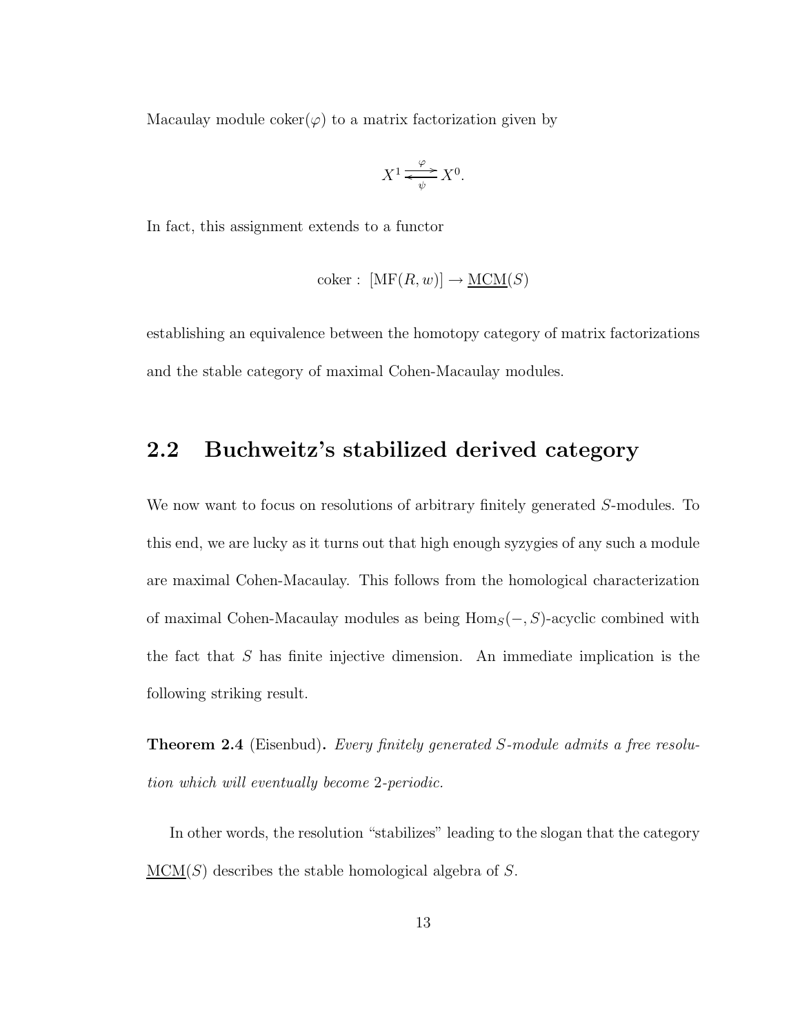Macaulay module $\mathrm{coker}(\varphi)$ to a matrix factorization given by

$$X^1 \underset{\psi}{\overset{\varphi}{\rightleftarrows}} X^0.$$

In fact, this assignment extends to a functor

$$\mathrm{coker}: \ [\mathrm{MF}(R, w)] \to \underline{\mathrm{MCM}}(S)$$

establishing an equivalence between the homotopy category of matrix factorizations and the stable category of maximal Cohen-Macaulay modules.

## 2.2 Buchweitz's stabilized derived category

We now want to focus on resolutions of arbitrary finitely generated $S$-modules. To this end, we are lucky as it turns out that high enough syzygies of any such a module are maximal Cohen-Macaulay. This follows from the homological characterization of maximal Cohen-Macaulay modules as being $\mathrm{Hom}_S(-, S)$-acyclic combined with the fact that $S$ has finite injective dimension. An immediate implication is the following striking result.

**Theorem 2.4** (Eisenbud)**.** *Every finitely generated $S$-module admits a free resolution which will eventually become 2-periodic.*

In other words, the resolution "stabilizes" leading to the slogan that the category $\underline{\mathrm{MCM}}(S)$ describes the stable homological algebra of $S$.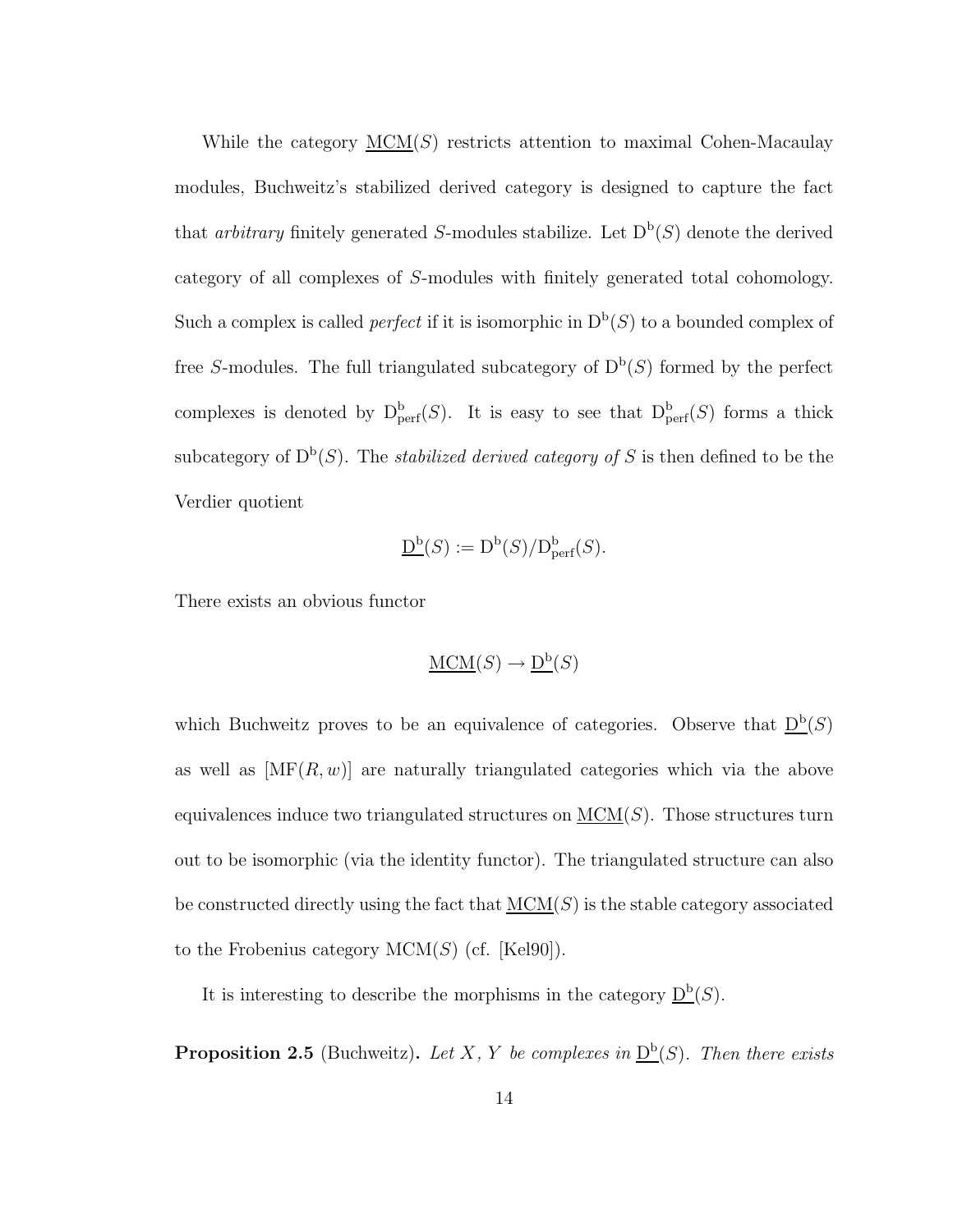While the category $\underline{\mathrm{MCM}}(S)$ restricts attention to maximal Cohen-Macaulay modules, Buchweitz's stabilized derived category is designed to capture the fact that *arbitrary* finitely generated $S$-modules stabilize. Let $\mathrm{D^b}(S)$ denote the derived category of all complexes of $S$-modules with finitely generated total cohomology. Such a complex is called *perfect* if it is isomorphic in $\mathrm{D^b}(S)$ to a bounded complex of free $S$-modules. The full triangulated subcategory of $\mathrm{D^b}(S)$ formed by the perfect complexes is denoted by $\mathrm{D^b_{perf}}(S)$. It is easy to see that $\mathrm{D^b_{perf}}(S)$ forms a thick subcategory of $\mathrm{D^b}(S)$. The *stabilized derived category of* $S$ is then defined to be the Verdier quotient

$$\underline{\mathrm{D}}^{\mathrm{b}}(S) := \mathrm{D^b}(S)/\mathrm{D^b_{perf}}(S).$$

There exists an obvious functor

$$\underline{\mathrm{MCM}}(S) \to \underline{\mathrm{D}}^{\mathrm{b}}(S)$$

which Buchweitz proves to be an equivalence of categories. Observe that $\underline{\mathrm{D}}^{\mathrm{b}}(S)$ as well as $[\mathrm{MF}(R,w)]$ are naturally triangulated categories which via the above equivalences induce two triangulated structures on $\underline{\mathrm{MCM}}(S)$. Those structures turn out to be isomorphic (via the identity functor). The triangulated structure can also be constructed directly using the fact that $\underline{\mathrm{MCM}}(S)$ is the stable category associated to the Frobenius category $\mathrm{MCM}(S)$ (cf. [Kel90]).

It is interesting to describe the morphisms in the category $\underline{\mathrm{D}}^{\mathrm{b}}(S)$.

**Proposition 2.5** (Buchweitz)**.** *Let $X$, $Y$ be complexes in $\underline{\mathrm{D}}^{\mathrm{b}}(S)$. Then there exists*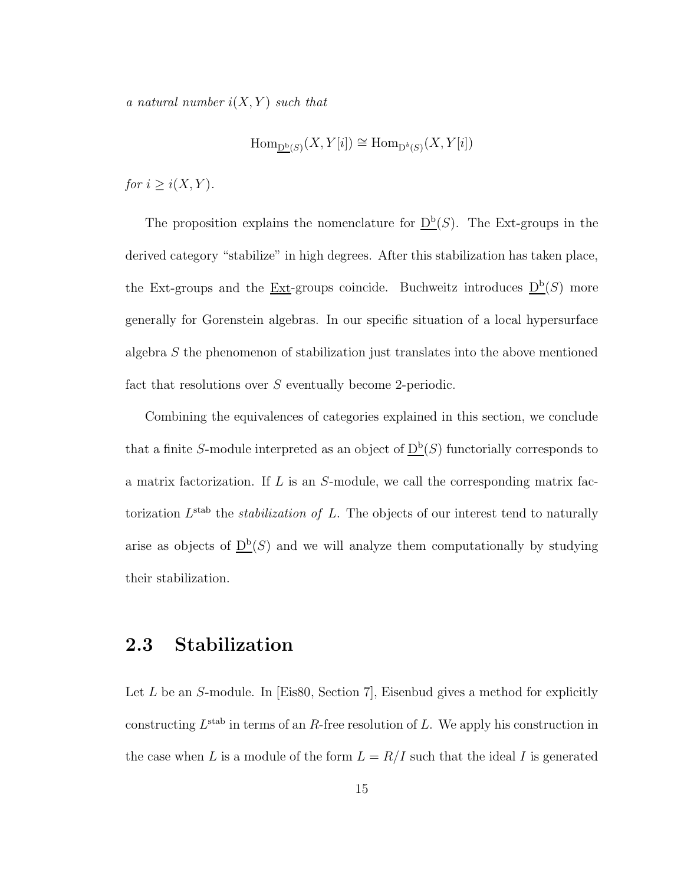*a natural number $i(X,Y)$ such that*

$$\operatorname{Hom}_{\underline{\mathrm{D}^{\mathrm{b}}}(S)}(X, Y[i]) \cong \operatorname{Hom}_{\mathrm{D}^b(S)}(X, Y[i])$$

*for $i \geq i(X,Y)$.*

The proposition explains the nomenclature for $\underline{\mathrm{D}^{\mathrm{b}}}(S)$. The Ext-groups in the derived category "stabilize" in high degrees. After this stabilization has taken place, the Ext-groups and the $\underline{\mathrm{Ext}}$-groups coincide. Buchweitz introduces $\underline{\mathrm{D}^{\mathrm{b}}}(S)$ more generally for Gorenstein algebras. In our specific situation of a local hypersurface algebra $S$ the phenomenon of stabilization just translates into the above mentioned fact that resolutions over $S$ eventually become 2-periodic.

Combining the equivalences of categories explained in this section, we conclude that a finite $S$-module interpreted as an object of $\underline{\mathrm{D}^{\mathrm{b}}}(S)$ functorially corresponds to a matrix factorization. If $L$ is an $S$-module, we call the corresponding matrix factorization $L^{\mathrm{stab}}$ the *stabilization of* $L$. The objects of our interest tend to naturally arise as objects of $\underline{\mathrm{D}^{\mathrm{b}}}(S)$ and we will analyze them computationally by studying their stabilization.

## 2.3 Stabilization

Let $L$ be an $S$-module. In [Eis80, Section 7], Eisenbud gives a method for explicitly constructing $L^{\mathrm{stab}}$ in terms of an $R$-free resolution of $L$. We apply his construction in the case when $L$ is a module of the form $L = R/I$ such that the ideal $I$ is generated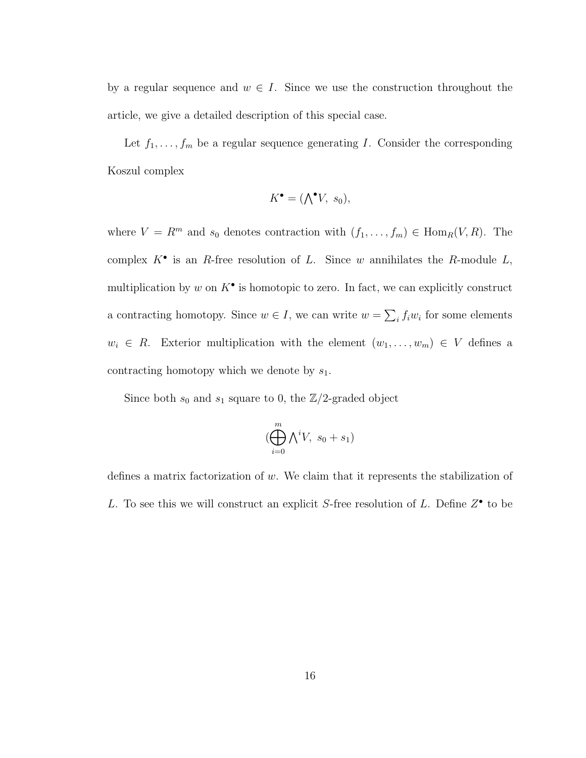by a regular sequence and $w \in I$. Since we use the construction throughout the article, we give a detailed description of this special case.

Let $f_1, \ldots, f_m$ be a regular sequence generating $I$. Consider the corresponding Koszul complex

$$K^\bullet = (\bigwedge\nolimits^\bullet V,\ s_0),$$

where $V = R^m$ and $s_0$ denotes contraction with $(f_1, \ldots, f_m) \in \operatorname{Hom}_R(V, R)$. The complex $K^\bullet$ is an $R$-free resolution of $L$. Since $w$ annihilates the $R$-module $L$, multiplication by $w$ on $K^\bullet$ is homotopic to zero. In fact, we can explicitly construct a contracting homotopy. Since $w \in I$, we can write $w = \sum_i f_i w_i$ for some elements $w_i \in R$. Exterior multiplication with the element $(w_1, \ldots, w_m) \in V$ defines a contracting homotopy which we denote by $s_1$.

Since both $s_0$ and $s_1$ square to 0, the $\mathbb{Z}/2$-graded object

$$(\bigoplus_{i=0}^{m} \bigwedge\nolimits^i V,\ s_0 + s_1)$$

defines a matrix factorization of $w$. We claim that it represents the stabilization of $L$. To see this we will construct an explicit $S$-free resolution of $L$. Define $Z^\bullet$ to be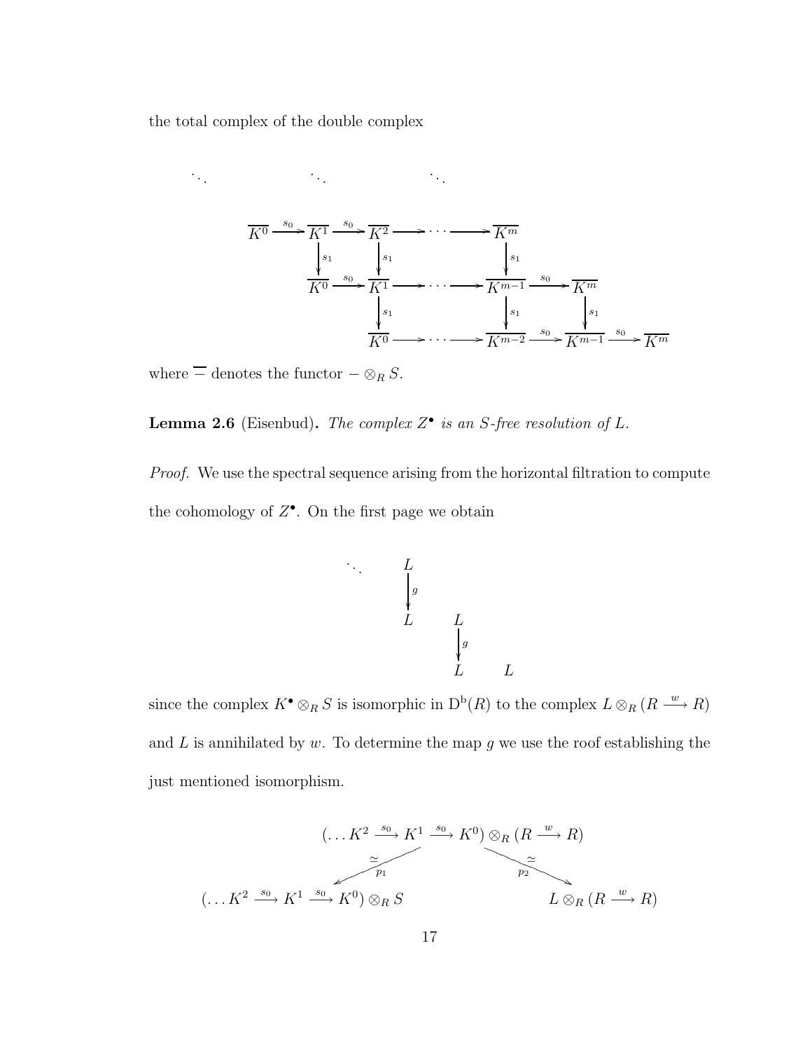the total complex of the double complex

$$
\begin{array}{ccccccccccc}
\ddots & & & & \ddots & & & & \ddots & & \\
\overline{K^0} & \xrightarrow{s_0} & \overline{K^1} & \xrightarrow{s_0} & \overline{K^2} & \longrightarrow \cdots \longrightarrow & \overline{K^m} & & & & \\
& & \Big\downarrow{\scriptstyle s_1} & & \Big\downarrow{\scriptstyle s_1} & & \Big\downarrow{\scriptstyle s_1} & & & & \\
& & \overline{K^0} & \xrightarrow{s_0} & \overline{K^1} & \longrightarrow \cdots \longrightarrow & \overline{K^{m-1}} & \xrightarrow{s_0} & \overline{K^m} & & \\
& & & & \Big\downarrow{\scriptstyle s_1} & & \Big\downarrow{\scriptstyle s_1} & & \Big\downarrow{\scriptstyle s_1} & & \\
& & & & \overline{K^0} & \longrightarrow \cdots \longrightarrow & \overline{K^{m-2}} & \xrightarrow{s_0} & \overline{K^{m-1}} & \xrightarrow{s_0} & \overline{K^m}
\end{array}
$$

where $\overline{\phantom{K}}$ denotes the functor $- \otimes_R S$.

**Lemma 2.6** (Eisenbud)**.** *The complex $Z^\bullet$ is an $S$-free resolution of $L$.*

*Proof.* We use the spectral sequence arising from the horizontal filtration to compute the cohomology of $Z^\bullet$. On the first page we obtain

$$
\begin{array}{ccccc}
\ddots & & L & & \\
& & \Big\downarrow{\scriptstyle g} & & \\
& & L & L & \\
& & & \Big\downarrow{\scriptstyle g} & \\
& & & L & L
\end{array}
$$

since the complex $K^\bullet \otimes_R S$ is isomorphic in $\mathrm{D^b}(R)$ to the complex $L \otimes_R (R \xrightarrow{w} R)$ and $L$ is annihilated by $w$. To determine the map $g$ we use the roof establishing the just mentioned isomorphism.

$$
\begin{array}{ccc}
& (\ldots K^2 \xrightarrow{s_0} K^1 \xrightarrow{s_0} K^0) \otimes_R (R \xrightarrow{w} R) & \\
\swarrow^{\simeq}_{p_1} & & \searrow^{\simeq}_{p_2} \\
(\ldots K^2 \xrightarrow{s_0} K^1 \xrightarrow{s_0} K^0) \otimes_R S & & L \otimes_R (R \xrightarrow{w} R)
\end{array}
$$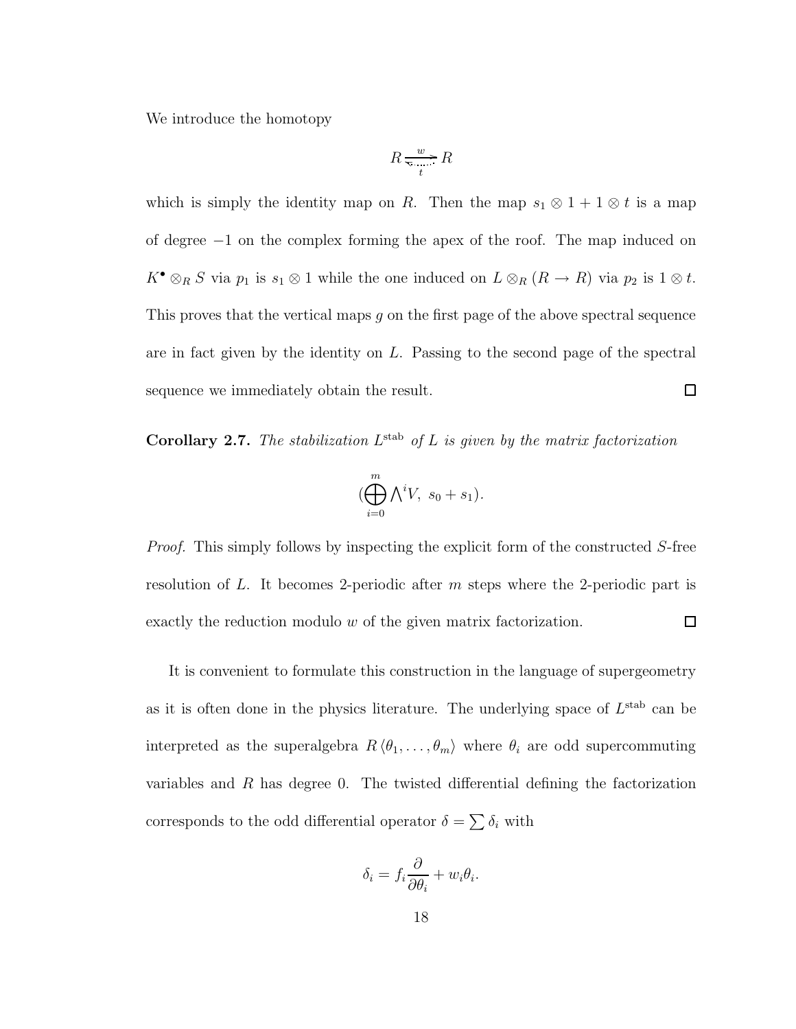We introduce the homotopy

$$R \underset{t}{\overset{w}{\rightleftarrows}} R$$

which is simply the identity map on $R$. Then the map $s_1 \otimes 1 + 1 \otimes t$ is a map of degree $-1$ on the complex forming the apex of the roof. The map induced on $K^\bullet \otimes_R S$ via $p_1$ is $s_1 \otimes 1$ while the one induced on $L \otimes_R (R \to R)$ via $p_2$ is $1 \otimes t$. This proves that the vertical maps $g$ on the first page of the above spectral sequence are in fact given by the identity on $L$. Passing to the second page of the spectral sequence we immediately obtain the result. □

**Corollary 2.7.** *The stabilization $L^{\text{stab}}$ of $L$ is given by the matrix factorization*

$$(\bigoplus_{i=0}^{m} \bigwedge^i V,\ s_0 + s_1).$$

*Proof.* This simply follows by inspecting the explicit form of the constructed $S$-free resolution of $L$. It becomes 2-periodic after $m$ steps where the 2-periodic part is exactly the reduction modulo $w$ of the given matrix factorization. □

It is convenient to formulate this construction in the language of supergeometry as it is often done in the physics literature. The underlying space of $L^{\text{stab}}$ can be interpreted as the superalgebra $R\langle\theta_1, \ldots, \theta_m\rangle$ where $\theta_i$ are odd supercommuting variables and $R$ has degree 0. The twisted differential defining the factorization corresponds to the odd differential operator $\delta = \sum \delta_i$ with

$$\delta_i = f_i \frac{\partial}{\partial \theta_i} + w_i \theta_i.$$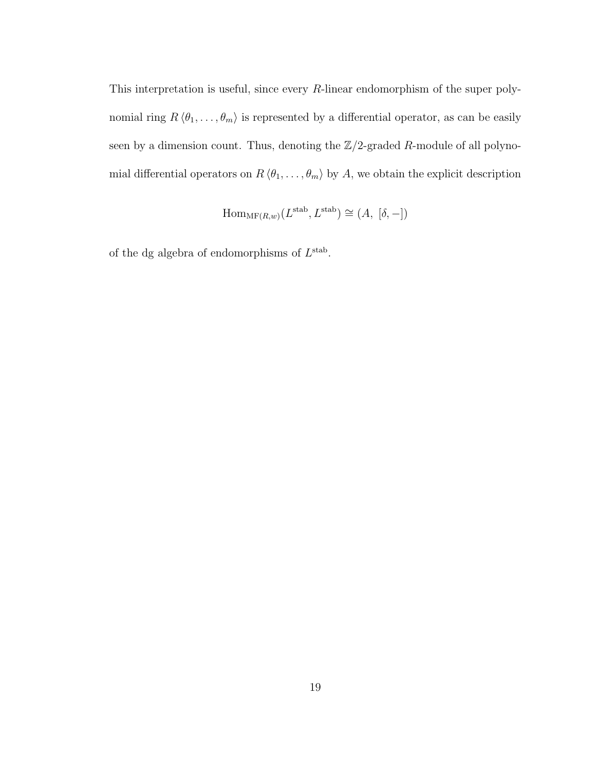This interpretation is useful, since every $R$-linear endomorphism of the super polynomial ring $R\langle\theta_1,\ldots,\theta_m\rangle$ is represented by a differential operator, as can be easily seen by a dimension count. Thus, denoting the $\mathbb{Z}/2$-graded $R$-module of all polynomial differential operators on $R\langle\theta_1,\ldots,\theta_m\rangle$ by $A$, we obtain the explicit description

$$\operatorname{Hom}_{\mathrm{MF}(R,w)}(L^{\mathrm{stab}}, L^{\mathrm{stab}}) \cong (A,\ [\delta,-])$$

of the dg algebra of endomorphisms of $L^{\mathrm{stab}}$.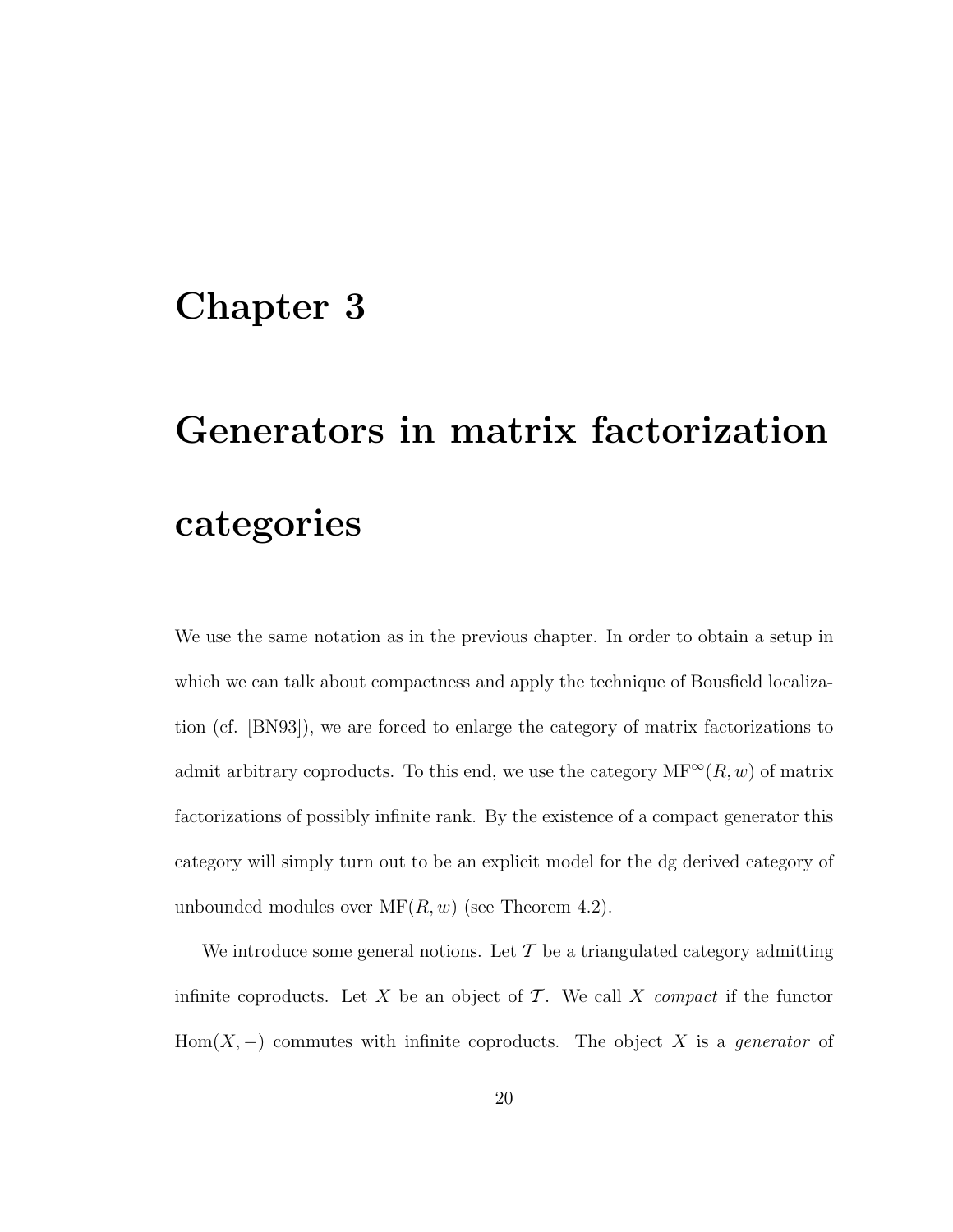# Chapter 3

# Generators in matrix factorization categories

We use the same notation as in the previous chapter. In order to obtain a setup in which we can talk about compactness and apply the technique of Bousfield localization (cf. [BN93]), we are forced to enlarge the category of matrix factorizations to admit arbitrary coproducts. To this end, we use the category $\mathrm{MF}^{\infty}(R, w)$ of matrix factorizations of possibly infinite rank. By the existence of a compact generator this category will simply turn out to be an explicit model for the dg derived category of unbounded modules over $\mathrm{MF}(R, w)$ (see Theorem 4.2).

We introduce some general notions. Let $\mathcal{T}$ be a triangulated category admitting infinite coproducts. Let $X$ be an object of $\mathcal{T}$. We call $X$ *compact* if the functor $\mathrm{Hom}(X, -)$ commutes with infinite coproducts. The object $X$ is a *generator* of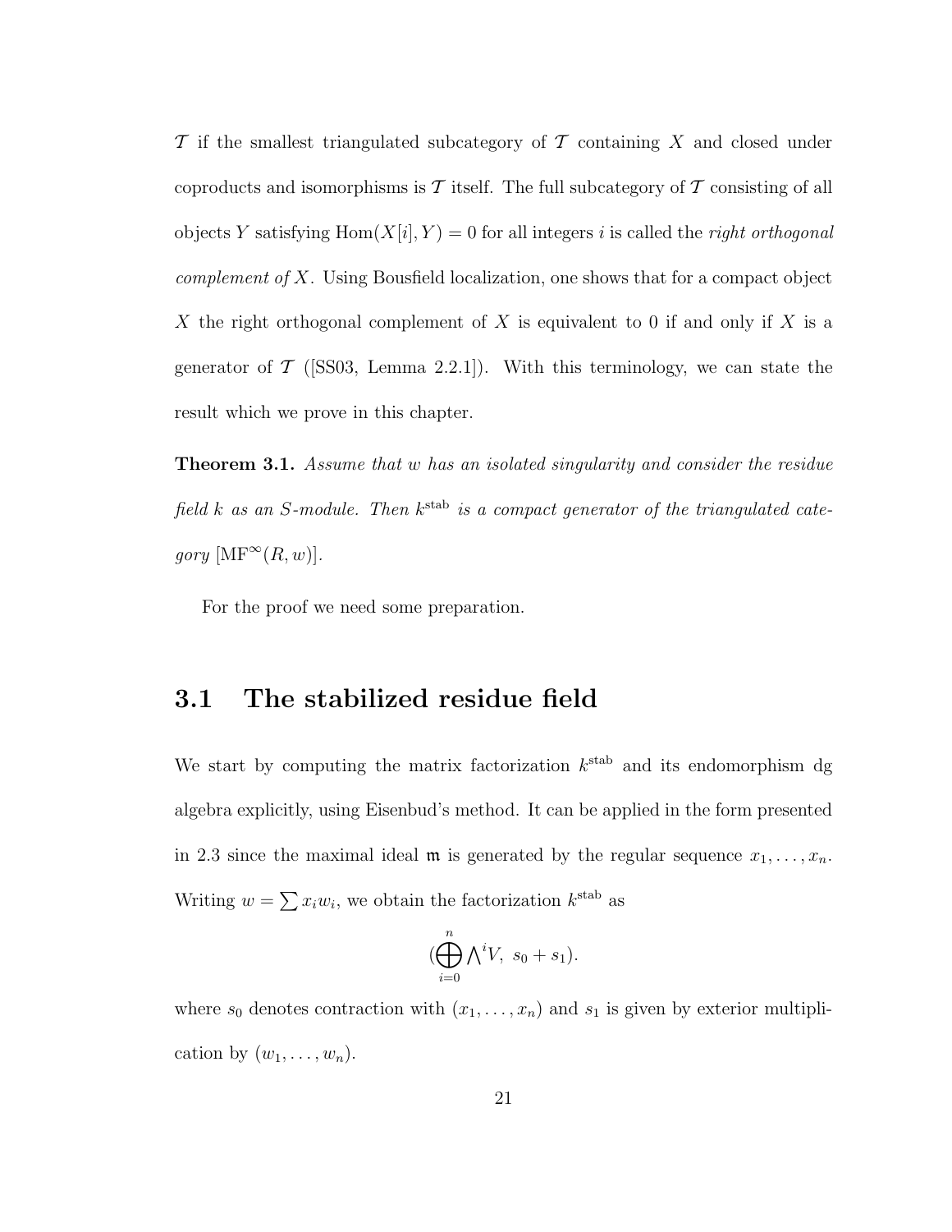$\mathcal{T}$ if the smallest triangulated subcategory of $\mathcal{T}$ containing $X$ and closed under coproducts and isomorphisms is $\mathcal{T}$ itself. The full subcategory of $\mathcal{T}$ consisting of all objects $Y$ satisfying $\operatorname{Hom}(X[i], Y) = 0$ for all integers $i$ is called the *right orthogonal complement of* $X$. Using Bousfield localization, one shows that for a compact object $X$ the right orthogonal complement of $X$ is equivalent to 0 if and only if $X$ is a generator of $\mathcal{T}$ ([SS03, Lemma 2.2.1]). With this terminology, we can state the result which we prove in this chapter.

**Theorem 3.1.** *Assume that $w$ has an isolated singularity and consider the residue field $k$ as an $S$-module. Then $k^{\mathrm{stab}}$ is a compact generator of the triangulated category $[\mathrm{MF}^{\infty}(R, w)]$.*

For the proof we need some preparation.

## 3.1 The stabilized residue field

We start by computing the matrix factorization $k^{\mathrm{stab}}$ and its endomorphism dg algebra explicitly, using Eisenbud's method. It can be applied in the form presented in 2.3 since the maximal ideal $\mathfrak{m}$ is generated by the regular sequence $x_1, \ldots, x_n$. Writing $w = \sum x_i w_i$, we obtain the factorization $k^{\mathrm{stab}}$ as

$$(\bigoplus_{i=0}^{n} \bigwedge{}^{i} V, \ s_0 + s_1).$$

where $s_0$ denotes contraction with $(x_1, \ldots, x_n)$ and $s_1$ is given by exterior multiplication by $(w_1, \ldots, w_n)$.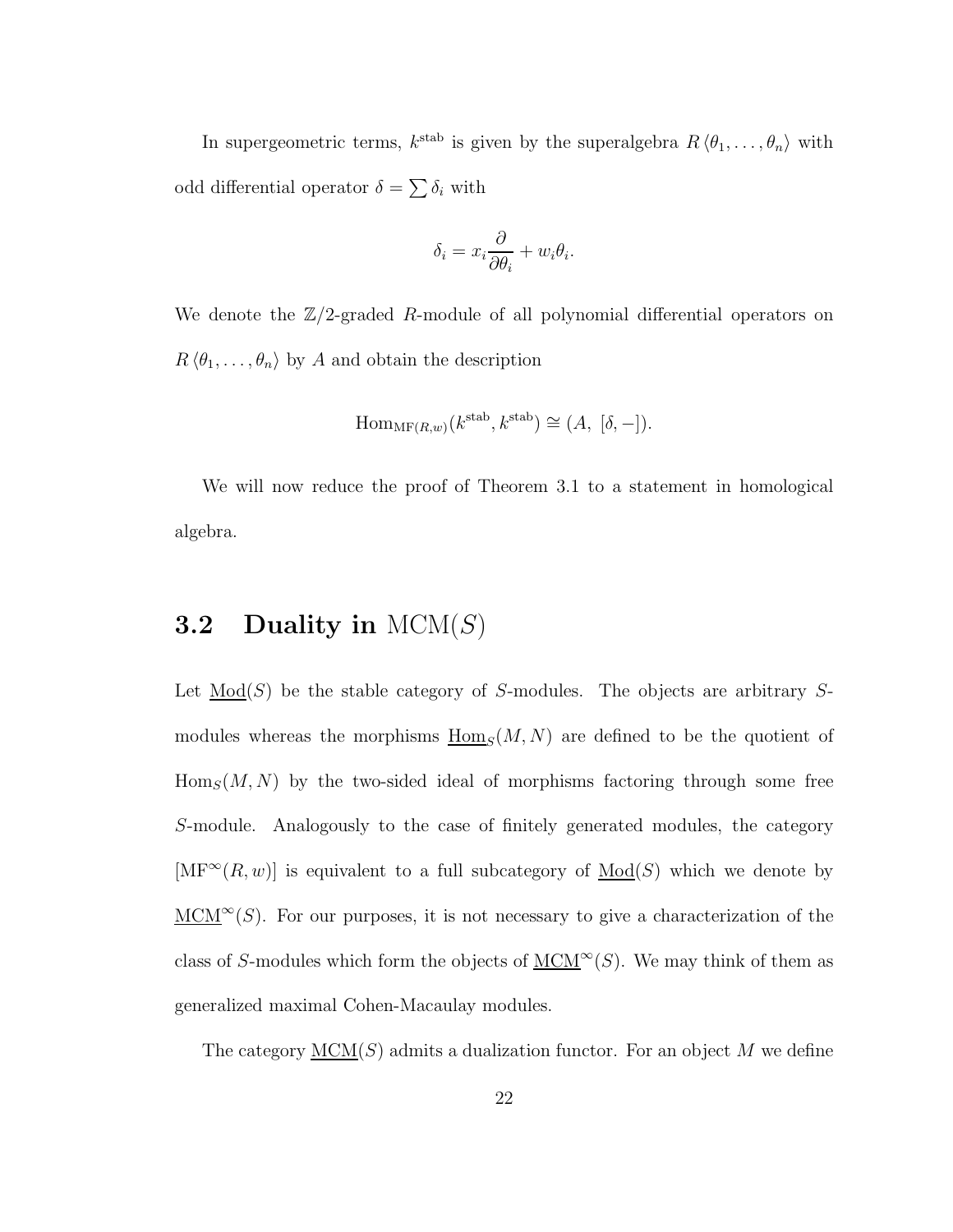In supergeometric terms, $k^{\text{stab}}$ is given by the superalgebra $R\langle\theta_1, \ldots, \theta_n\rangle$ with odd differential operator $\delta = \sum \delta_i$ with

$$\delta_i = x_i \frac{\partial}{\partial \theta_i} + w_i \theta_i.$$

We denote the $\mathbb{Z}/2$-graded $R$-module of all polynomial differential operators on $R\langle\theta_1, \ldots, \theta_n\rangle$ by $A$ and obtain the description

$$\operatorname{Hom}_{\operatorname{MF}(R,w)}(k^{\text{stab}}, k^{\text{stab}}) \cong (A,\ [\delta, -]).$$

We will now reduce the proof of Theorem 3.1 to a statement in homological algebra.

## 3.2 Duality in $\operatorname{MCM}(S)$

Let $\underline{\operatorname{Mod}}(S)$ be the stable category of $S$-modules. The objects are arbitrary $S$-modules whereas the morphisms $\underline{\operatorname{Hom}}_S(M, N)$ are defined to be the quotient of $\operatorname{Hom}_S(M, N)$ by the two-sided ideal of morphisms factoring through some free $S$-module. Analogously to the case of finitely generated modules, the category $[\operatorname{MF}^\infty(R, w)]$ is equivalent to a full subcategory of $\underline{\operatorname{Mod}}(S)$ which we denote by $\underline{\operatorname{MCM}}^\infty(S)$. For our purposes, it is not necessary to give a characterization of the class of $S$-modules which form the objects of $\underline{\operatorname{MCM}}^\infty(S)$. We may think of them as generalized maximal Cohen-Macaulay modules.

The category $\underline{\operatorname{MCM}}(S)$ admits a dualization functor. For an object $M$ we define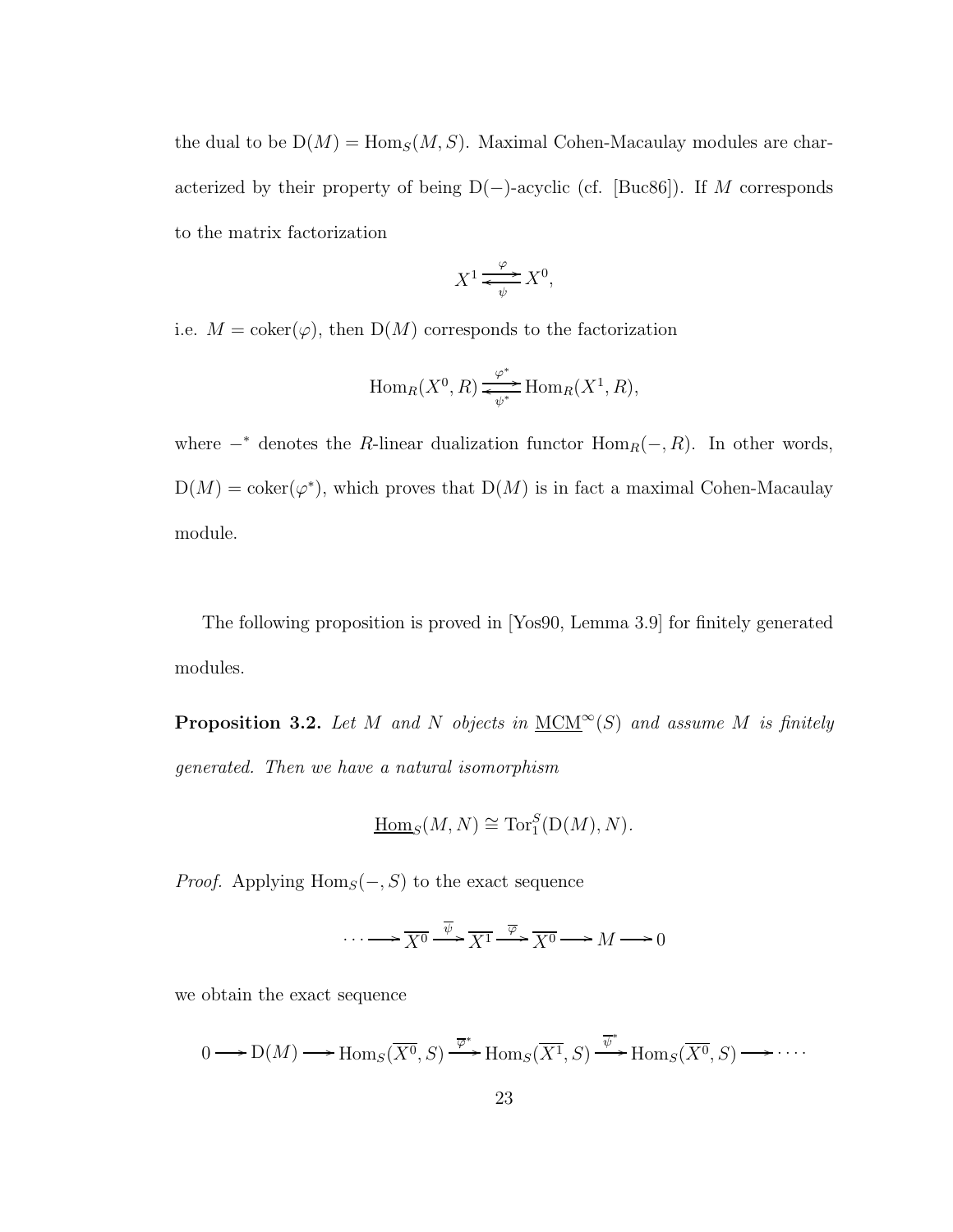the dual to be $\mathrm{D}(M) = \mathrm{Hom}_S(M, S)$. Maximal Cohen-Macaulay modules are characterized by their property of being $\mathrm{D}(-)$-acyclic (cf. [Buc86]). If $M$ corresponds to the matrix factorization

$$X^1 \underset{\psi}{\overset{\varphi}{\rightleftarrows}} X^0,$$

i.e. $M = \mathrm{coker}(\varphi)$, then $\mathrm{D}(M)$ corresponds to the factorization

$$\mathrm{Hom}_R(X^0, R) \underset{\psi^*}{\overset{\varphi^*}{\rightleftarrows}} \mathrm{Hom}_R(X^1, R),$$

where $-^*$ denotes the $R$-linear dualization functor $\mathrm{Hom}_R(-, R)$. In other words, $\mathrm{D}(M) = \mathrm{coker}(\varphi^*)$, which proves that $\mathrm{D}(M)$ is in fact a maximal Cohen-Macaulay module.

The following proposition is proved in [Yos90, Lemma 3.9] for finitely generated modules.

**Proposition 3.2.** *Let $M$ and $N$ objects in $\underline{\mathrm{MCM}}^\infty(S)$ and assume $M$ is finitely generated. Then we have a natural isomorphism*

$$\underline{\mathrm{Hom}}_S(M, N) \cong \mathrm{Tor}_1^S(\mathrm{D}(M), N).$$

*Proof.* Applying $\mathrm{Hom}_S(-, S)$ to the exact sequence

$$\cdots \longrightarrow \overline{X^0} \xrightarrow{\overline{\psi}} \overline{X^1} \xrightarrow{\overline{\varphi}} \overline{X^0} \longrightarrow M \longrightarrow 0$$

we obtain the exact sequence

$$0 \longrightarrow \mathrm{D}(M) \longrightarrow \mathrm{Hom}_S(\overline{X^0}, S) \xrightarrow{\overline{\varphi}^*} \mathrm{Hom}_S(\overline{X^1}, S) \xrightarrow{\overline{\psi}^*} \mathrm{Hom}_S(\overline{X^0}, S) \longrightarrow \cdots.$$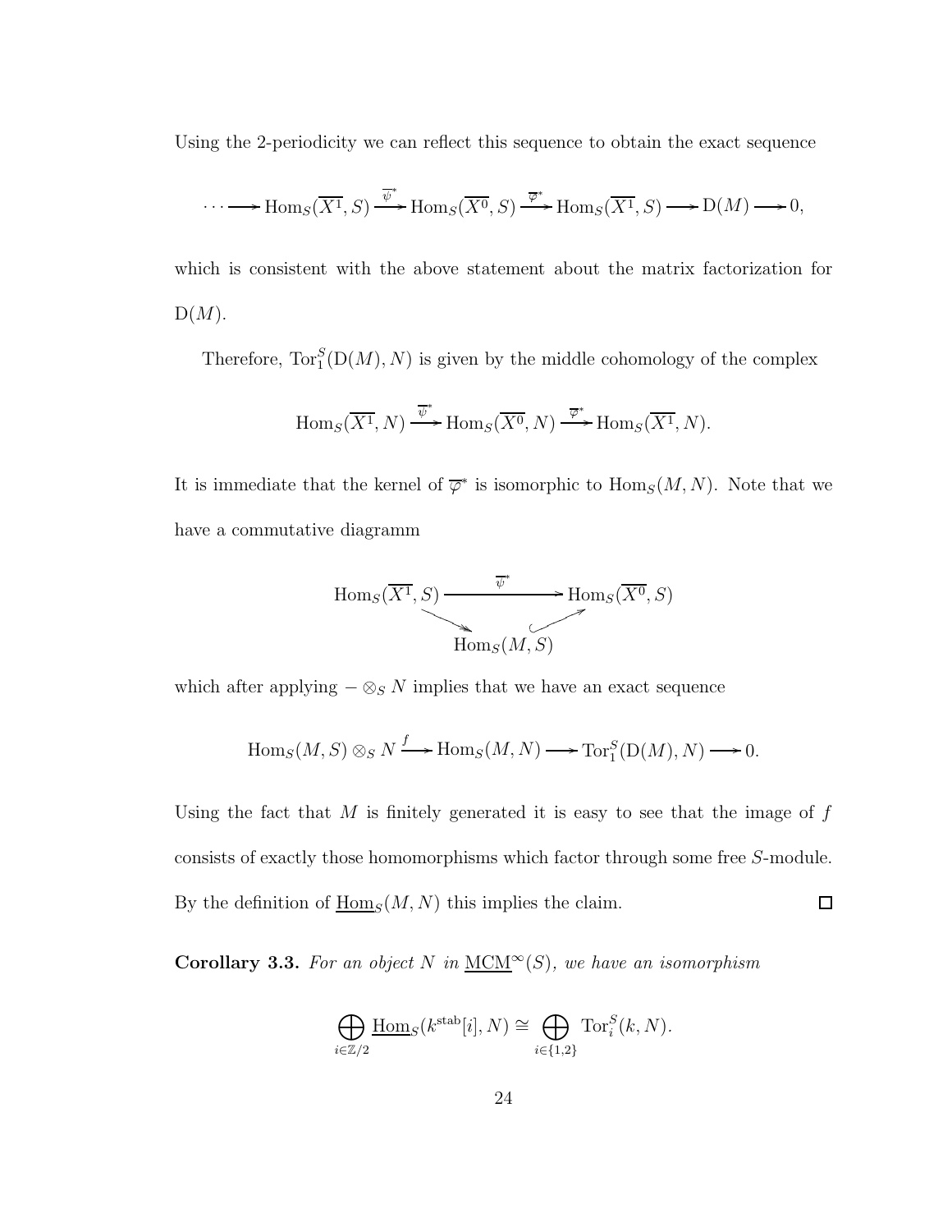Using the 2-periodicity we can reflect this sequence to obtain the exact sequence

$$\cdots \longrightarrow \operatorname{Hom}_S(\overline{X^1}, S) \xrightarrow{\overline{\psi}^*} \operatorname{Hom}_S(\overline{X^0}, S) \xrightarrow{\overline{\varphi}^*} \operatorname{Hom}_S(\overline{X^1}, S) \longrightarrow \mathrm{D}(M) \longrightarrow 0,$$

which is consistent with the above statement about the matrix factorization for $\mathrm{D}(M)$.

Therefore, $\operatorname{Tor}_1^S(\mathrm{D}(M), N)$ is given by the middle cohomology of the complex

$$\operatorname{Hom}_S(\overline{X^1}, N) \xrightarrow{\overline{\psi}^*} \operatorname{Hom}_S(\overline{X^0}, N) \xrightarrow{\overline{\varphi}^*} \operatorname{Hom}_S(\overline{X^1}, N).$$

It is immediate that the kernel of $\overline{\varphi}^*$ is isomorphic to $\operatorname{Hom}_S(M, N)$. Note that we have a commutative diagramm

$$\begin{array}{ccc} \operatorname{Hom}_S(\overline{X^1}, S) & \xrightarrow{\quad \overline{\psi}^* \quad} & \operatorname{Hom}_S(\overline{X^0}, S) \\ & \searrow \qquad \nearrow & \\ & \operatorname{Hom}_S(M, S) & \end{array}$$

which after applying $- \otimes_S N$ implies that we have an exact sequence

$$\operatorname{Hom}_S(M, S) \otimes_S N \xrightarrow{f} \operatorname{Hom}_S(M, N) \longrightarrow \operatorname{Tor}_1^S(\mathrm{D}(M), N) \longrightarrow 0.$$

Using the fact that $M$ is finitely generated it is easy to see that the image of $f$ consists of exactly those homomorphisms which factor through some free $S$-module. By the definition of $\underline{\operatorname{Hom}}_S(M, N)$ this implies the claim. $\square$

**Corollary 3.3.** *For an object $N$ in $\underline{\mathrm{MCM}}^\infty(S)$, we have an isomorphism*

$$\bigoplus_{i \in \mathbb{Z}/2} \underline{\operatorname{Hom}}_S(k^{\mathrm{stab}}[i], N) \cong \bigoplus_{i \in \{1,2\}} \operatorname{Tor}_i^S(k, N).$$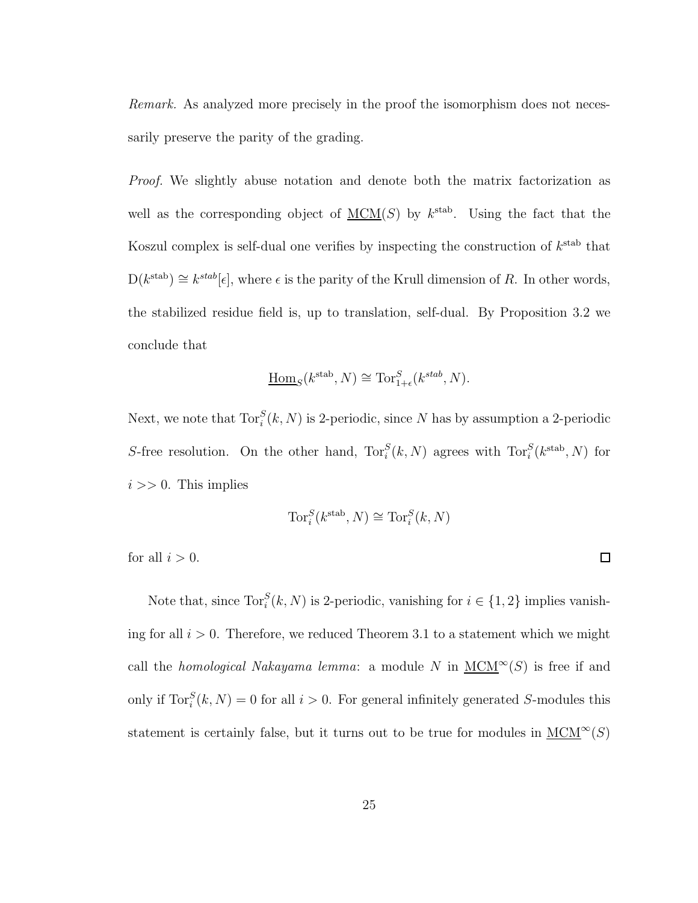*Remark.* As analyzed more precisely in the proof the isomorphism does not necessarily preserve the parity of the grading.

*Proof.* We slightly abuse notation and denote both the matrix factorization as well as the corresponding object of $\underline{\mathrm{MCM}}(S)$ by $k^{\mathrm{stab}}$. Using the fact that the Koszul complex is self-dual one verifies by inspecting the construction of $k^{\mathrm{stab}}$ that $\mathrm{D}(k^{\mathrm{stab}}) \cong k^{stab}[\epsilon]$, where $\epsilon$ is the parity of the Krull dimension of $R$. In other words, the stabilized residue field is, up to translation, self-dual. By Proposition 3.2 we conclude that

$$\underline{\mathrm{Hom}}_S(k^{\mathrm{stab}}, N) \cong \mathrm{Tor}^S_{1+\epsilon}(k^{stab}, N).$$

Next, we note that $\mathrm{Tor}^S_i(k, N)$ is 2-periodic, since $N$ has by assumption a 2-periodic $S$-free resolution. On the other hand, $\mathrm{Tor}^S_i(k, N)$ agrees with $\mathrm{Tor}^S_i(k^{\mathrm{stab}}, N)$ for $i >> 0$. This implies

$$\mathrm{Tor}^S_i(k^{\mathrm{stab}}, N) \cong \mathrm{Tor}^S_i(k, N)$$

for all $i > 0$. □

Note that, since $\mathrm{Tor}^S_i(k, N)$ is 2-periodic, vanishing for $i \in \{1, 2\}$ implies vanishing for all $i > 0$. Therefore, we reduced Theorem 3.1 to a statement which we might call the *homological Nakayama lemma*: a module $N$ in $\underline{\mathrm{MCM}}^\infty(S)$ is free if and only if $\mathrm{Tor}^S_i(k, N) = 0$ for all $i > 0$. For general infinitely generated $S$-modules this statement is certainly false, but it turns out to be true for modules in $\underline{\mathrm{MCM}}^\infty(S)$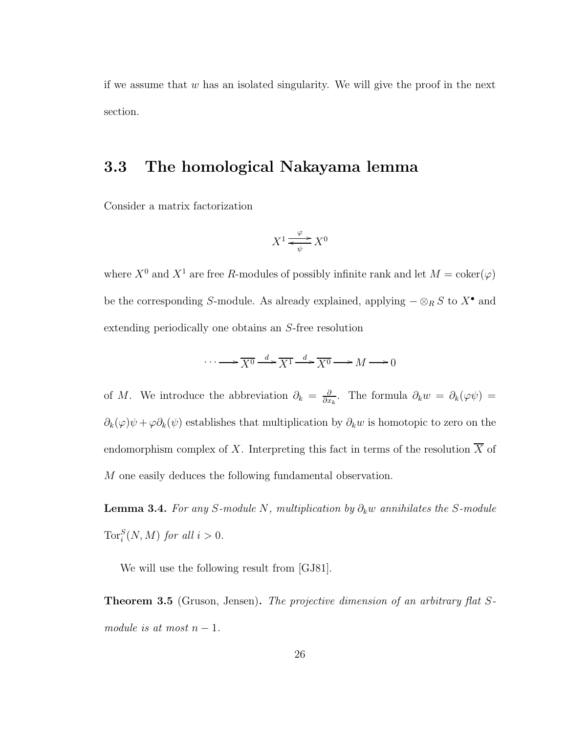if we assume that $w$ has an isolated singularity. We will give the proof in the next section.

## 3.3 The homological Nakayama lemma

Consider a matrix factorization

$$X^1 \underset{\psi}{\overset{\varphi}{\rightleftarrows}} X^0$$

where $X^0$ and $X^1$ are free $R$-modules of possibly infinite rank and let $M = \operatorname{coker}(\varphi)$ be the corresponding $S$-module. As already explained, applying $- \otimes_R S$ to $X^\bullet$ and extending periodically one obtains an $S$-free resolution

$$\cdots \longrightarrow \overline{X^0} \xrightarrow{d} \overline{X^1} \xrightarrow{d} \overline{X^0} \longrightarrow M \longrightarrow 0$$

of $M$. We introduce the abbreviation $\partial_k = \frac{\partial}{\partial x_k}$. The formula $\partial_k w = \partial_k(\varphi\psi) = \partial_k(\varphi)\psi + \varphi\partial_k(\psi)$ establishes that multiplication by $\partial_k w$ is homotopic to zero on the endomorphism complex of $X$. Interpreting this fact in terms of the resolution $\overline{X}$ of $M$ one easily deduces the following fundamental observation.

**Lemma 3.4.** *For any $S$-module $N$, multiplication by $\partial_k w$ annihilates the $S$-module $\operatorname{Tor}_i^S(N, M)$ for all $i > 0$.*

We will use the following result from [GJ81].

**Theorem 3.5** (Gruson, Jensen)**.** *The projective dimension of an arbitrary flat $S$-module is at most $n - 1$.*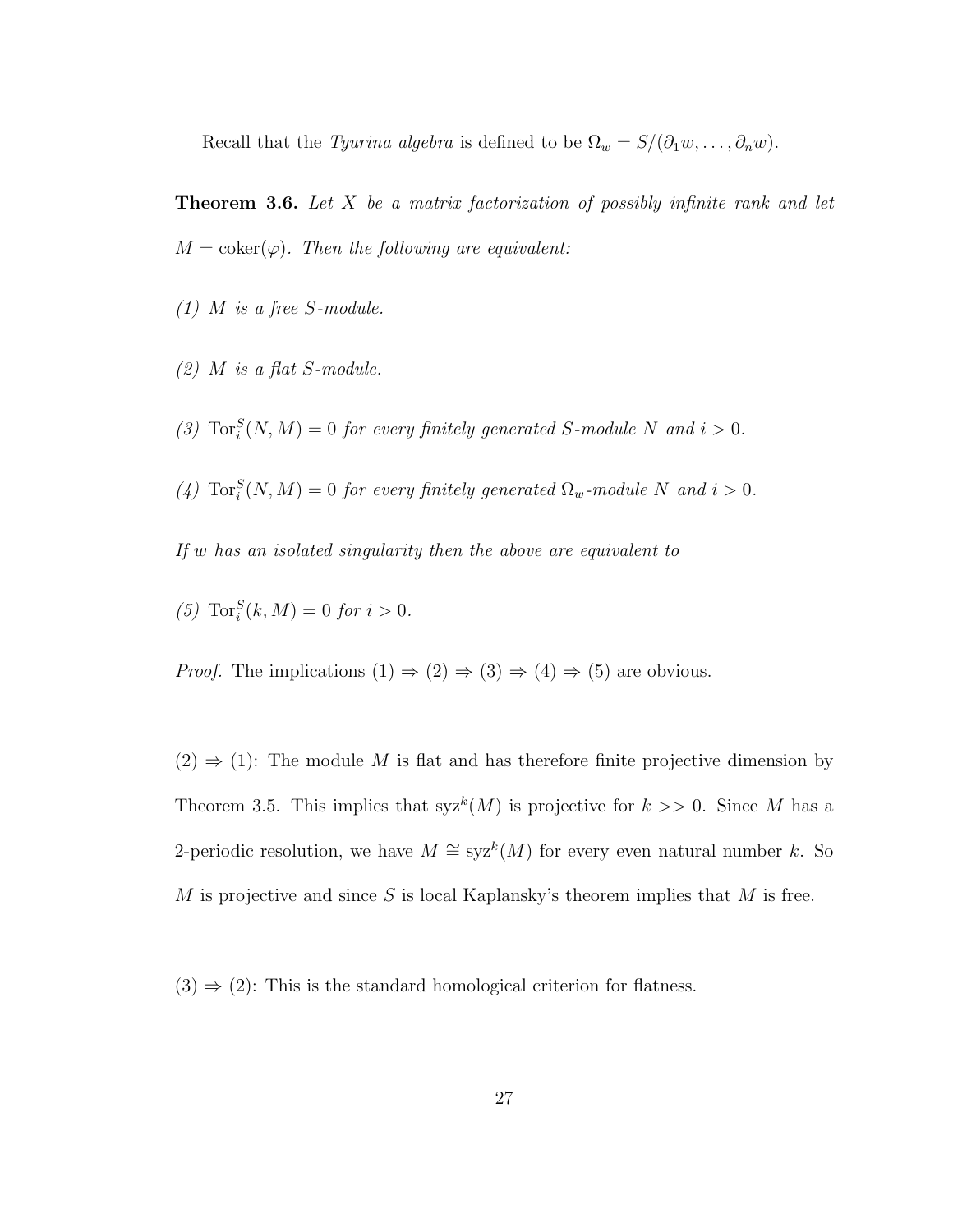Recall that the *Tyurina algebra* is defined to be $\Omega_w = S/(\partial_1 w, \dots, \partial_n w)$.

**Theorem 3.6.** *Let $X$ be a matrix factorization of possibly infinite rank and let $M = \operatorname{coker}(\varphi)$. Then the following are equivalent:*

*(1) $M$ is a free $S$-module.*

*(2) $M$ is a flat $S$-module.*

*(3) $\operatorname{Tor}_i^S(N, M) = 0$ for every finitely generated $S$-module $N$ and $i > 0$.*

*(4) $\operatorname{Tor}_i^S(N, M) = 0$ for every finitely generated $\Omega_w$-module $N$ and $i > 0$.*

*If $w$ has an isolated singularity then the above are equivalent to*

*(5) $\operatorname{Tor}_i^S(k, M) = 0$ for $i > 0$.*

*Proof.* The implications (1) $\Rightarrow$ (2) $\Rightarrow$ (3) $\Rightarrow$ (4) $\Rightarrow$ (5) are obvious.

(2) $\Rightarrow$ (1): The module $M$ is flat and has therefore finite projective dimension by Theorem 3.5. This implies that $\operatorname{syz}^k(M)$ is projective for $k >> 0$. Since $M$ has a 2-periodic resolution, we have $M \cong \operatorname{syz}^k(M)$ for every even natural number $k$. So $M$ is projective and since $S$ is local Kaplansky's theorem implies that $M$ is free.

(3) $\Rightarrow$ (2): This is the standard homological criterion for flatness.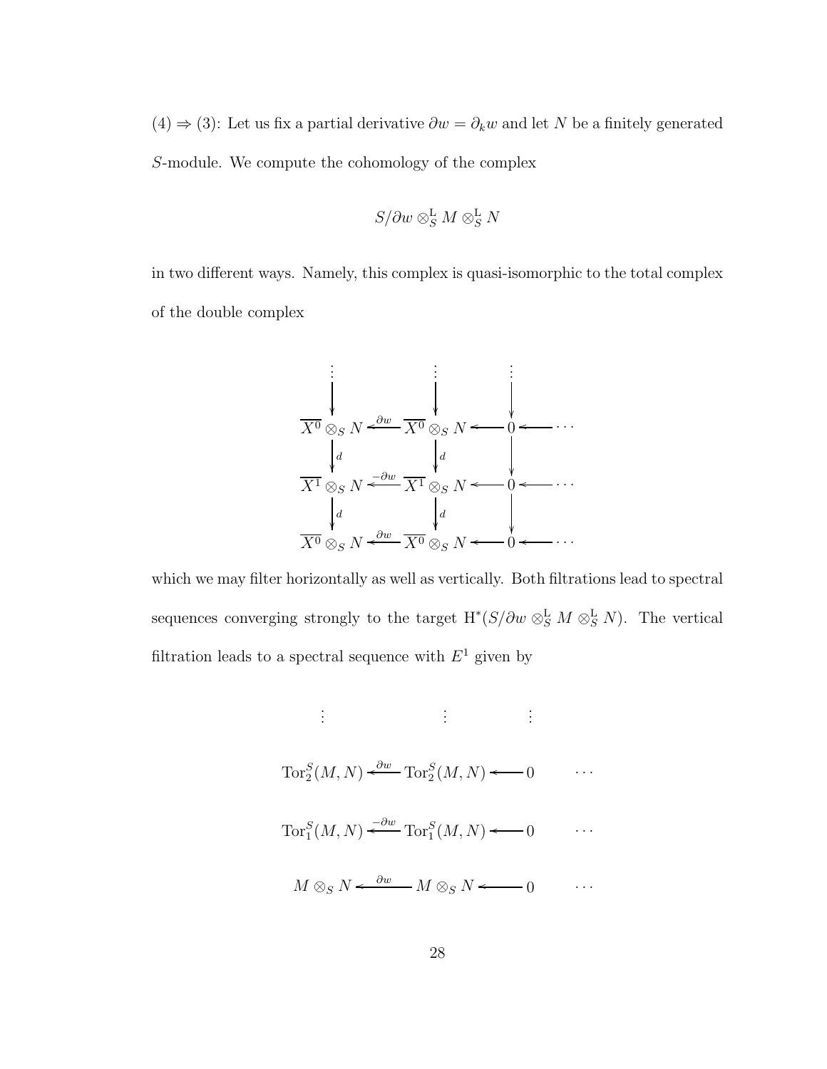$(4) \Rightarrow (3)$: Let us fix a partial derivative $\partial w = \partial_k w$ and let $N$ be a finitely generated $S$-module. We compute the cohomology of the complex

$$S/\partial w \otimes^{\mathrm{L}}_S M \otimes^{\mathrm{L}}_S N$$

in two different ways. Namely, this complex is quasi-isomorphic to the total complex of the double complex

$$\begin{array}{ccccccc}
\vdots & & \vdots & & \vdots & & \\
\downarrow & & \downarrow & & \downarrow & & \\
\overline{X^0} \otimes_S N & \xleftarrow{\partial w} & \overline{X^0} \otimes_S N & \longleftarrow & 0 & \longleftarrow & \cdots \\
\downarrow d & & \downarrow d & & \downarrow & & \\
\overline{X^1} \otimes_S N & \xleftarrow{-\partial w} & \overline{X^1} \otimes_S N & \longleftarrow & 0 & \longleftarrow & \cdots \\
\downarrow d & & \downarrow d & & \downarrow & & \\
\overline{X^0} \otimes_S N & \xleftarrow{\partial w} & \overline{X^0} \otimes_S N & \longleftarrow & 0 & \longleftarrow & \cdots
\end{array}$$

which we may filter horizontally as well as vertically. Both filtrations lead to spectral sequences converging strongly to the target $\mathrm{H}^*(S/\partial w \otimes^{\mathrm{L}}_S M \otimes^{\mathrm{L}}_S N)$. The vertical filtration leads to a spectral sequence with $E^1$ given by

$$\begin{array}{ccccccc}
\vdots & & \vdots & & \vdots & & \\
\mathrm{Tor}_2^S(M,N) & \xleftarrow{\partial w} & \mathrm{Tor}_2^S(M,N) & \longleftarrow & 0 & & \cdots \\
\mathrm{Tor}_1^S(M,N) & \xleftarrow{-\partial w} & \mathrm{Tor}_1^S(M,N) & \longleftarrow & 0 & & \cdots \\
M \otimes_S N & \xleftarrow{\partial w} & M \otimes_S N & \longleftarrow & 0 & & \cdots
\end{array}$$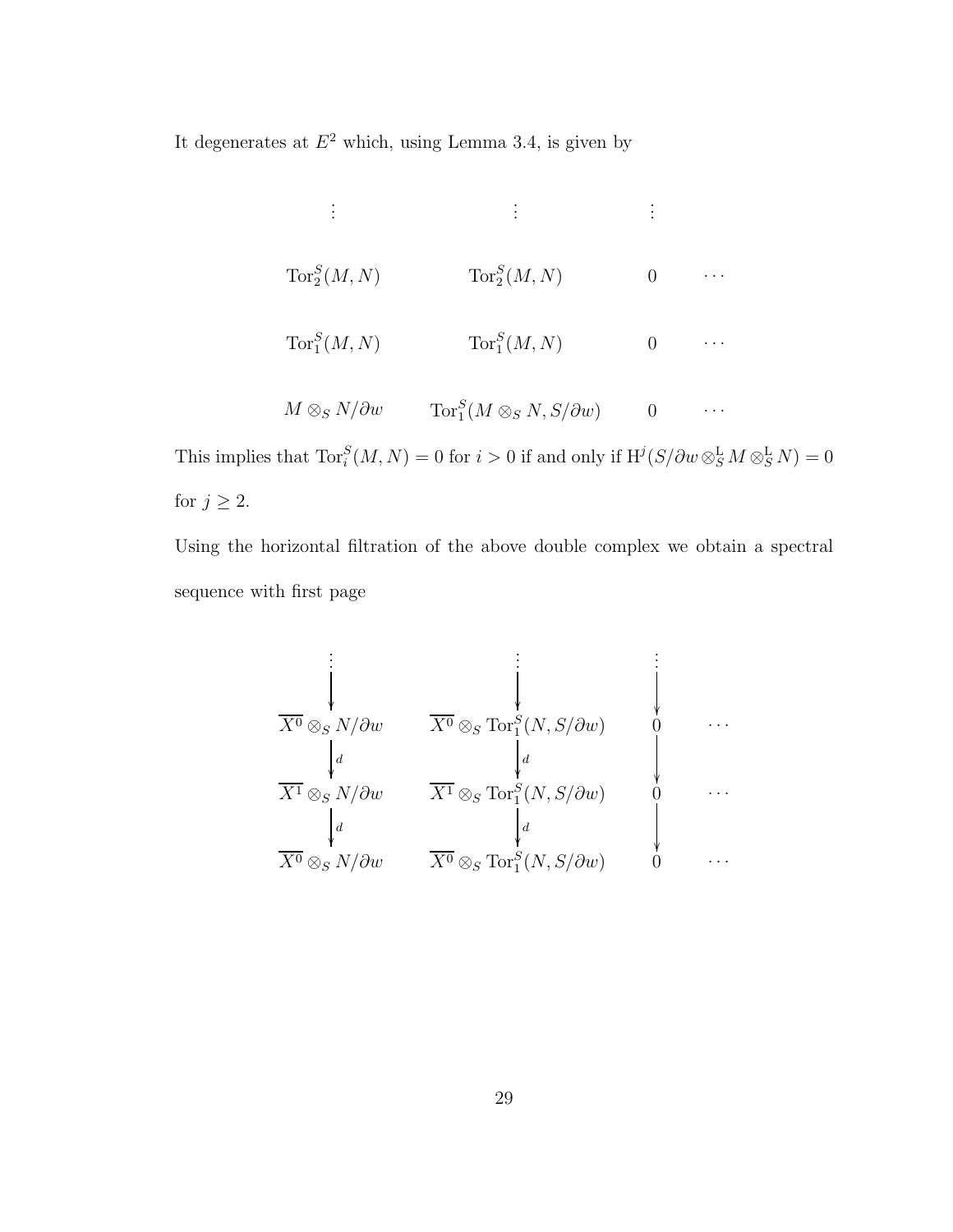It degenerates at $E^2$ which, using Lemma 3.4, is given by

$$
\begin{array}{cccc}
\vdots & \vdots & \vdots & \\
\mathrm{Tor}_2^S(M,N) & \mathrm{Tor}_2^S(M,N) & 0 & \cdots \\
\mathrm{Tor}_1^S(M,N) & \mathrm{Tor}_1^S(M,N) & 0 & \cdots \\
M \otimes_S N/\partial w & \mathrm{Tor}_1^S(M \otimes_S N, S/\partial w) & 0 & \cdots
\end{array}
$$

This implies that $\mathrm{Tor}_i^S(M,N) = 0$ for $i > 0$ if and only if $\mathrm{H}^j(S/\partial w \otimes_S^{\mathrm{L}} M \otimes_S^{\mathrm{L}} N) = 0$ for $j \geq 2$.

Using the horizontal filtration of the above double complex we obtain a spectral sequence with first page

$$
\begin{array}{cccc}
\vdots & \vdots & \vdots & \\
\downarrow & \downarrow & \downarrow & \\
\overline{X^0} \otimes_S N/\partial w & \overline{X^0} \otimes_S \mathrm{Tor}_1^S(N, S/\partial w) & 0 & \cdots \\
\downarrow{\scriptstyle d} & \downarrow{\scriptstyle d} & \downarrow & \\
\overline{X^1} \otimes_S N/\partial w & \overline{X^1} \otimes_S \mathrm{Tor}_1^S(N, S/\partial w) & 0 & \cdots \\
\downarrow{\scriptstyle d} & \downarrow{\scriptstyle d} & \downarrow & \\
\overline{X^0} \otimes_S N/\partial w & \overline{X^0} \otimes_S \mathrm{Tor}_1^S(N, S/\partial w) & 0 & \cdots
\end{array}
$$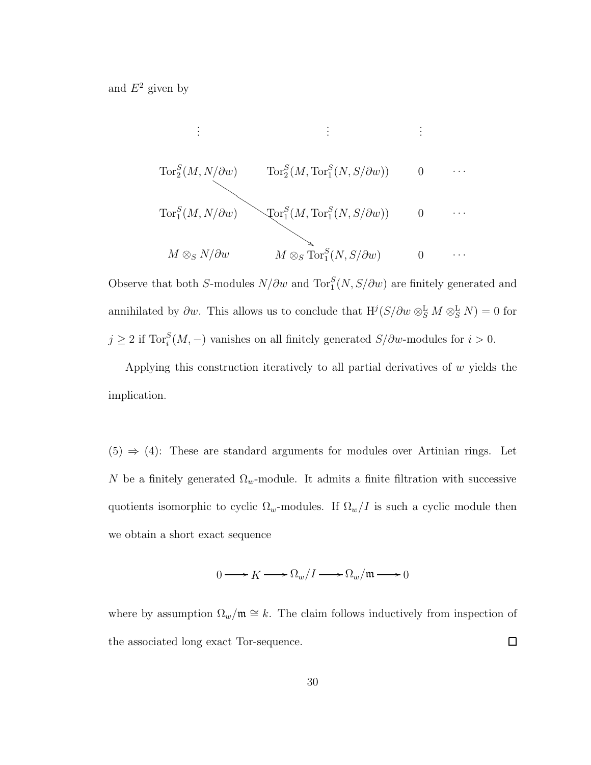and $E^2$ given by

$$
\begin{array}{cccc}
\vdots & \vdots & \vdots & \\
\mathrm{Tor}_2^S(M, N/\partial w) & \mathrm{Tor}_2^S(M, \mathrm{Tor}_1^S(N, S/\partial w)) & 0 & \cdots \\
\mathrm{Tor}_1^S(M, N/\partial w) & \mathrm{Tor}_1^S(M, \mathrm{Tor}_1^S(N, S/\partial w)) & 0 & \cdots \\
M \otimes_S N/\partial w & M \otimes_S \mathrm{Tor}_1^S(N, S/\partial w) & 0 & \cdots
\end{array}
$$

Observe that both $S$-modules $N/\partial w$ and $\mathrm{Tor}_1^S(N, S/\partial w)$ are finitely generated and annihilated by $\partial w$. This allows us to conclude that $\mathrm{H}^j(S/\partial w \otimes_S^{\mathrm{L}} M \otimes_S^{\mathrm{L}} N) = 0$ for $j \geq 2$ if $\mathrm{Tor}_i^S(M, -)$ vanishes on all finitely generated $S/\partial w$-modules for $i > 0$.

Applying this construction iteratively to all partial derivatives of $w$ yields the implication.

(5) $\Rightarrow$ (4): These are standard arguments for modules over Artinian rings. Let $N$ be a finitely generated $\Omega_w$-module. It admits a finite filtration with successive quotients isomorphic to cyclic $\Omega_w$-modules. If $\Omega_w/I$ is such a cyclic module then we obtain a short exact sequence

$$0 \longrightarrow K \longrightarrow \Omega_w/I \longrightarrow \Omega_w/\mathfrak{m} \longrightarrow 0$$

where by assumption $\Omega_w/\mathfrak{m} \cong k$. The claim follows inductively from inspection of the associated long exact Tor-sequence. $\square$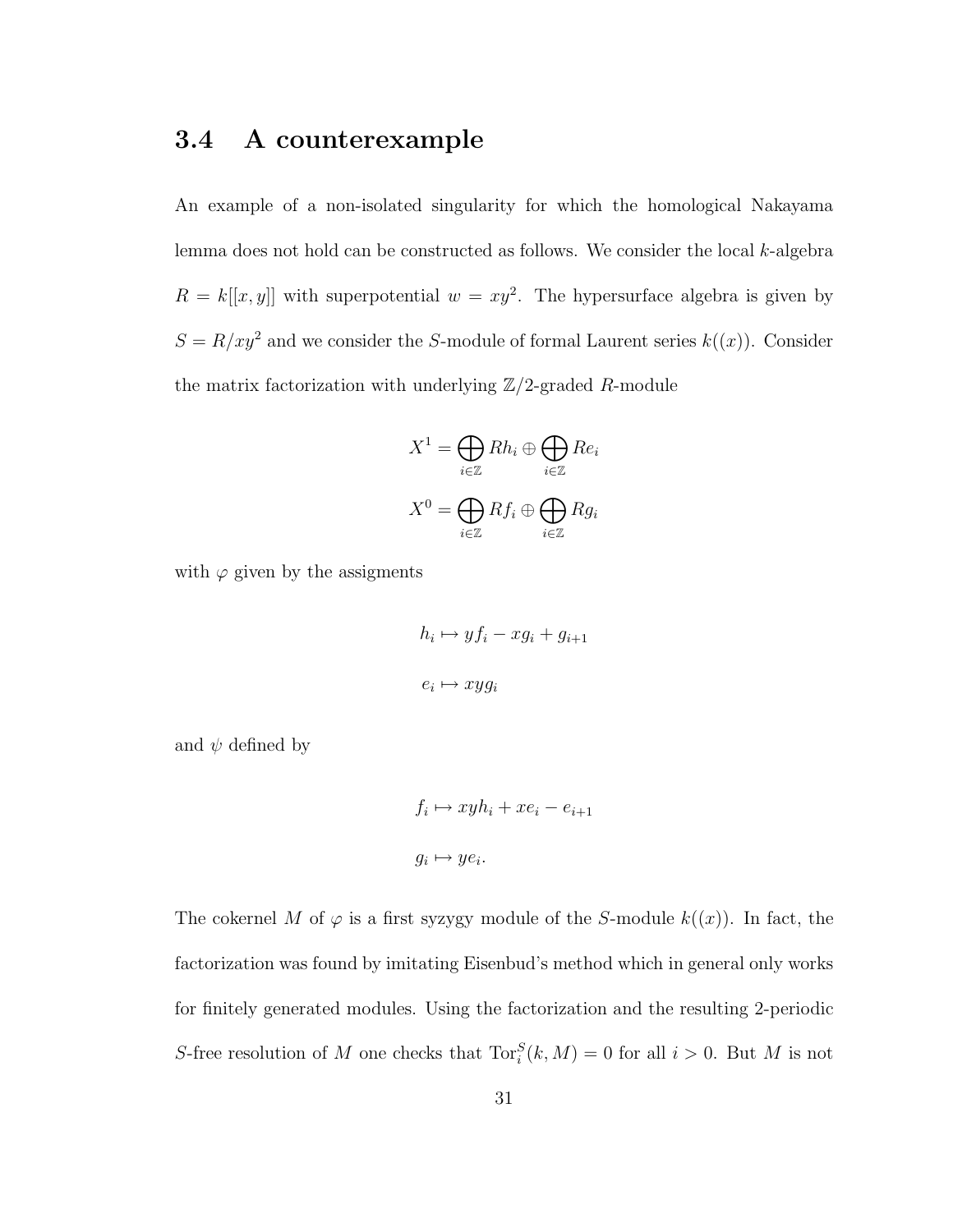## 3.4 A counterexample

An example of a non-isolated singularity for which the homological Nakayama lemma does not hold can be constructed as follows. We consider the local $k$-algebra $R = k[[x, y]]$ with superpotential $w = xy^2$. The hypersurface algebra is given by $S = R/xy^2$ and we consider the $S$-module of formal Laurent series $k((x))$. Consider the matrix factorization with underlying $\mathbb{Z}/2$-graded $R$-module

$$X^1 = \bigoplus_{i \in \mathbb{Z}} Rh_i \oplus \bigoplus_{i \in \mathbb{Z}} Re_i$$

$$X^0 = \bigoplus_{i \in \mathbb{Z}} Rf_i \oplus \bigoplus_{i \in \mathbb{Z}} Rg_i$$

with $\varphi$ given by the assigments

$$h_i \mapsto yf_i - xg_i + g_{i+1}$$

$$e_i \mapsto xyg_i$$

and $\psi$ defined by

$$f_i \mapsto xyh_i + xe_i - e_{i+1}$$

$$g_i \mapsto ye_i.$$

The cokernel $M$ of $\varphi$ is a first syzygy module of the $S$-module $k((x))$. In fact, the factorization was found by imitating Eisenbud's method which in general only works for finitely generated modules. Using the factorization and the resulting 2-periodic $S$-free resolution of $M$ one checks that $\operatorname{Tor}_i^S(k, M) = 0$ for all $i > 0$. But $M$ is not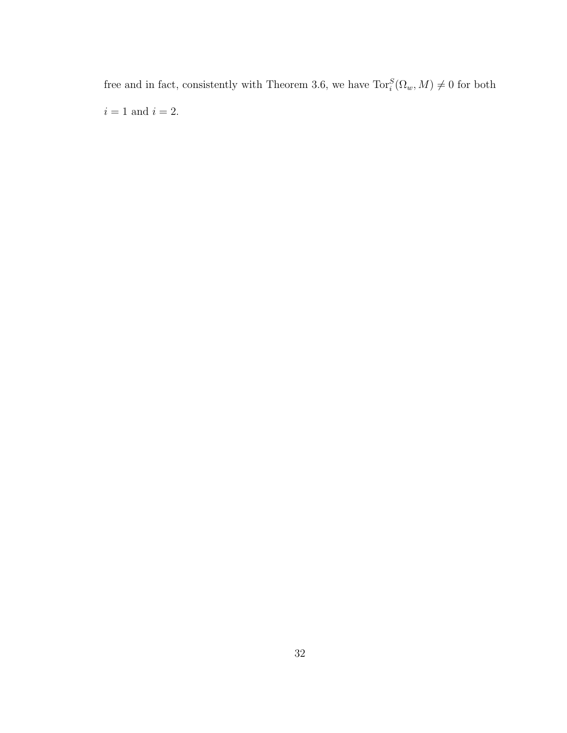free and in fact, consistently with Theorem 3.6, we have $\operatorname{Tor}_i^S(\Omega_w, M) \neq 0$ for both $i = 1$ and $i = 2$.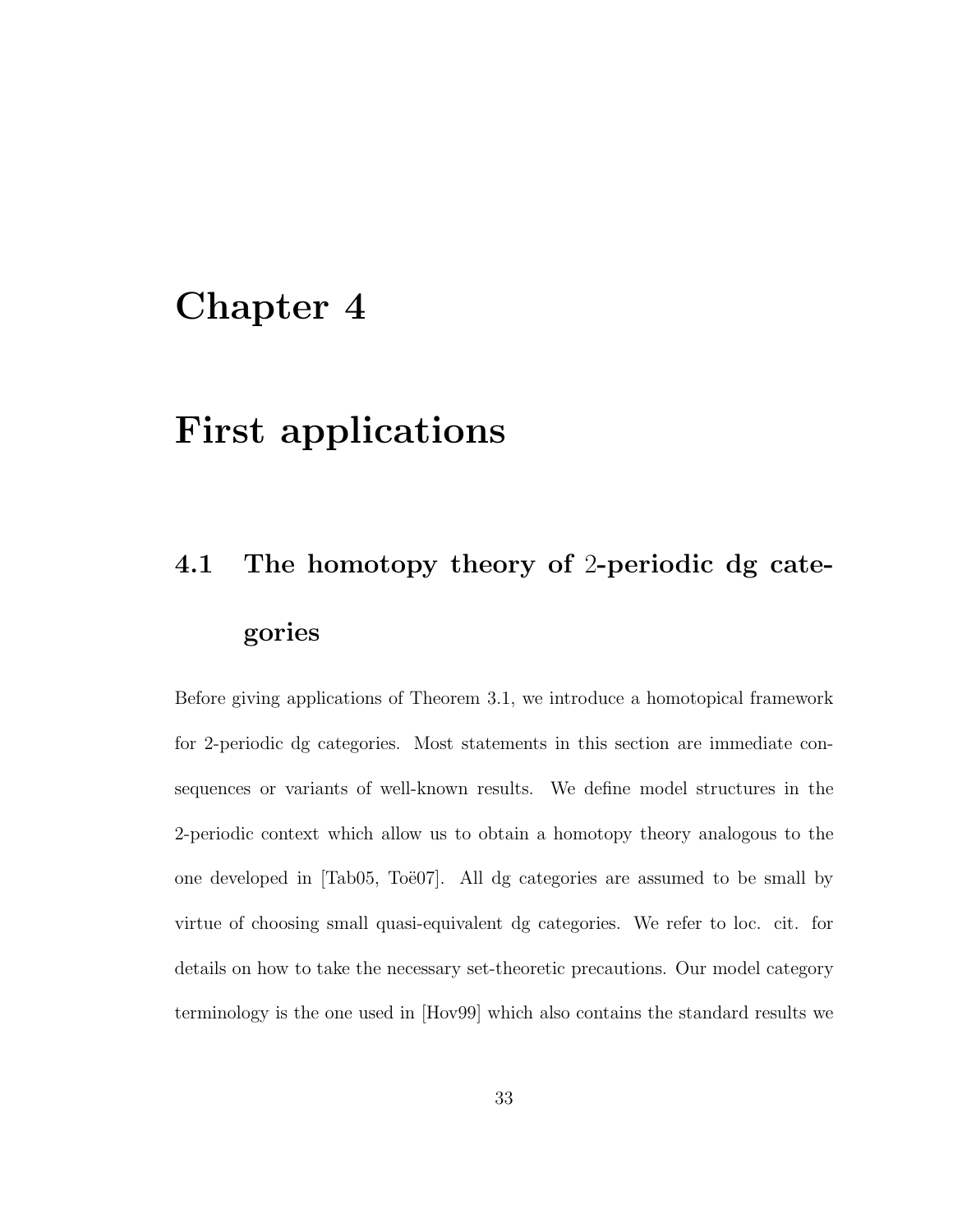# Chapter 4

# First applications

## 4.1 The homotopy theory of 2-periodic dg categories

Before giving applications of Theorem 3.1, we introduce a homotopical framework for 2-periodic dg categories. Most statements in this section are immediate consequences or variants of well-known results. We define model structures in the 2-periodic context which allow us to obtain a homotopy theory analogous to the one developed in [Tab05, Toë07]. All dg categories are assumed to be small by virtue of choosing small quasi-equivalent dg categories. We refer to loc. cit. for details on how to take the necessary set-theoretic precautions. Our model category terminology is the one used in [Hov99] which also contains the standard results we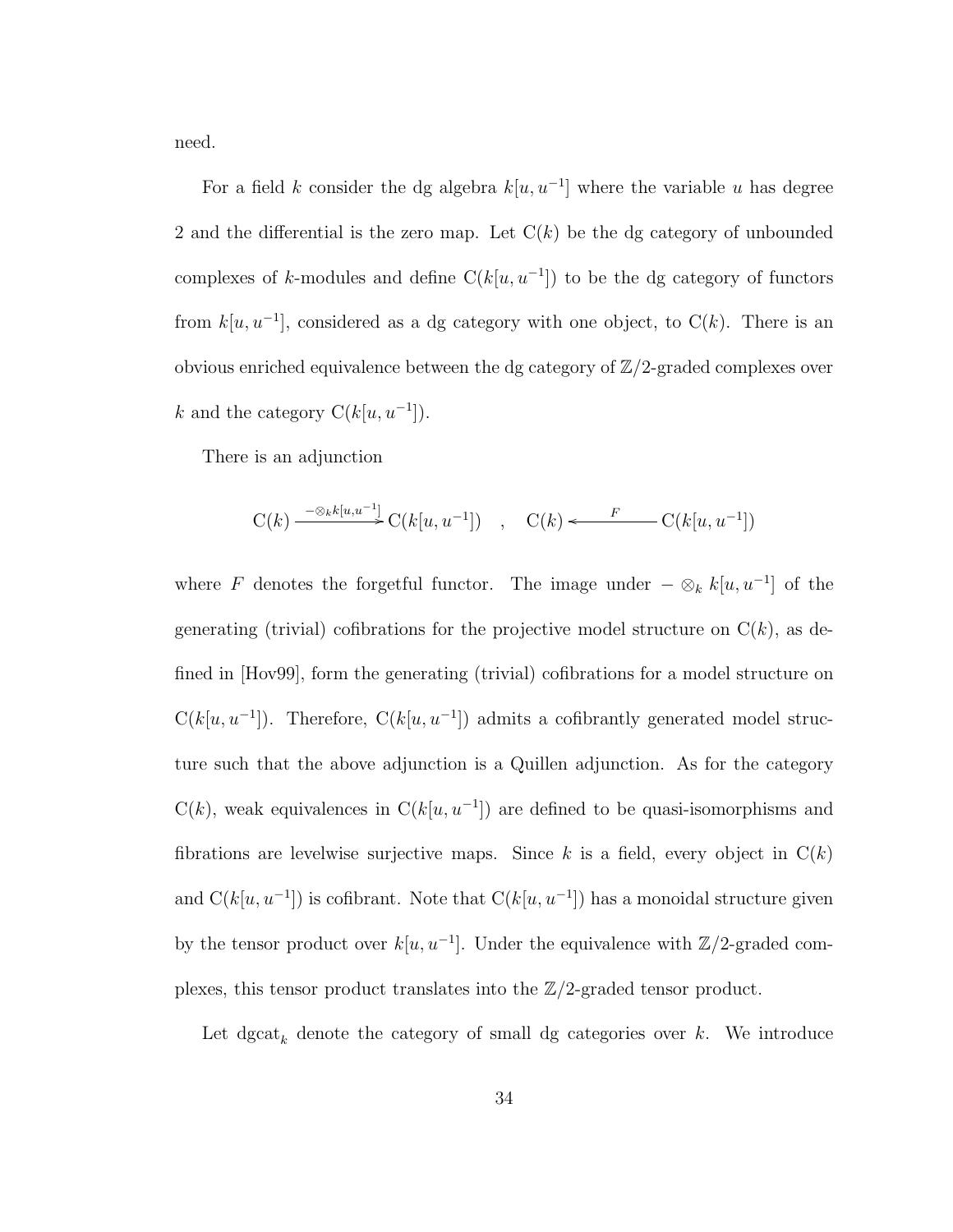need.

For a field $k$ consider the dg algebra $k[u, u^{-1}]$ where the variable $u$ has degree 2 and the differential is the zero map. Let $\mathrm{C}(k)$ be the dg category of unbounded complexes of $k$-modules and define $\mathrm{C}(k[u, u^{-1}])$ to be the dg category of functors from $k[u, u^{-1}]$, considered as a dg category with one object, to $\mathrm{C}(k)$. There is an obvious enriched equivalence between the dg category of $\mathbb{Z}/2$-graded complexes over $k$ and the category $\mathrm{C}(k[u, u^{-1}])$.

There is an adjunction

$$\mathrm{C}(k) \xrightarrow{-\otimes_k k[u,u^{-1}]} \mathrm{C}(k[u, u^{-1}]) \quad , \quad \mathrm{C}(k) \xleftarrow{\quad F \quad} \mathrm{C}(k[u, u^{-1}])$$

where $F$ denotes the forgetful functor. The image under $- \otimes_k k[u, u^{-1}]$ of the generating (trivial) cofibrations for the projective model structure on $\mathrm{C}(k)$, as defined in [Hov99], form the generating (trivial) cofibrations for a model structure on $\mathrm{C}(k[u, u^{-1}])$. Therefore, $\mathrm{C}(k[u, u^{-1}])$ admits a cofibrantly generated model structure such that the above adjunction is a Quillen adjunction. As for the category $\mathrm{C}(k)$, weak equivalences in $\mathrm{C}(k[u, u^{-1}])$ are defined to be quasi-isomorphisms and fibrations are levelwise surjective maps. Since $k$ is a field, every object in $\mathrm{C}(k)$ and $\mathrm{C}(k[u, u^{-1}])$ is cofibrant. Note that $\mathrm{C}(k[u, u^{-1}])$ has a monoidal structure given by the tensor product over $k[u, u^{-1}]$. Under the equivalence with $\mathbb{Z}/2$-graded complexes, this tensor product translates into the $\mathbb{Z}/2$-graded tensor product.

Let $\mathrm{dgcat}_k$ denote the category of small dg categories over $k$. We introduce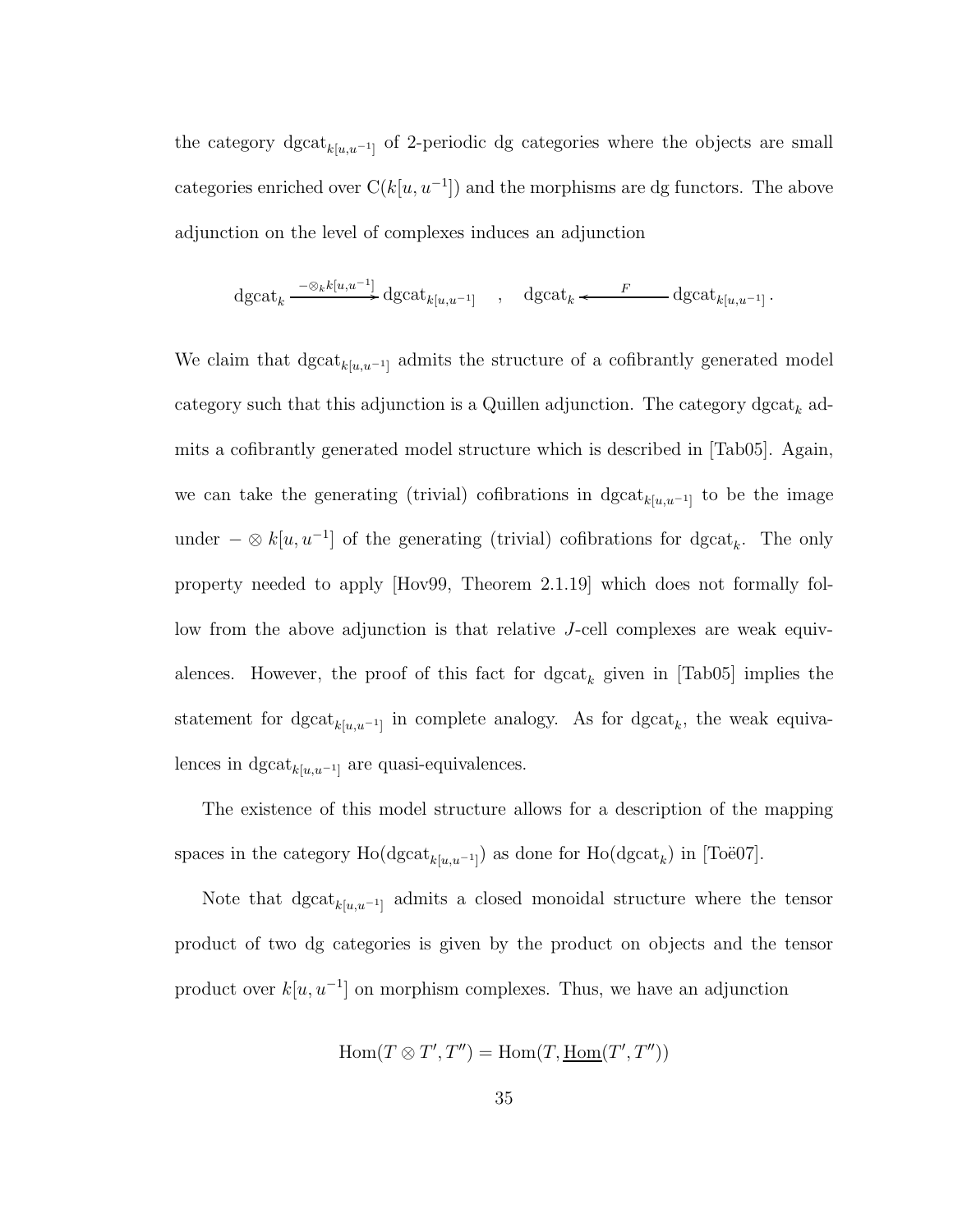the category $\mathrm{dgcat}_{k[u,u^{-1}]}$ of 2-periodic dg categories where the objects are small categories enriched over $\mathrm{C}(k[u,u^{-1}])$ and the morphisms are dg functors. The above adjunction on the level of complexes induces an adjunction

$$\mathrm{dgcat}_k \xrightarrow{-\otimes_k k[u,u^{-1}]} \mathrm{dgcat}_{k[u,u^{-1}]} \quad , \quad \mathrm{dgcat}_k \xleftarrow{\quad F \quad} \mathrm{dgcat}_{k[u,u^{-1}]} \, .$$

We claim that $\mathrm{dgcat}_{k[u,u^{-1}]}$ admits the structure of a cofibrantly generated model category such that this adjunction is a Quillen adjunction. The category $\mathrm{dgcat}_k$ admits a cofibrantly generated model structure which is described in [Tab05]. Again, we can take the generating (trivial) cofibrations in $\mathrm{dgcat}_{k[u,u^{-1}]}$ to be the image under $-\otimes k[u,u^{-1}]$ of the generating (trivial) cofibrations for $\mathrm{dgcat}_k$. The only property needed to apply [Hov99, Theorem 2.1.19] which does not formally follow from the above adjunction is that relative $J$-cell complexes are weak equivalences. However, the proof of this fact for $\mathrm{dgcat}_k$ given in [Tab05] implies the statement for $\mathrm{dgcat}_{k[u,u^{-1}]}$ in complete analogy. As for $\mathrm{dgcat}_k$, the weak equivalences in $\mathrm{dgcat}_{k[u,u^{-1}]}$ are quasi-equivalences.

The existence of this model structure allows for a description of the mapping spaces in the category $\mathrm{Ho}(\mathrm{dgcat}_{k[u,u^{-1}]})$ as done for $\mathrm{Ho}(\mathrm{dgcat}_k)$ in [Toë07].

Note that $\mathrm{dgcat}_{k[u,u^{-1}]}$ admits a closed monoidal structure where the tensor product of two dg categories is given by the product on objects and the tensor product over $k[u,u^{-1}]$ on morphism complexes. Thus, we have an adjunction

$$\mathrm{Hom}(T \otimes T', T'') = \mathrm{Hom}(T, \underline{\mathrm{Hom}}(T', T''))$$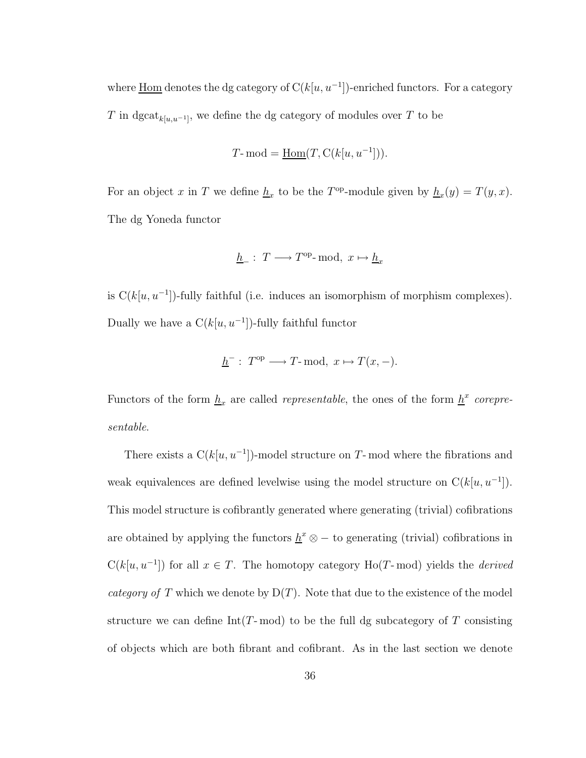where $\underline{\mathrm{Hom}}$ denotes the dg category of $\mathrm{C}(k[u,u^{-1}])$-enriched functors. For a category $T$ in $\mathrm{dgcat}_{k[u,u^{-1}]}$, we define the dg category of modules over $T$ to be

$$T\text{-}\mathrm{mod} = \underline{\mathrm{Hom}}(T, \mathrm{C}(k[u,u^{-1}])).$$

For an object $x$ in $T$ we define $\underline{h}_x$ to be the $T^{\mathrm{op}}$-module given by $\underline{h}_x(y) = T(y,x)$. The dg Yoneda functor

$$\underline{h}_{-} : \ T \longrightarrow T^{\mathrm{op}}\text{-}\mathrm{mod}, \ x \mapsto \underline{h}_x$$

is $\mathrm{C}(k[u,u^{-1}])$-fully faithful (i.e. induces an isomorphism of morphism complexes). Dually we have a $\mathrm{C}(k[u,u^{-1}])$-fully faithful functor

$$\underline{h}^{-} : \ T^{\mathrm{op}} \longrightarrow T\text{-}\mathrm{mod}, \ x \mapsto T(x,-).$$

Functors of the form $\underline{h}_x$ are called *representable*, the ones of the form $\underline{h}^x$ *corepresentable*.

There exists a $\mathrm{C}(k[u,u^{-1}])$-model structure on $T$-mod where the fibrations and weak equivalences are defined levelwise using the model structure on $\mathrm{C}(k[u,u^{-1}])$. This model structure is cofibrantly generated where generating (trivial) cofibrations are obtained by applying the functors $\underline{h}^x \otimes -$ to generating (trivial) cofibrations in $\mathrm{C}(k[u,u^{-1}])$ for all $x \in T$. The homotopy category $\mathrm{Ho}(T\text{-}\mathrm{mod})$ yields the *derived category of $T$* which we denote by $\mathrm{D}(T)$. Note that due to the existence of the model structure we can define $\mathrm{Int}(T\text{-}\mathrm{mod})$ to be the full dg subcategory of $T$ consisting of objects which are both fibrant and cofibrant. As in the last section we denote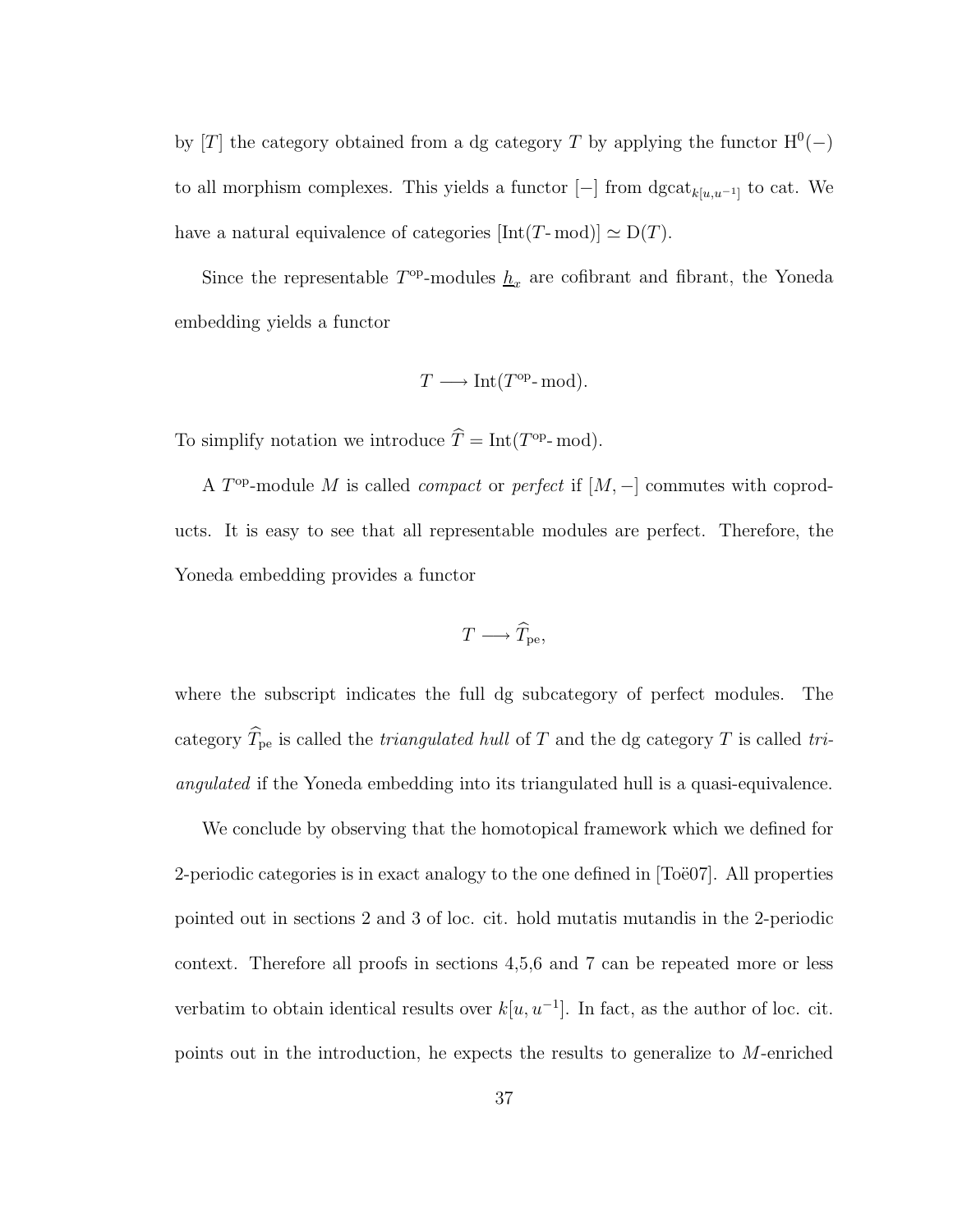by $[T]$ the category obtained from a dg category $T$ by applying the functor $\mathrm{H}^0(-)$ to all morphism complexes. This yields a functor $[-]$ from $\mathrm{dgcat}_{k[u,u^{-1}]}$ to cat. We have a natural equivalence of categories $[\mathrm{Int}(T\text{-}\mathrm{mod})] \simeq \mathrm{D}(T)$.

Since the representable $T^{\mathrm{op}}$-modules $\underline{h}_x$ are cofibrant and fibrant, the Yoneda embedding yields a functor

$$T \longrightarrow \mathrm{Int}(T^{\mathrm{op}}\text{-}\mathrm{mod}).$$

To simplify notation we introduce $\widehat{T} = \mathrm{Int}(T^{\mathrm{op}}\text{-}\mathrm{mod})$.

A $T^{\mathrm{op}}$-module $M$ is called *compact* or *perfect* if $[M, -]$ commutes with coproducts. It is easy to see that all representable modules are perfect. Therefore, the Yoneda embedding provides a functor

$$T \longrightarrow \widehat{T}_{\mathrm{pe}},$$

where the subscript indicates the full dg subcategory of perfect modules. The category $\widehat{T}_{\mathrm{pe}}$ is called the *triangulated hull* of $T$ and the dg category $T$ is called *triangulated* if the Yoneda embedding into its triangulated hull is a quasi-equivalence.

We conclude by observing that the homotopical framework which we defined for 2-periodic categories is in exact analogy to the one defined in [Toë07]. All properties pointed out in sections 2 and 3 of loc. cit. hold mutatis mutandis in the 2-periodic context. Therefore all proofs in sections 4,5,6 and 7 can be repeated more or less verbatim to obtain identical results over $k[u, u^{-1}]$. In fact, as the author of loc. cit. points out in the introduction, he expects the results to generalize to $M$-enriched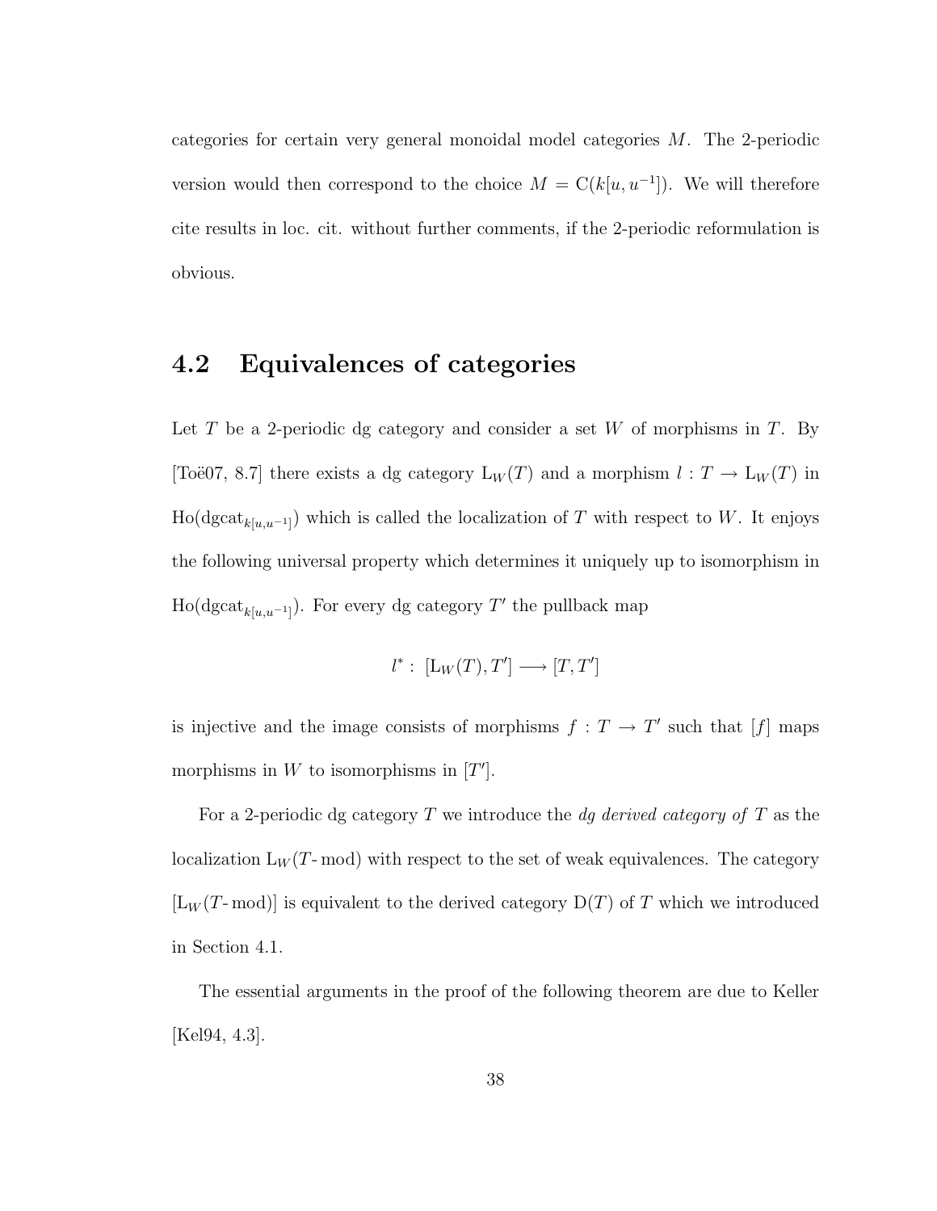categories for certain very general monoidal model categories $M$. The 2-periodic version would then correspond to the choice $M = \mathrm{C}(k[u, u^{-1}])$. We will therefore cite results in loc. cit. without further comments, if the 2-periodic reformulation is obvious.

## 4.2 Equivalences of categories

Let $T$ be a 2-periodic dg category and consider a set $W$ of morphisms in $T$. By [Toë07, 8.7] there exists a dg category $\mathrm{L}_W(T)$ and a morphism $l : T \to \mathrm{L}_W(T)$ in $\mathrm{Ho}(\mathrm{dgcat}_{k[u,u^{-1}]})$ which is called the localization of $T$ with respect to $W$. It enjoys the following universal property which determines it uniquely up to isomorphism in $\mathrm{Ho}(\mathrm{dgcat}_{k[u,u^{-1}]})$. For every dg category $T'$ the pullback map

$$l^* : \; [\mathrm{L}_W(T), T'] \longrightarrow [T, T']$$

is injective and the image consists of morphisms $f : T \to T'$ such that $[f]$ maps morphisms in $W$ to isomorphisms in $[T']$.

For a 2-periodic dg category $T$ we introduce the *dg derived category of* $T$ as the localization $\mathrm{L}_W(T\text{-}\mathrm{mod})$ with respect to the set of weak equivalences. The category $[\mathrm{L}_W(T\text{-}\mathrm{mod})]$ is equivalent to the derived category $\mathrm{D}(T)$ of $T$ which we introduced in Section 4.1.

The essential arguments in the proof of the following theorem are due to Keller [Kel94, 4.3].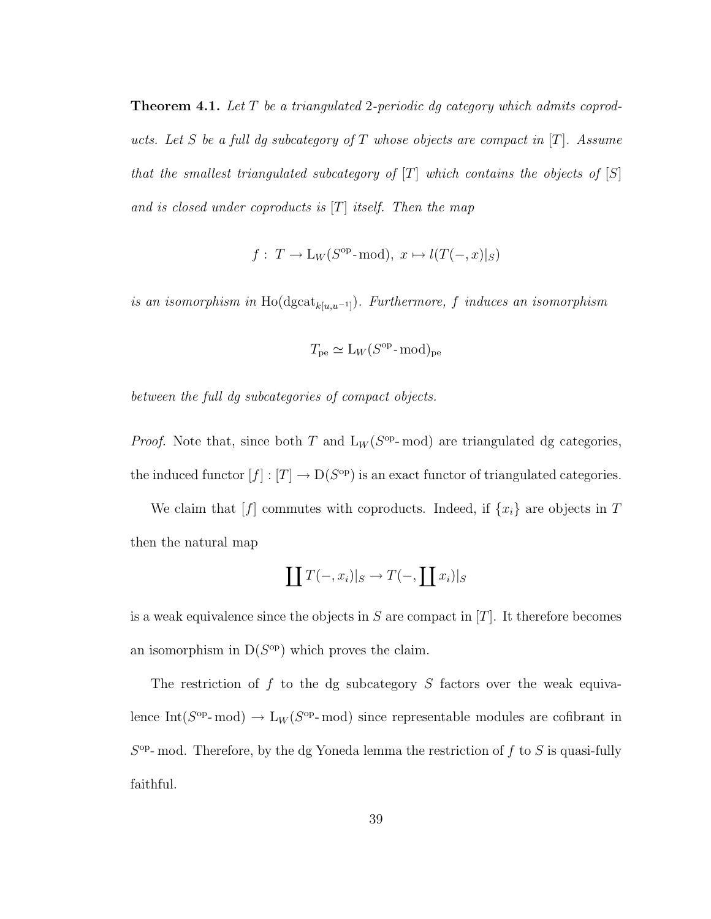**Theorem 4.1.** *Let $T$ be a triangulated 2-periodic dg category which admits coproducts. Let $S$ be a full dg subcategory of $T$ whose objects are compact in $[T]$. Assume that the smallest triangulated subcategory of $[T]$ which contains the objects of $[S]$ and is closed under coproducts is $[T]$ itself. Then the map*

$$f : \; T \to \mathrm{L}_W(S^{\mathrm{op}}\text{-}\mathrm{mod}), \; x \mapsto l(T(-,x)|_S)$$

*is an isomorphism in $\mathrm{Ho}(\mathrm{dgcat}_{k[u,u^{-1}]})$. Furthermore, $f$ induces an isomorphism*

$$T_{\mathrm{pe}} \simeq \mathrm{L}_W(S^{\mathrm{op}}\text{-}\mathrm{mod})_{\mathrm{pe}}$$

*between the full dg subcategories of compact objects.*

*Proof.* Note that, since both $T$ and $\mathrm{L}_W(S^{\mathrm{op}}\text{-}\mathrm{mod})$ are triangulated dg categories, the induced functor $[f] : [T] \to \mathrm{D}(S^{\mathrm{op}})$ is an exact functor of triangulated categories.

We claim that $[f]$ commutes with coproducts. Indeed, if $\{x_i\}$ are objects in $T$ then the natural map

$$\coprod T(-,x_i)|_S \to T(-, \coprod x_i)|_S$$

is a weak equivalence since the objects in $S$ are compact in $[T]$. It therefore becomes an isomorphism in $\mathrm{D}(S^{\mathrm{op}})$ which proves the claim.

The restriction of $f$ to the dg subcategory $S$ factors over the weak equivalence $\mathrm{Int}(S^{\mathrm{op}}\text{-}\mathrm{mod}) \to \mathrm{L}_W(S^{\mathrm{op}}\text{-}\mathrm{mod})$ since representable modules are cofibrant in $S^{\mathrm{op}}$-mod. Therefore, by the dg Yoneda lemma the restriction of $f$ to $S$ is quasi-fully faithful.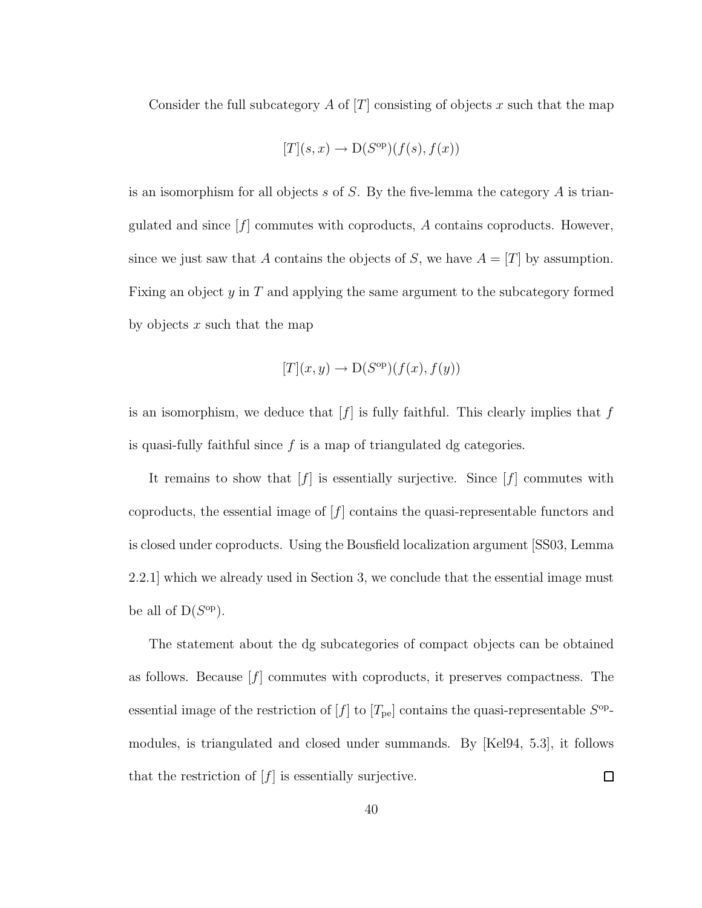Consider the full subcategory $A$ of $[T]$ consisting of objects $x$ such that the map

$$[T](s, x) \to \mathrm{D}(S^{\mathrm{op}})(f(s), f(x))$$

is an isomorphism for all objects $s$ of $S$. By the five-lemma the category $A$ is triangulated and since $[f]$ commutes with coproducts, $A$ contains coproducts. However, since we just saw that $A$ contains the objects of $S$, we have $A = [T]$ by assumption. Fixing an object $y$ in $T$ and applying the same argument to the subcategory formed by objects $x$ such that the map

$$[T](x, y) \to \mathrm{D}(S^{\mathrm{op}})(f(x), f(y))$$

is an isomorphism, we deduce that $[f]$ is fully faithful. This clearly implies that $f$ is quasi-fully faithful since $f$ is a map of triangulated dg categories.

It remains to show that $[f]$ is essentially surjective. Since $[f]$ commutes with coproducts, the essential image of $[f]$ contains the quasi-representable functors and is closed under coproducts. Using the Bousfield localization argument [SS03, Lemma 2.2.1] which we already used in Section 3, we conclude that the essential image must be all of $\mathrm{D}(S^{\mathrm{op}})$.

The statement about the dg subcategories of compact objects can be obtained as follows. Because $[f]$ commutes with coproducts, it preserves compactness. The essential image of the restriction of $[f]$ to $[T_{\mathrm{pe}}]$ contains the quasi-representable $S^{\mathrm{op}}$-modules, is triangulated and closed under summands. By [Kel94, 5.3], it follows that the restriction of $[f]$ is essentially surjective. □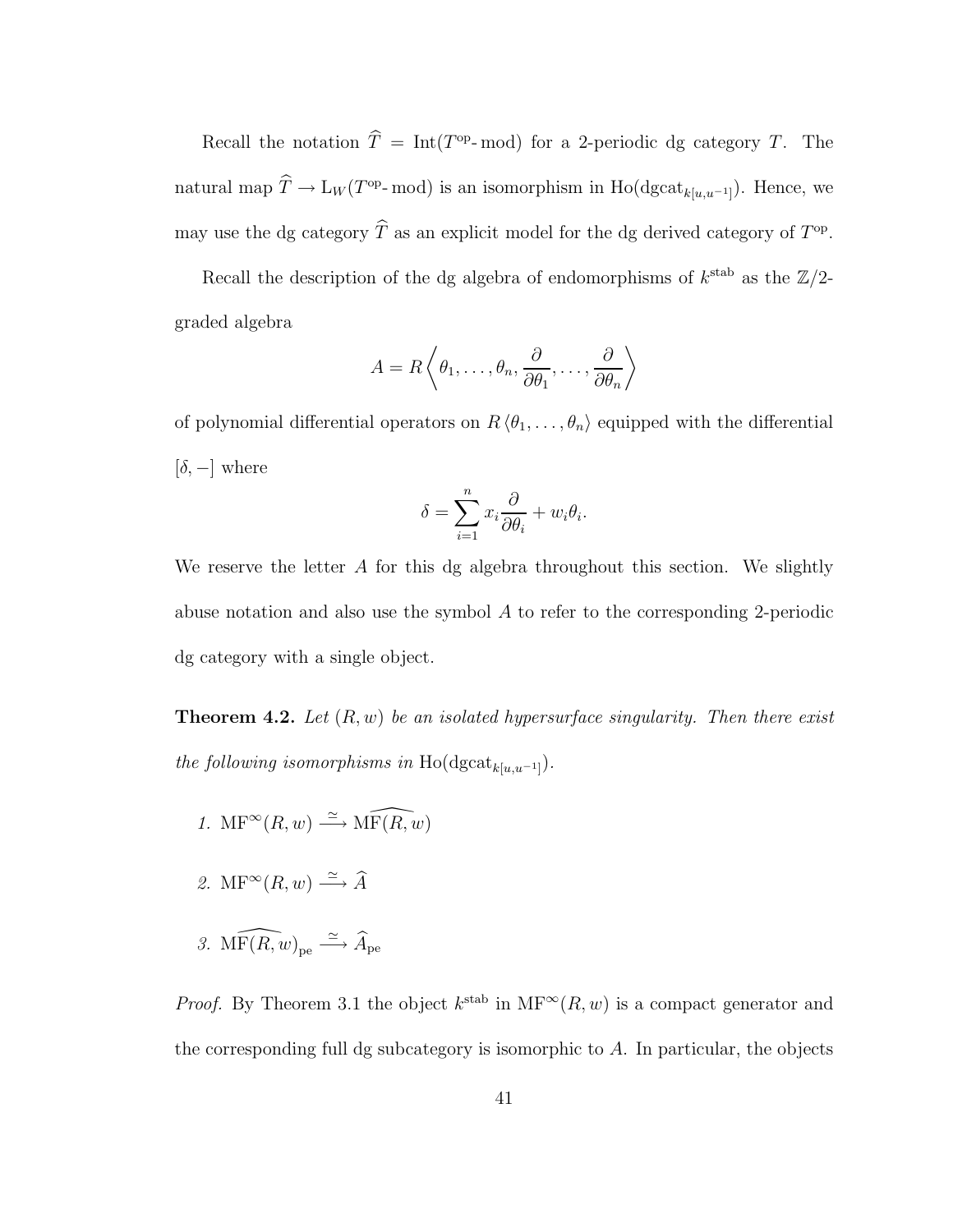Recall the notation $\widehat{T} = \mathrm{Int}(T^{\mathrm{op}}\text{-}\mathrm{mod})$ for a 2-periodic dg category $T$. The natural map $\widehat{T} \to \mathrm{L}_W(T^{\mathrm{op}}\text{-}\mathrm{mod})$ is an isomorphism in $\mathrm{Ho}(\mathrm{dgcat}_{k[u,u^{-1}]})$. Hence, we may use the dg category $\widehat{T}$ as an explicit model for the dg derived category of $T^{\mathrm{op}}$.

Recall the description of the dg algebra of endomorphisms of $k^{\mathrm{stab}}$ as the $\mathbb{Z}/2$-graded algebra

$$A = R\left\langle \theta_1, \ldots, \theta_n, \frac{\partial}{\partial \theta_1}, \ldots, \frac{\partial}{\partial \theta_n} \right\rangle$$

of polynomial differential operators on $R\langle \theta_1, \ldots, \theta_n \rangle$ equipped with the differential $[\delta, -]$ where

$$\delta = \sum_{i=1}^{n} x_i \frac{\partial}{\partial \theta_i} + w_i \theta_i.$$

We reserve the letter $A$ for this dg algebra throughout this section. We slightly abuse notation and also use the symbol $A$ to refer to the corresponding 2-periodic dg category with a single object.

**Theorem 4.2.** *Let $(R, w)$ be an isolated hypersurface singularity. Then there exist the following isomorphisms in $\mathrm{Ho}(\mathrm{dgcat}_{k[u,u^{-1}]})$.*

1. $\mathrm{MF}^{\infty}(R, w) \xrightarrow{\simeq} \widehat{\mathrm{MF}(R, w)}$

2. $\mathrm{MF}^{\infty}(R, w) \xrightarrow{\simeq} \widehat{A}$

3. $\widehat{\mathrm{MF}(R, w)}_{\mathrm{pe}} \xrightarrow{\simeq} \widehat{A}_{\mathrm{pe}}$

*Proof.* By Theorem 3.1 the object $k^{\mathrm{stab}}$ in $\mathrm{MF}^{\infty}(R, w)$ is a compact generator and the corresponding full dg subcategory is isomorphic to $A$. In particular, the objects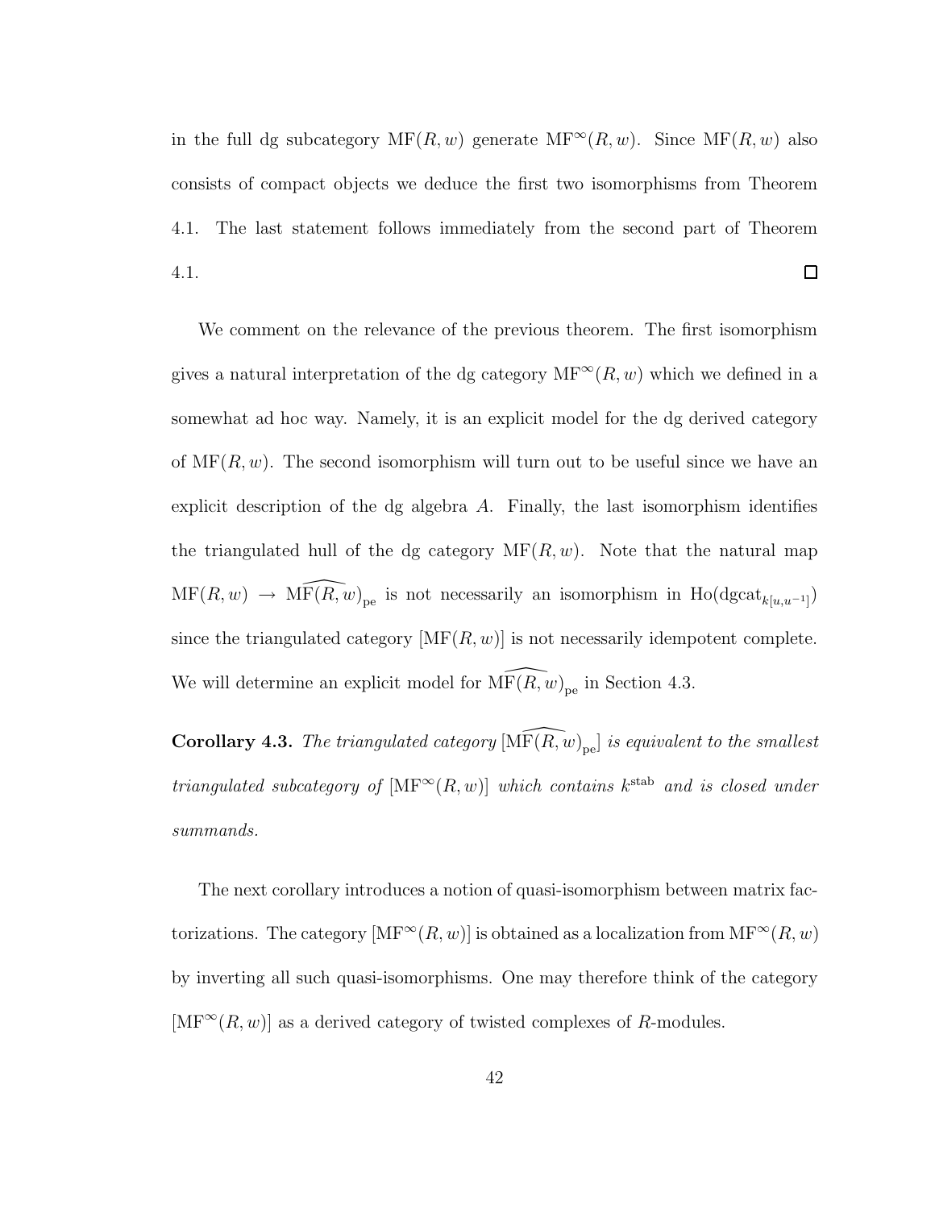in the full dg subcategory $\mathrm{MF}(R, w)$ generate $\mathrm{MF}^{\infty}(R, w)$. Since $\mathrm{MF}(R, w)$ also consists of compact objects we deduce the first two isomorphisms from Theorem 4.1. The last statement follows immediately from the second part of Theorem 4.1. □

We comment on the relevance of the previous theorem. The first isomorphism gives a natural interpretation of the dg category $\mathrm{MF}^{\infty}(R, w)$ which we defined in a somewhat ad hoc way. Namely, it is an explicit model for the dg derived category of $\mathrm{MF}(R, w)$. The second isomorphism will turn out to be useful since we have an explicit description of the dg algebra $A$. Finally, the last isomorphism identifies the triangulated hull of the dg category $\mathrm{MF}(R, w)$. Note that the natural map $\mathrm{MF}(R, w) \to \widehat{\mathrm{MF}(R, w)}_{\mathrm{pe}}$ is not necessarily an isomorphism in $\mathrm{Ho}(\mathrm{dgcat}_{k[u,u^{-1}]})$ since the triangulated category $[\mathrm{MF}(R, w)]$ is not necessarily idempotent complete. We will determine an explicit model for $\widehat{\mathrm{MF}(R, w)}_{\mathrm{pe}}$ in Section 4.3.

**Corollary 4.3.** *The triangulated category* $[\widehat{\mathrm{MF}(R, w)}_{\mathrm{pe}}]$ *is equivalent to the smallest triangulated subcategory of* $[\mathrm{MF}^{\infty}(R, w)]$ *which contains* $k^{\mathrm{stab}}$ *and is closed under summands.*

The next corollary introduces a notion of quasi-isomorphism between matrix factorizations. The category $[\mathrm{MF}^{\infty}(R, w)]$ is obtained as a localization from $\mathrm{MF}^{\infty}(R, w)$ by inverting all such quasi-isomorphisms. One may therefore think of the category $[\mathrm{MF}^{\infty}(R, w)]$ as a derived category of twisted complexes of $R$-modules.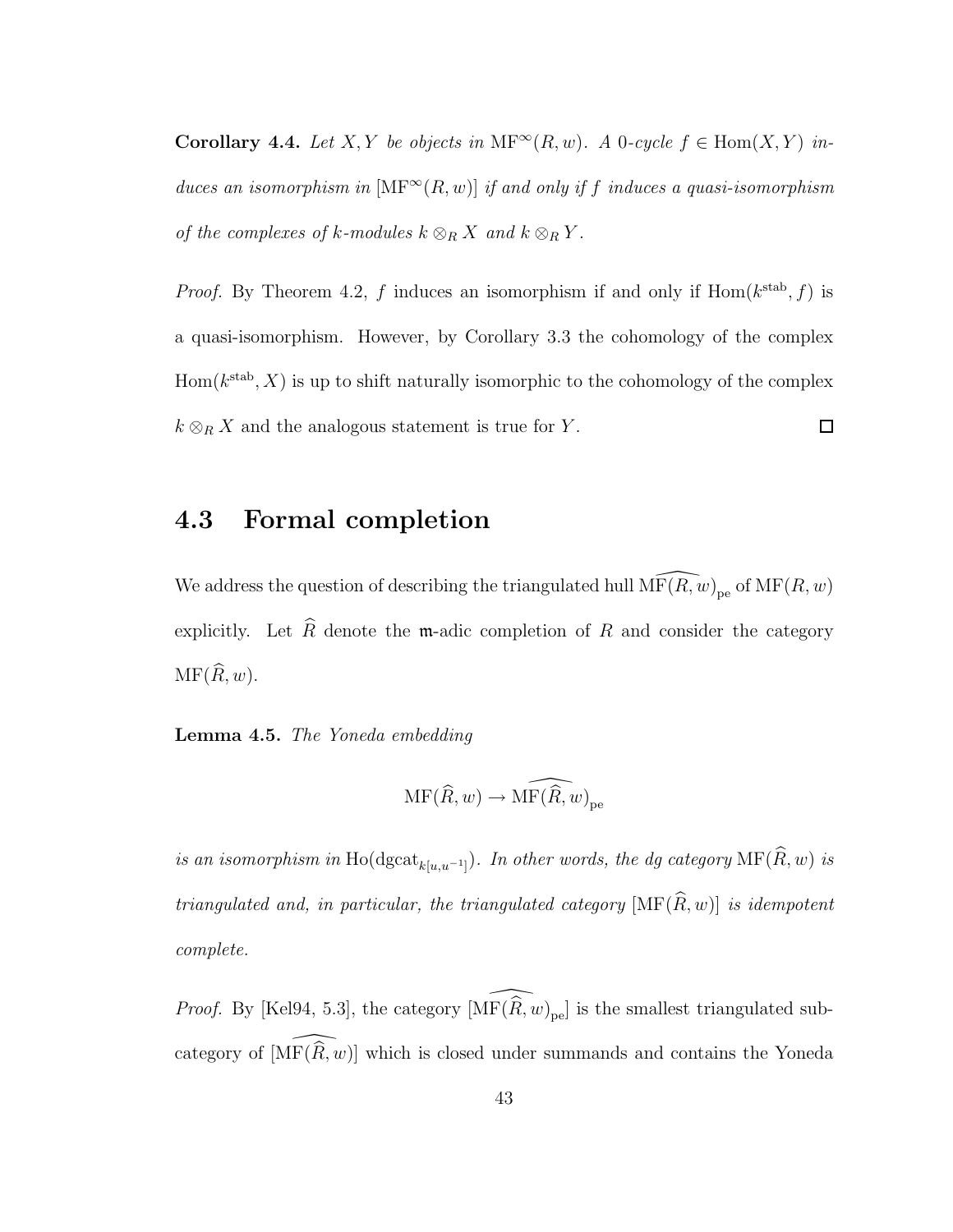**Corollary 4.4.** *Let $X, Y$ be objects in $\mathrm{MF}^\infty(R,w)$. A 0-cycle $f \in \mathrm{Hom}(X,Y)$ induces an isomorphism in $[\mathrm{MF}^\infty(R,w)]$ if and only if $f$ induces a quasi-isomorphism of the complexes of $k$-modules $k \otimes_R X$ and $k \otimes_R Y$.*

*Proof.* By Theorem 4.2, $f$ induces an isomorphism if and only if $\mathrm{Hom}(k^{\mathrm{stab}}, f)$ is a quasi-isomorphism. However, by Corollary 3.3 the cohomology of the complex $\mathrm{Hom}(k^{\mathrm{stab}}, X)$ is up to shift naturally isomorphic to the cohomology of the complex $k \otimes_R X$ and the analogous statement is true for $Y$. ∎

## 4.3 Formal completion

We address the question of describing the triangulated hull $\widehat{\mathrm{MF}(R,w)}_{\mathrm{pe}}$ of $\mathrm{MF}(R,w)$ explicitly. Let $\widehat{R}$ denote the $\mathfrak{m}$-adic completion of $R$ and consider the category $\mathrm{MF}(\widehat{R},w)$.

**Lemma 4.5.** *The Yoneda embedding*

$$\mathrm{MF}(\widehat{R},w) \to \widehat{\mathrm{MF}(\widehat{R},w)}_{\mathrm{pe}}$$

*is an isomorphism in $\mathrm{Ho}(\mathrm{dgcat}_{k[u,u^{-1}]})$. In other words, the dg category $\mathrm{MF}(\widehat{R},w)$ is triangulated and, in particular, the triangulated category $[\mathrm{MF}(\widehat{R},w)]$ is idempotent complete.*

*Proof.* By [Kel94, 5.3], the category $[\widehat{\mathrm{MF}(\widehat{R},w)}_{\mathrm{pe}}]$ is the smallest triangulated subcategory of $[\widehat{\mathrm{MF}(\widehat{R},w)}]$ which is closed under summands and contains the Yoneda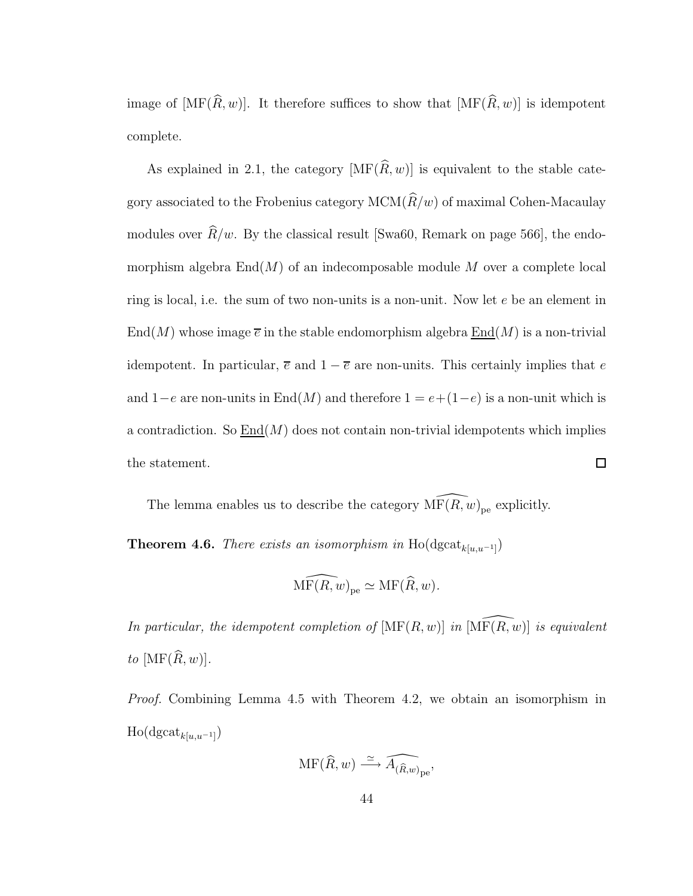image of $[\mathrm{MF}(\widehat{R}, w)]$. It therefore suffices to show that $[\mathrm{MF}(\widehat{R}, w)]$ is idempotent complete.

As explained in 2.1, the category $[\mathrm{MF}(\widehat{R}, w)]$ is equivalent to the stable category associated to the Frobenius category $\mathrm{MCM}(\widehat{R}/w)$ of maximal Cohen-Macaulay modules over $\widehat{R}/w$. By the classical result [Swa60, Remark on page 566], the endomorphism algebra $\mathrm{End}(M)$ of an indecomposable module $M$ over a complete local ring is local, i.e. the sum of two non-units is a non-unit. Now let $e$ be an element in $\mathrm{End}(M)$ whose image $\overline{e}$ in the stable endomorphism algebra $\underline{\mathrm{End}}(M)$ is a non-trivial idempotent. In particular, $\overline{e}$ and $1 - \overline{e}$ are non-units. This certainly implies that $e$ and $1-e$ are non-units in $\mathrm{End}(M)$ and therefore $1 = e+(1-e)$ is a non-unit which is a contradiction. So $\underline{\mathrm{End}}(M)$ does not contain non-trivial idempotents which implies the statement. ☐

The lemma enables us to describe the category $\widehat{\mathrm{MF}(R, w)}_{\mathrm{pe}}$ explicitly.

**Theorem 4.6.** *There exists an isomorphism in* $\mathrm{Ho}(\mathrm{dgcat}_{k[u,u^{-1}]})$

$$\widehat{\mathrm{MF}(R, w)}_{\mathrm{pe}} \simeq \mathrm{MF}(\widehat{R}, w).$$

*In particular, the idempotent completion of* $[\mathrm{MF}(R, w)]$ *in* $[\widehat{\mathrm{MF}(R, w)}]$ *is equivalent to* $[\mathrm{MF}(\widehat{R}, w)]$.

*Proof.* Combining Lemma 4.5 with Theorem 4.2, we obtain an isomorphism in $\mathrm{Ho}(\mathrm{dgcat}_{k[u,u^{-1}]})$

$$\mathrm{MF}(\widehat{R}, w) \xrightarrow{\simeq} \widehat{A_{(\widehat{R},w)}}_{\mathrm{pe}},$$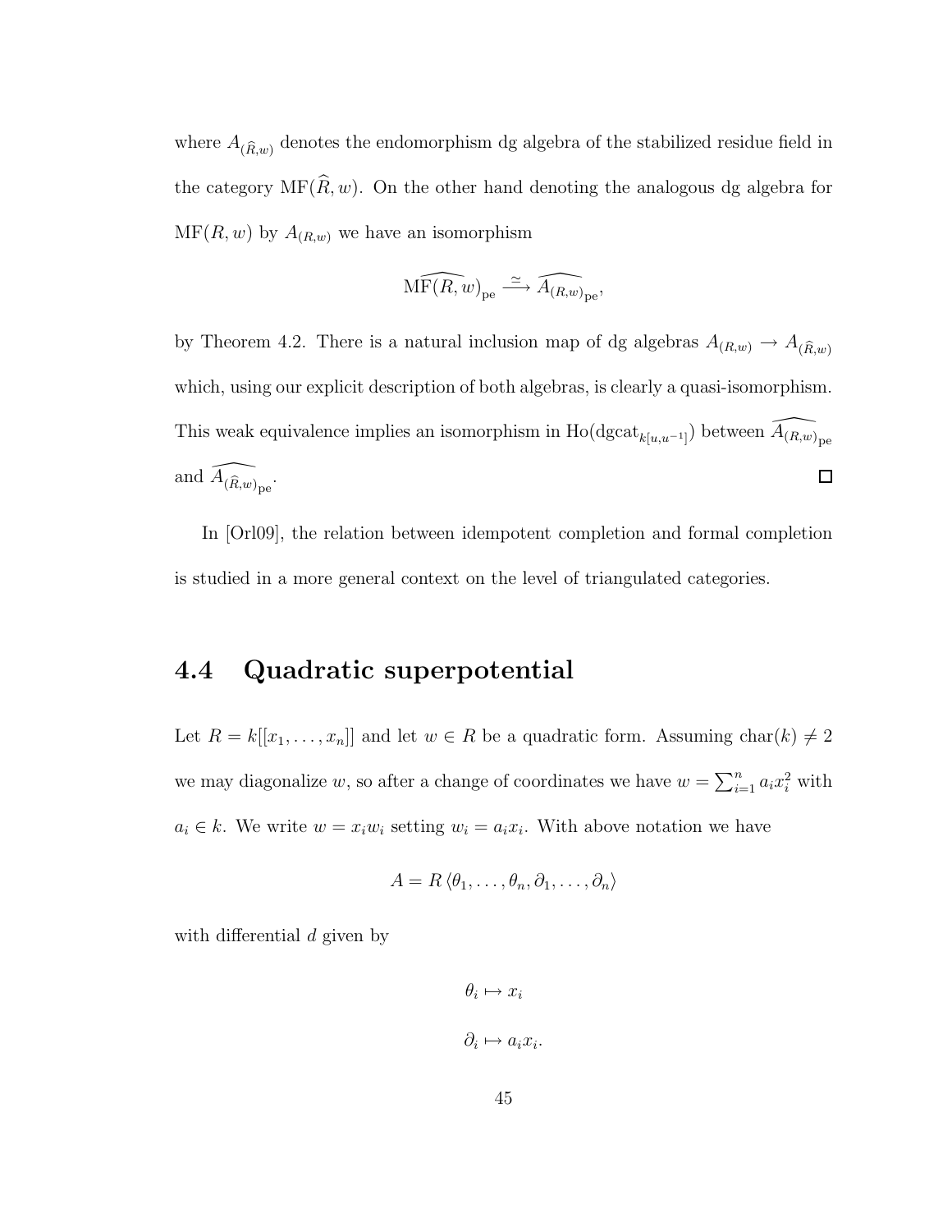where $A_{(\widehat{R},w)}$ denotes the endomorphism dg algebra of the stabilized residue field in the category $\mathrm{MF}(\widehat{R}, w)$. On the other hand denoting the analogous dg algebra for $\mathrm{MF}(R, w)$ by $A_{(R,w)}$ we have an isomorphism

$$\widehat{\mathrm{MF}(R, w)}_{\mathrm{pe}} \xrightarrow{\simeq} \widehat{A_{(R,w)}}_{\mathrm{pe}},$$

by Theorem 4.2. There is a natural inclusion map of dg algebras $A_{(R,w)} \to A_{(\widehat{R},w)}$ which, using our explicit description of both algebras, is clearly a quasi-isomorphism. This weak equivalence implies an isomorphism in $\mathrm{Ho}(\mathrm{dgcat}_{k[u,u^{-1}]})$ between $\widehat{A_{(R,w)}}_{\mathrm{pe}}$ and $\widehat{A_{(\widehat{R},w)}}_{\mathrm{pe}}$. $\square$

In [Orl09], the relation between idempotent completion and formal completion is studied in a more general context on the level of triangulated categories.

## 4.4 Quadratic superpotential

Let $R = k[[x_1, \ldots, x_n]]$ and let $w \in R$ be a quadratic form. Assuming $\mathrm{char}(k) \neq 2$ we may diagonalize $w$, so after a change of coordinates we have $w = \sum_{i=1}^{n} a_i x_i^2$ with $a_i \in k$. We write $w = x_i w_i$ setting $w_i = a_i x_i$. With above notation we have

$$A = R\langle \theta_1, \ldots, \theta_n, \partial_1, \ldots, \partial_n \rangle$$

with differential $d$ given by

$$\theta_i \mapsto x_i$$

$$\partial_i \mapsto a_i x_i.$$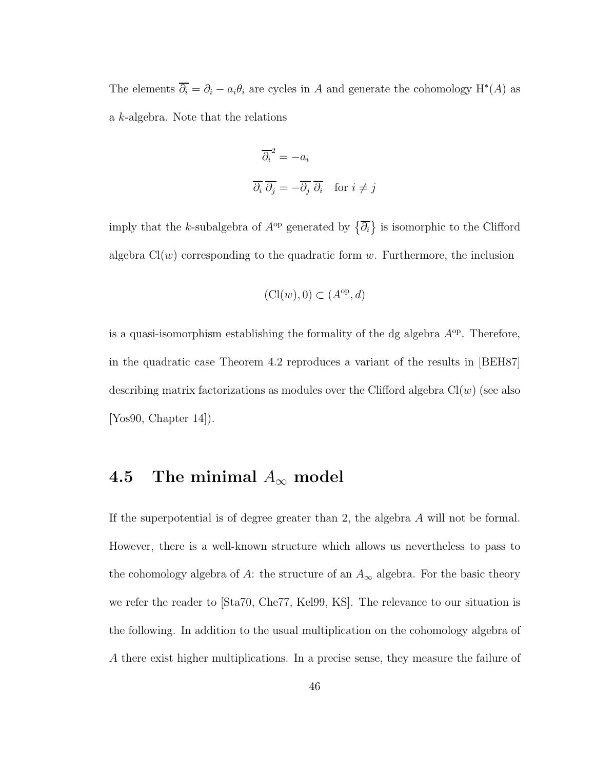The elements $\overline{\partial_i} = \partial_i - a_i\theta_i$ are cycles in $A$ and generate the cohomology $\mathrm{H}^*(A)$ as a $k$-algebra. Note that the relations

$$\overline{\partial_i}^2 = -a_i$$

$$\overline{\partial_i}\,\overline{\partial_j} = -\overline{\partial_j}\,\overline{\partial_i} \quad \text{for } i \neq j$$

imply that the $k$-subalgebra of $A^{\mathrm{op}}$ generated by $\{\overline{\partial_i}\}$ is isomorphic to the Clifford algebra $\mathrm{Cl}(w)$ corresponding to the quadratic form $w$. Furthermore, the inclusion

$$(\mathrm{Cl}(w), 0) \subset (A^{\mathrm{op}}, d)$$

is a quasi-isomorphism establishing the formality of the dg algebra $A^{\mathrm{op}}$. Therefore, in the quadratic case Theorem 4.2 reproduces a variant of the results in [BEH87] describing matrix factorizations as modules over the Clifford algebra $\mathrm{Cl}(w)$ (see also [Yos90, Chapter 14]).

## 4.5 The minimal $A_\infty$ model

If the superpotential is of degree greater than 2, the algebra $A$ will not be formal. However, there is a well-known structure which allows us nevertheless to pass to the cohomology algebra of $A$: the structure of an $A_\infty$ algebra. For the basic theory we refer the reader to [Sta70, Che77, Kel99, KS]. The relevance to our situation is the following. In addition to the usual multiplication on the cohomology algebra of $A$ there exist higher multiplications. In a precise sense, they measure the failure of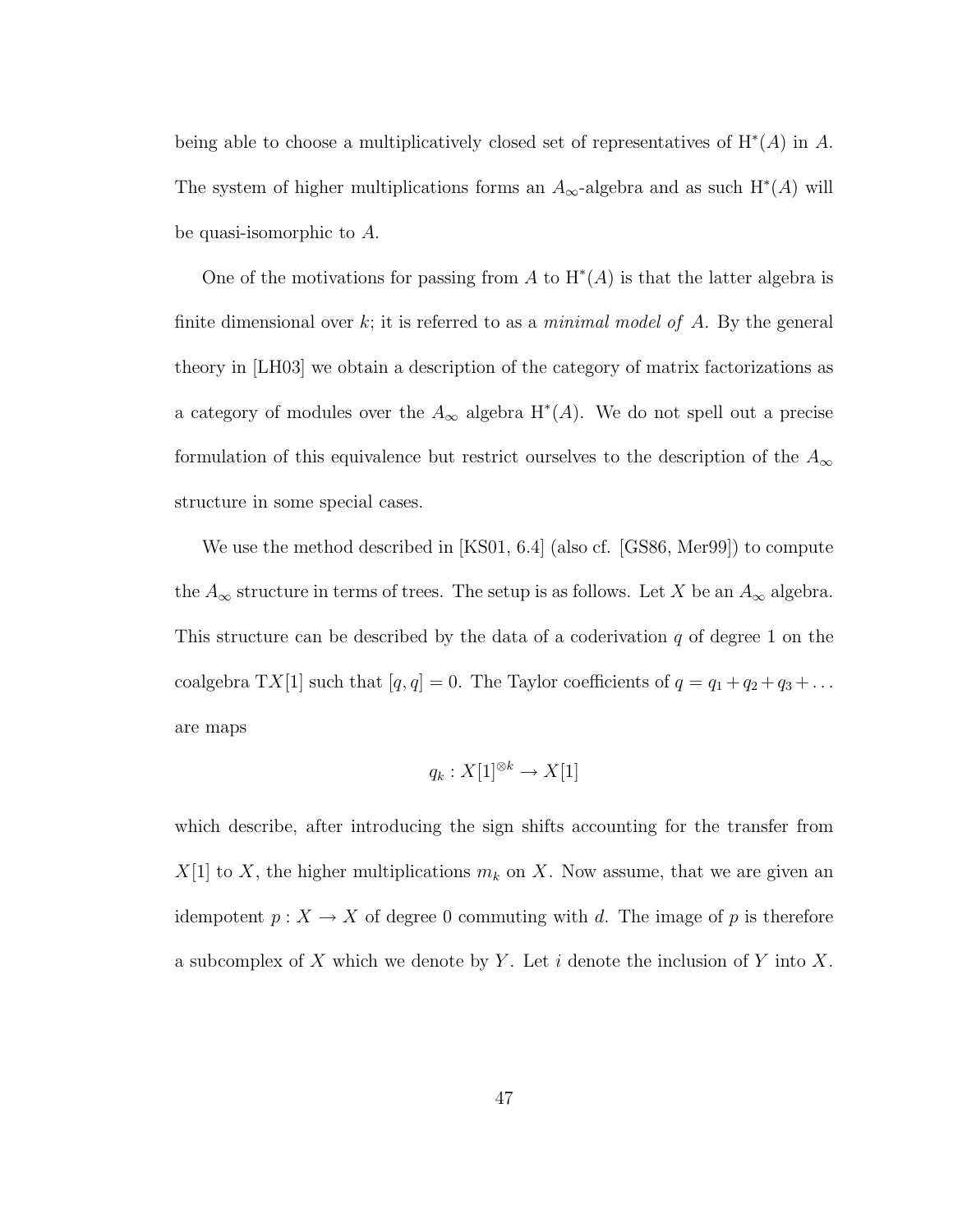being able to choose a multiplicatively closed set of representatives of $\mathrm{H}^*(A)$ in $A$. The system of higher multiplications forms an $A_\infty$-algebra and as such $\mathrm{H}^*(A)$ will be quasi-isomorphic to $A$.

One of the motivations for passing from $A$ to $\mathrm{H}^*(A)$ is that the latter algebra is finite dimensional over $k$; it is referred to as a *minimal model of* $A$. By the general theory in [LH03] we obtain a description of the category of matrix factorizations as a category of modules over the $A_\infty$ algebra $\mathrm{H}^*(A)$. We do not spell out a precise formulation of this equivalence but restrict ourselves to the description of the $A_\infty$ structure in some special cases.

We use the method described in [KS01, 6.4] (also cf. [GS86, Mer99]) to compute the $A_\infty$ structure in terms of trees. The setup is as follows. Let $X$ be an $A_\infty$ algebra. This structure can be described by the data of a coderivation $q$ of degree 1 on the coalgebra $\mathrm{T}X[1]$ such that $[q, q] = 0$. The Taylor coefficients of $q = q_1 + q_2 + q_3 + \ldots$ are maps

$$q_k : X[1]^{\otimes k} \to X[1]$$

which describe, after introducing the sign shifts accounting for the transfer from $X[1]$ to $X$, the higher multiplications $m_k$ on $X$. Now assume, that we are given an idempotent $p : X \to X$ of degree 0 commuting with $d$. The image of $p$ is therefore a subcomplex of $X$ which we denote by $Y$. Let $i$ denote the inclusion of $Y$ into $X$.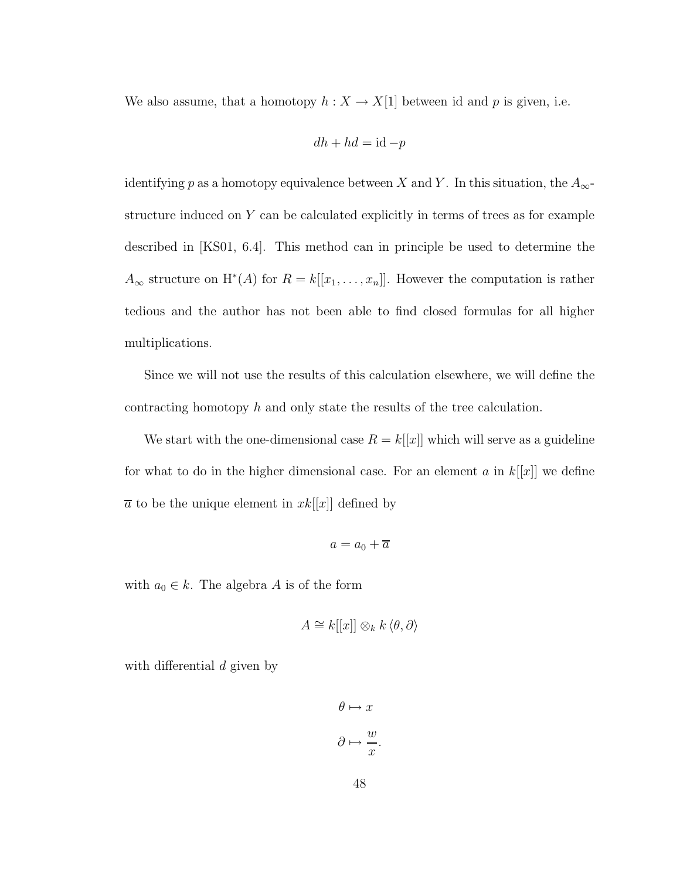We also assume, that a homotopy $h : X \to X[1]$ between id and $p$ is given, i.e.

$$dh + hd = \mathrm{id} - p$$

identifying $p$ as a homotopy equivalence between $X$ and $Y$. In this situation, the $A_\infty$-structure induced on $Y$ can be calculated explicitly in terms of trees as for example described in [KS01, 6.4]. This method can in principle be used to determine the $A_\infty$ structure on $\mathrm{H}^*(A)$ for $R = k[[x_1, \ldots, x_n]]$. However the computation is rather tedious and the author has not been able to find closed formulas for all higher multiplications.

Since we will not use the results of this calculation elsewhere, we will define the contracting homotopy $h$ and only state the results of the tree calculation.

We start with the one-dimensional case $R = k[[x]]$ which will serve as a guideline for what to do in the higher dimensional case. For an element $a$ in $k[[x]]$ we define $\overline{a}$ to be the unique element in $xk[[x]]$ defined by

$$a = a_0 + \overline{a}$$

with $a_0 \in k$. The algebra $A$ is of the form

$$A \cong k[[x]] \otimes_k k\langle \theta, \partial \rangle$$

with differential $d$ given by

$$\theta \mapsto x$$

$$\partial \mapsto \frac{w}{x}.$$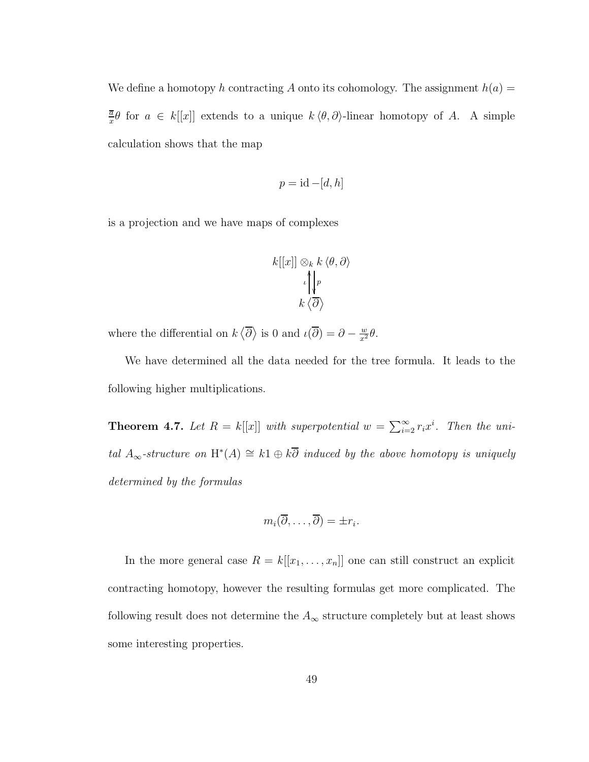We define a homotopy $h$ contracting $A$ onto its cohomology. The assignment $h(a) = \frac{\overline{a}}{x}\theta$ for $a \in k[[x]]$ extends to a unique $k\langle \theta, \partial \rangle$-linear homotopy of $A$. A simple calculation shows that the map

$$p = \mathrm{id} - [d, h]$$

is a projection and we have maps of complexes

$$\begin{array}{c} k[[x]] \otimes_k k\langle \theta, \partial \rangle \\ \iota \big\uparrow \big\downarrow p \\ k\langle \overline{\partial} \rangle \end{array}$$

where the differential on $k\langle \overline{\partial} \rangle$ is 0 and $\iota(\overline{\partial}) = \partial - \frac{w}{x^2}\theta$.

We have determined all the data needed for the tree formula. It leads to the following higher multiplications.

**Theorem 4.7.** *Let $R = k[[x]]$ with superpotential $w = \sum_{i=2}^{\infty} r_i x^i$. Then the unital $A_\infty$-structure on $\mathrm{H}^*(A) \cong k1 \oplus k\overline{\partial}$ induced by the above homotopy is uniquely determined by the formulas*

$$m_i(\overline{\partial}, \ldots, \overline{\partial}) = \pm r_i.$$

In the more general case $R = k[[x_1, \ldots, x_n]]$ one can still construct an explicit contracting homotopy, however the resulting formulas get more complicated. The following result does not determine the $A_\infty$ structure completely but at least shows some interesting properties.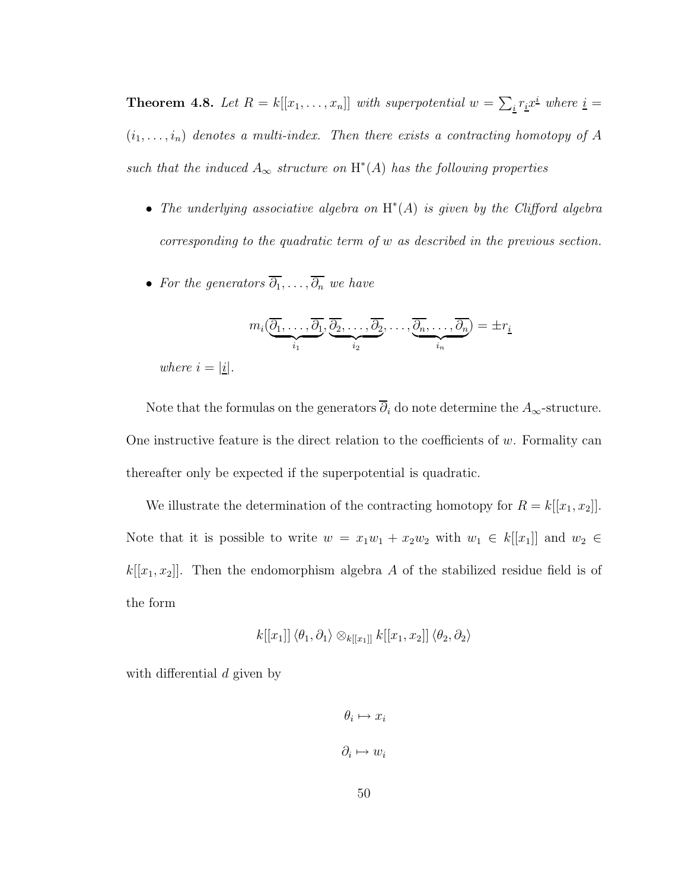**Theorem 4.8.** *Let $R = k[[x_1, \ldots, x_n]]$ with superpotential $w = \sum_{\underline{i}} r_{\underline{i}} x^{\underline{i}}$ where $\underline{i} = (i_1, \ldots, i_n)$ denotes a multi-index. Then there exists a contracting homotopy of $A$ such that the induced $A_\infty$ structure on $\mathrm{H}^*(A)$ has the following properties*

- *The underlying associative algebra on $\mathrm{H}^*(A)$ is given by the Clifford algebra corresponding to the quadratic term of $w$ as described in the previous section.*
- *For the generators $\overline{\partial_1}, \ldots, \overline{\partial_n}$ we have*

$$m_i(\underbrace{\overline{\partial_1}, \ldots, \overline{\partial_1}}_{i_1}, \underbrace{\overline{\partial_2}, \ldots, \overline{\partial_2}}_{i_2}, \ldots, \underbrace{\overline{\partial_n}, \ldots, \overline{\partial_n}}_{i_n}) = \pm r_{\underline{i}}$$

  *where $i = |\underline{i}|$.*

Note that the formulas on the generators $\overline{\partial}_i$ do note determine the $A_\infty$-structure. One instructive feature is the direct relation to the coefficients of $w$. Formality can thereafter only be expected if the superpotential is quadratic.

We illustrate the determination of the contracting homotopy for $R = k[[x_1, x_2]]$. Note that it is possible to write $w = x_1 w_1 + x_2 w_2$ with $w_1 \in k[[x_1]]$ and $w_2 \in k[[x_1, x_2]]$. Then the endomorphism algebra $A$ of the stabilized residue field is of the form

$$k[[x_1]] \langle \theta_1, \partial_1 \rangle \otimes_{k[[x_1]]} k[[x_1, x_2]] \langle \theta_2, \partial_2 \rangle$$

with differential $d$ given by

$$\theta_i \mapsto x_i$$

$$\partial_i \mapsto w_i$$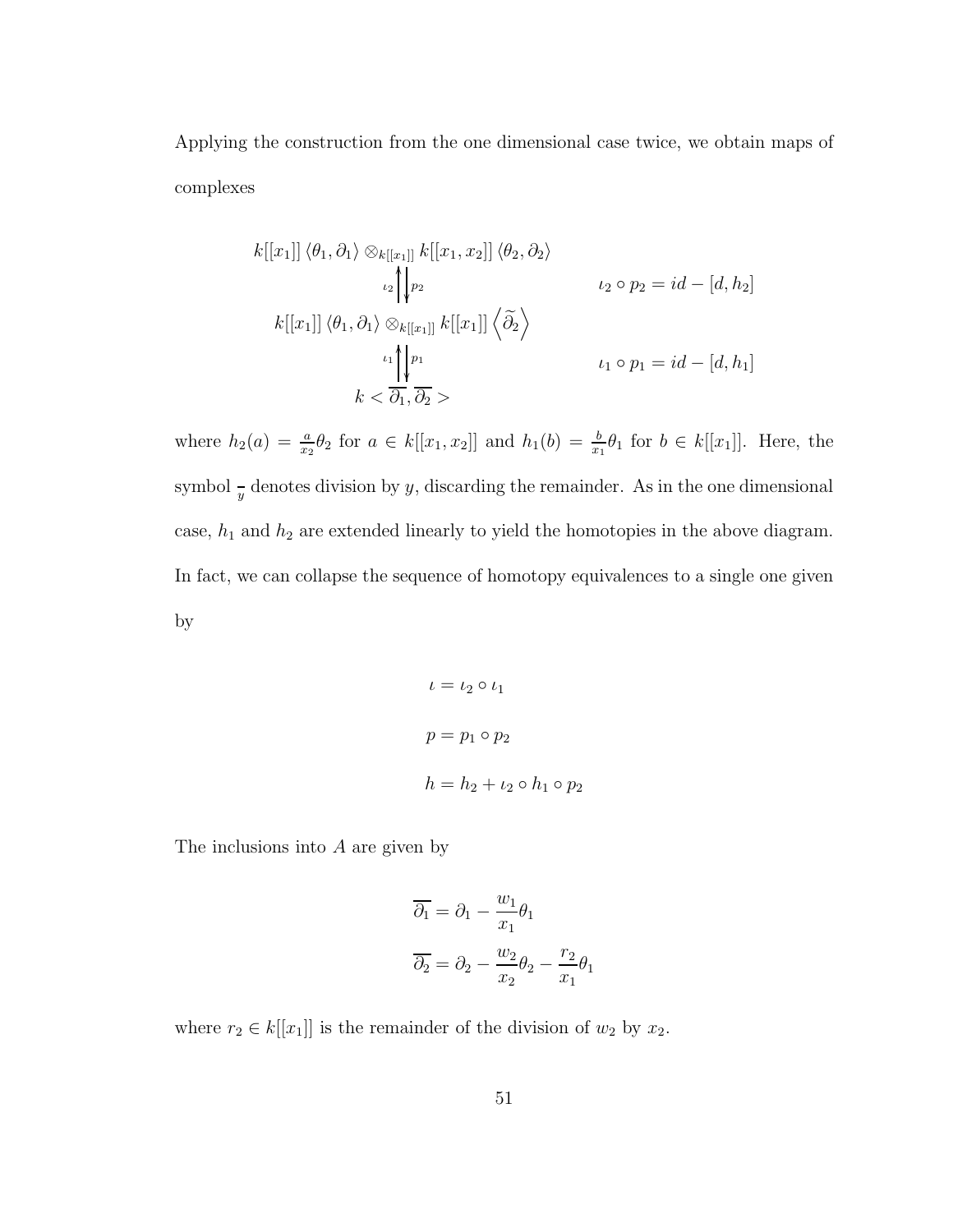Applying the construction from the one dimensional case twice, we obtain maps of complexes

$$
\begin{array}{ccc}
k[[x_1]]\left\langle \theta_1, \partial_1 \right\rangle \otimes_{k[[x_1]]} k[[x_1,x_2]]\left\langle \theta_2, \partial_2 \right\rangle & & \\
{\scriptstyle \iota_2} \big\uparrow \big\downarrow {\scriptstyle p_2} & & \iota_2 \circ p_2 = id - [d, h_2] \\
k[[x_1]]\left\langle \theta_1, \partial_1 \right\rangle \otimes_{k[[x_1]]} k[[x_1]]\left\langle \widetilde{\partial_2} \right\rangle & & \\
{\scriptstyle \iota_1} \big\uparrow \big\downarrow {\scriptstyle p_1} & & \iota_1 \circ p_1 = id - [d, h_1] \\
k < \overline{\partial_1}, \overline{\partial_2} > & &
\end{array}
$$

where $h_2(a) = \frac{a}{x_2}\theta_2$ for $a \in k[[x_1, x_2]]$ and $h_1(b) = \frac{b}{x_1}\theta_1$ for $b \in k[[x_1]]$. Here, the symbol $\frac{-}{y}$ denotes division by $y$, discarding the remainder. As in the one dimensional case, $h_1$ and $h_2$ are extended linearly to yield the homotopies in the above diagram. In fact, we can collapse the sequence of homotopy equivalences to a single one given by

$$\iota = \iota_2 \circ \iota_1$$

$$p = p_1 \circ p_2$$

$$h = h_2 + \iota_2 \circ h_1 \circ p_2$$

The inclusions into $A$ are given by

$$\overline{\partial_1} = \partial_1 - \frac{w_1}{x_1}\theta_1$$

$$\overline{\partial_2} = \partial_2 - \frac{w_2}{x_2}\theta_2 - \frac{r_2}{x_1}\theta_1$$

where $r_2 \in k[[x_1]]$ is the remainder of the division of $w_2$ by $x_2$.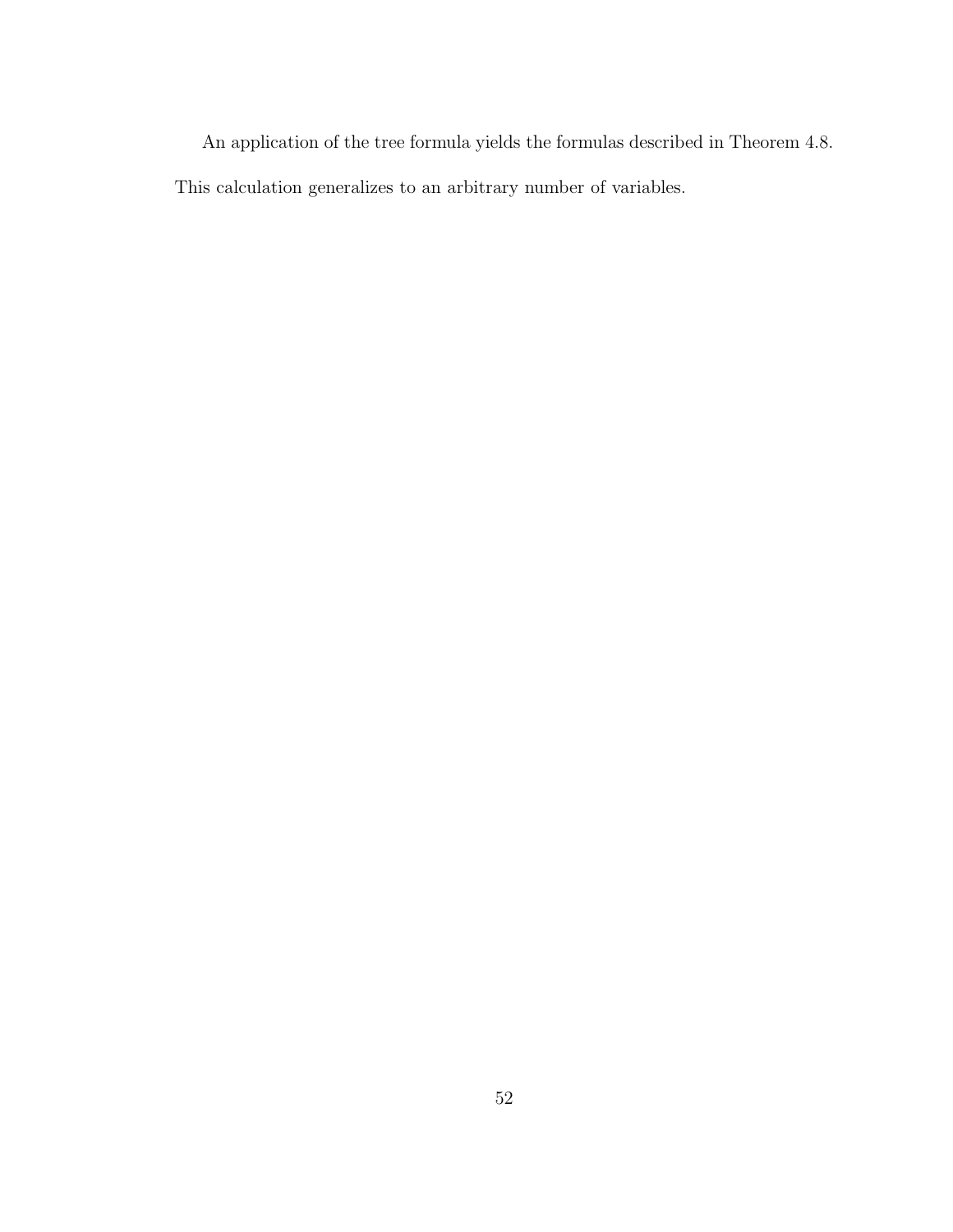An application of the tree formula yields the formulas described in Theorem 4.8. This calculation generalizes to an arbitrary number of variables.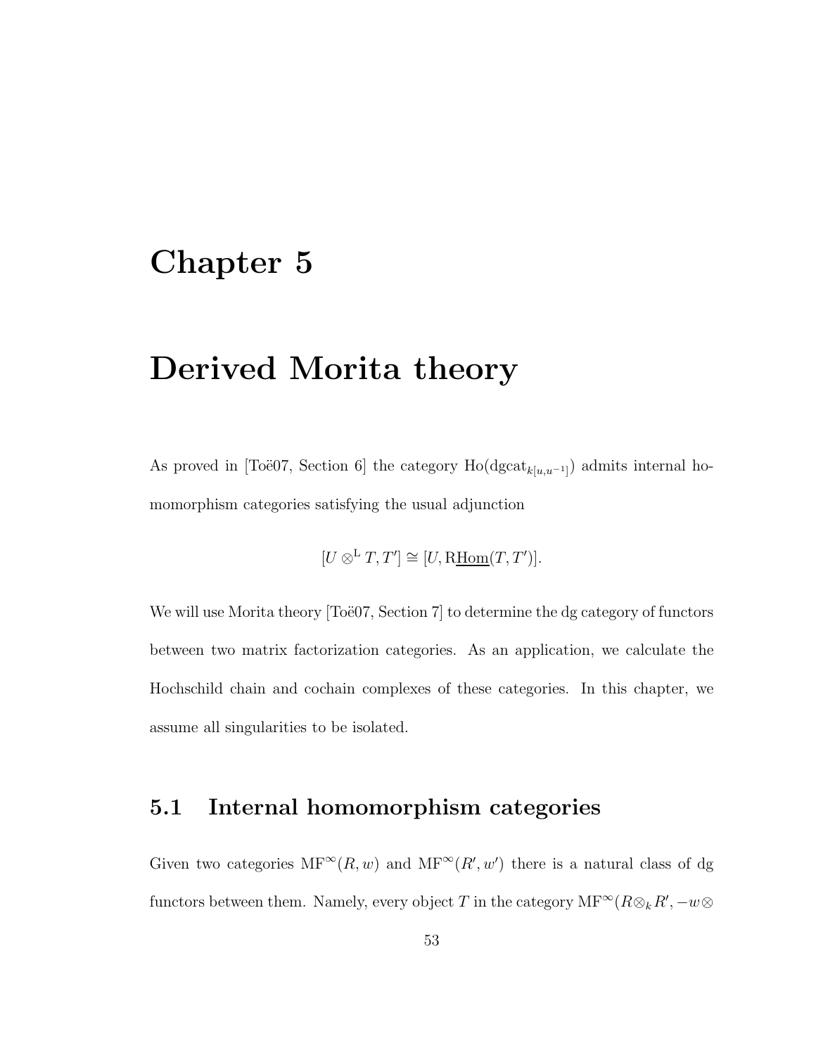# Chapter 5

# Derived Morita theory

As proved in [Toë07, Section 6] the category $\mathrm{Ho}(\mathrm{dgcat}_{k[u,u^{-1}]})$ admits internal homomorphism categories satisfying the usual adjunction

$$[U \otimes^{\mathrm{L}} T, T'] \cong [U, \mathrm{R}\underline{\mathrm{Hom}}(T, T')].$$

We will use Morita theory [Toë07, Section 7] to determine the dg category of functors between two matrix factorization categories. As an application, we calculate the Hochschild chain and cochain complexes of these categories. In this chapter, we assume all singularities to be isolated.

## 5.1 Internal homomorphism categories

Given two categories $\mathrm{MF}^{\infty}(R, w)$ and $\mathrm{MF}^{\infty}(R', w')$ there is a natural class of dg functors between them. Namely, every object $T$ in the category $\mathrm{MF}^{\infty}(R \otimes_k R', -w \otimes$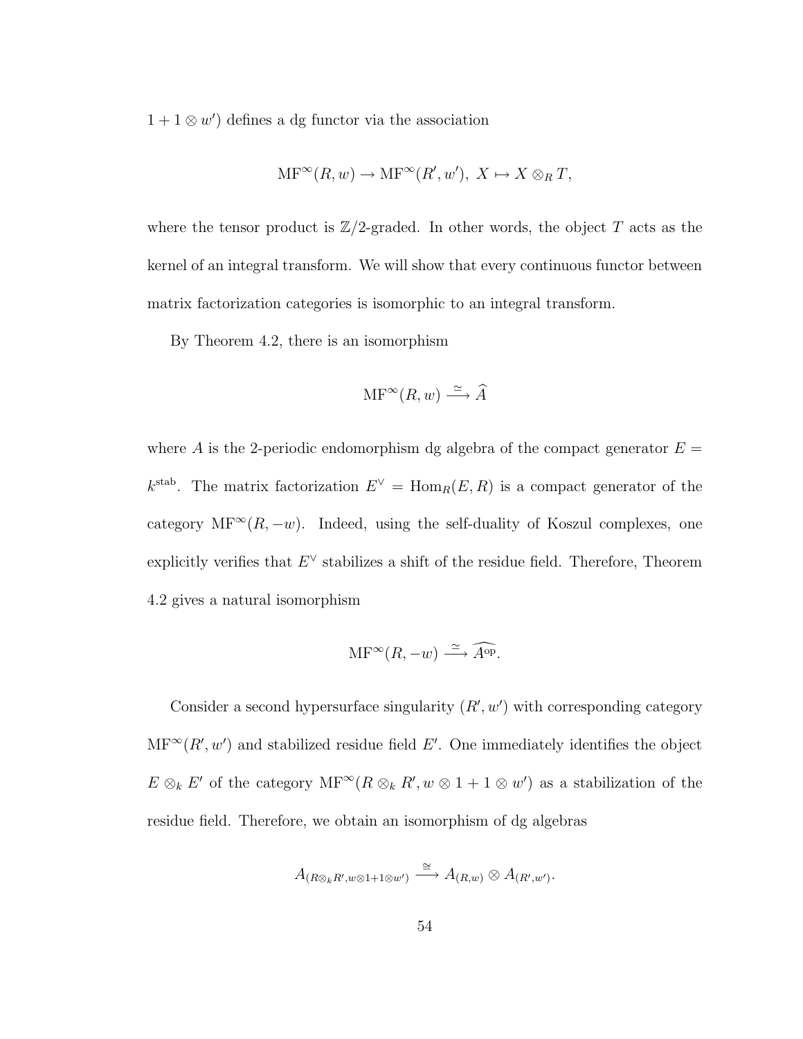$1 + 1 \otimes w'$) defines a dg functor via the association

$$\mathrm{MF}^{\infty}(R, w) \to \mathrm{MF}^{\infty}(R', w'),\ X \mapsto X \otimes_R T,$$

where the tensor product is $\mathbb{Z}/2$-graded. In other words, the object $T$ acts as the kernel of an integral transform. We will show that every continuous functor between matrix factorization categories is isomorphic to an integral transform.

By Theorem 4.2, there is an isomorphism

$$\mathrm{MF}^{\infty}(R, w) \xrightarrow{\simeq} \widehat{A}$$

where $A$ is the 2-periodic endomorphism dg algebra of the compact generator $E = k^{\mathrm{stab}}$. The matrix factorization $E^{\vee} = \mathrm{Hom}_R(E, R)$ is a compact generator of the category $\mathrm{MF}^{\infty}(R, -w)$. Indeed, using the self-duality of Koszul complexes, one explicitly verifies that $E^{\vee}$ stabilizes a shift of the residue field. Therefore, Theorem 4.2 gives a natural isomorphism

$$\mathrm{MF}^{\infty}(R, -w) \xrightarrow{\simeq} \widehat{A^{\mathrm{op}}}.$$

Consider a second hypersurface singularity $(R', w')$ with corresponding category $\mathrm{MF}^{\infty}(R', w')$ and stabilized residue field $E'$. One immediately identifies the object $E \otimes_k E'$ of the category $\mathrm{MF}^{\infty}(R \otimes_k R', w \otimes 1 + 1 \otimes w')$ as a stabilization of the residue field. Therefore, we obtain an isomorphism of dg algebras

$$A_{(R \otimes_k R', w \otimes 1 + 1 \otimes w')} \xrightarrow{\cong} A_{(R,w)} \otimes A_{(R',w')}.$$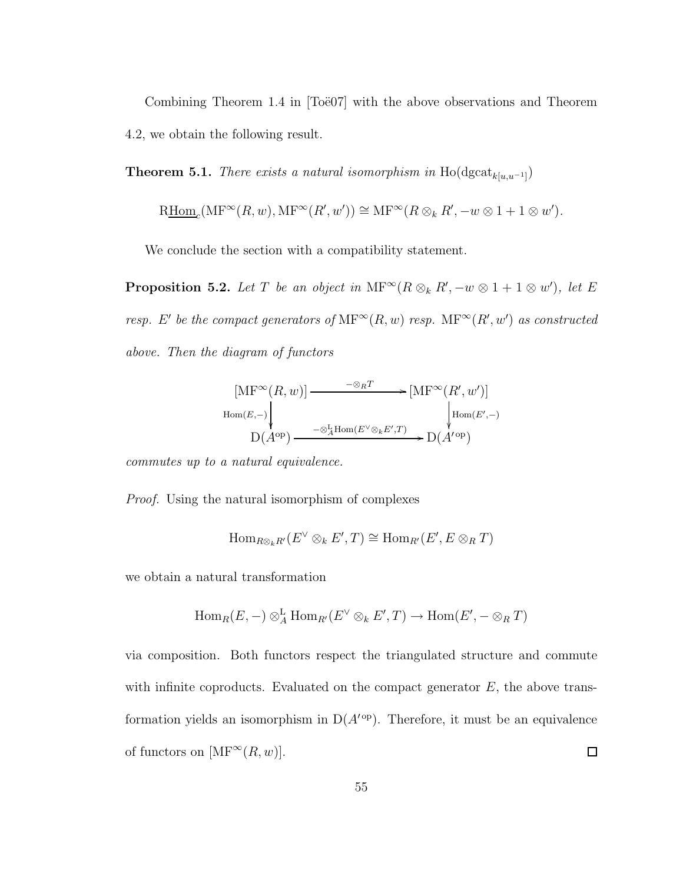Combining Theorem 1.4 in [Toë07] with the above observations and Theorem 4.2, we obtain the following result.

**Theorem 5.1.** *There exists a natural isomorphism in* $\mathrm{Ho}(\mathrm{dgcat}_{k[u,u^{-1}]})$

$$\mathrm{R}\underline{\mathrm{Hom}}_c(\mathrm{MF}^\infty(R,w),\mathrm{MF}^\infty(R',w')) \cong \mathrm{MF}^\infty(R\otimes_k R', -w\otimes 1 + 1\otimes w').$$

We conclude the section with a compatibility statement.

**Proposition 5.2.** *Let $T$ be an object in $\mathrm{MF}^\infty(R\otimes_k R', -w\otimes 1 + 1\otimes w')$, let $E$ resp. $E'$ be the compact generators of $\mathrm{MF}^\infty(R,w)$ resp. $\mathrm{MF}^\infty(R',w')$ as constructed above. Then the diagram of functors*

$$\begin{array}{ccc} [\mathrm{MF}^\infty(R,w)] & \xrightarrow{-\otimes_R T} & [\mathrm{MF}^\infty(R',w')] \\ \Big\downarrow{\scriptstyle \mathrm{Hom}(E,-)} & & \Big\downarrow{\scriptstyle \mathrm{Hom}(E',-)} \\ \mathrm{D}(A^{\mathrm{op}}) & \xrightarrow{-\otimes^{\mathrm{L}}_A \mathrm{Hom}(E^\vee\otimes_k E', T)} & \mathrm{D}(A'^{\mathrm{op}}) \end{array}$$

*commutes up to a natural equivalence.*

*Proof.* Using the natural isomorphism of complexes

$$\mathrm{Hom}_{R\otimes_k R'}(E^\vee\otimes_k E', T) \cong \mathrm{Hom}_{R'}(E', E\otimes_R T)$$

we obtain a natural transformation

$$\mathrm{Hom}_R(E,-)\otimes^{\mathrm{L}}_A \mathrm{Hom}_{R'}(E^\vee\otimes_k E', T) \to \mathrm{Hom}(E', -\otimes_R T)$$

via composition. Both functors respect the triangulated structure and commute with infinite coproducts. Evaluated on the compact generator $E$, the above transformation yields an isomorphism in $\mathrm{D}(A'^{\mathrm{op}})$. Therefore, it must be an equivalence of functors on $[\mathrm{MF}^\infty(R,w)]$. □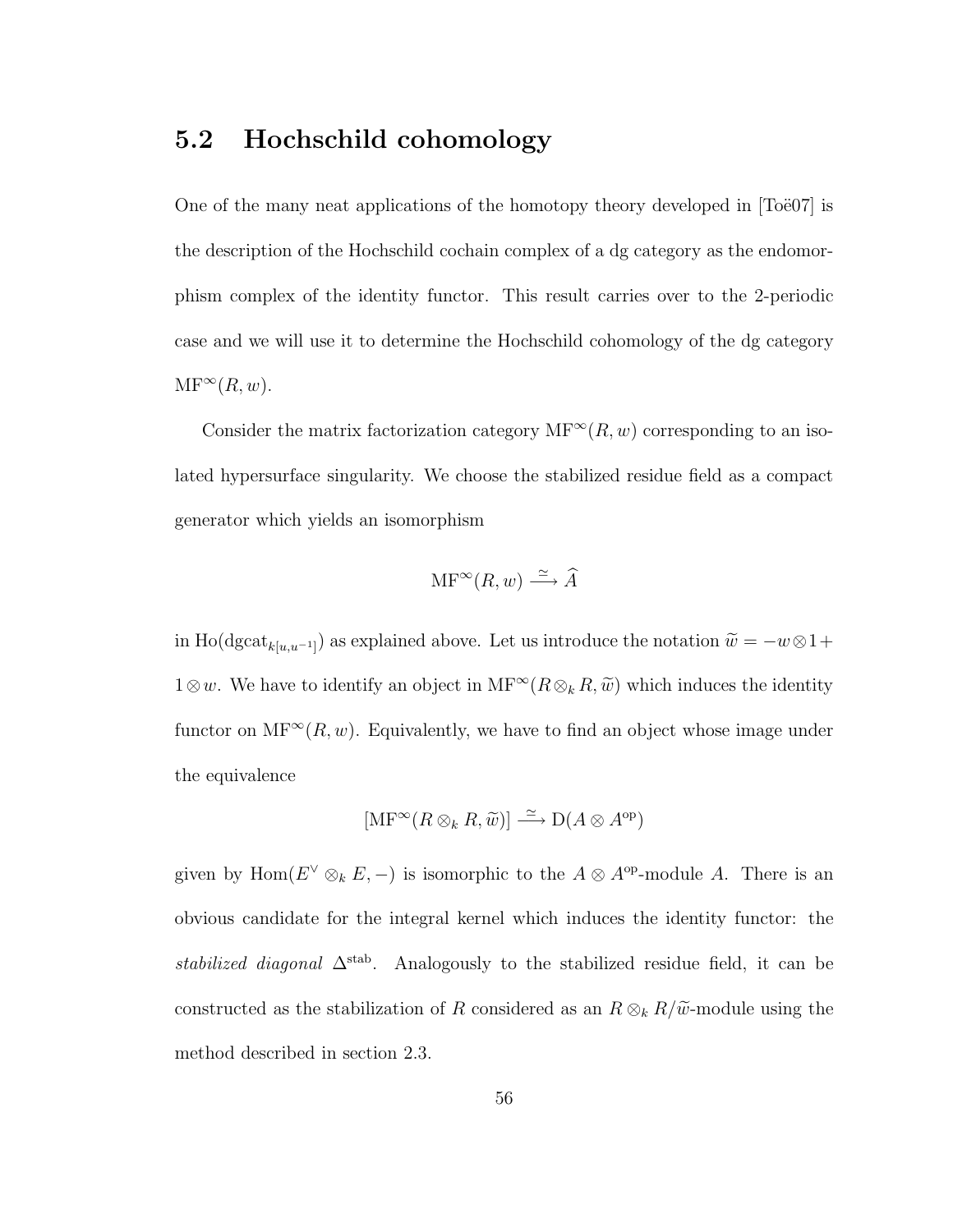## 5.2 Hochschild cohomology

One of the many neat applications of the homotopy theory developed in [Toë07] is the description of the Hochschild cochain complex of a dg category as the endomorphism complex of the identity functor. This result carries over to the 2-periodic case and we will use it to determine the Hochschild cohomology of the dg category $\mathrm{MF}^{\infty}(R, w)$.

Consider the matrix factorization category $\mathrm{MF}^{\infty}(R, w)$ corresponding to an isolated hypersurface singularity. We choose the stabilized residue field as a compact generator which yields an isomorphism

$$\mathrm{MF}^{\infty}(R, w) \xrightarrow{\simeq} \widehat{A}$$

in $\mathrm{Ho}(\mathrm{dgcat}_{k[u,u^{-1}]})$ as explained above. Let us introduce the notation $\widetilde{w} = -w \otimes 1 + 1 \otimes w$. We have to identify an object in $\mathrm{MF}^{\infty}(R \otimes_k R, \widetilde{w})$ which induces the identity functor on $\mathrm{MF}^{\infty}(R, w)$. Equivalently, we have to find an object whose image under the equivalence

$$[\mathrm{MF}^{\infty}(R \otimes_k R, \widetilde{w})] \xrightarrow{\simeq} \mathrm{D}(A \otimes A^{\mathrm{op}})$$

given by $\mathrm{Hom}(E^{\vee} \otimes_k E, -)$ is isomorphic to the $A \otimes A^{\mathrm{op}}$-module $A$. There is an obvious candidate for the integral kernel which induces the identity functor: the *stabilized diagonal* $\Delta^{\mathrm{stab}}$. Analogously to the stabilized residue field, it can be constructed as the stabilization of $R$ considered as an $R \otimes_k R/\widetilde{w}$-module using the method described in section 2.3.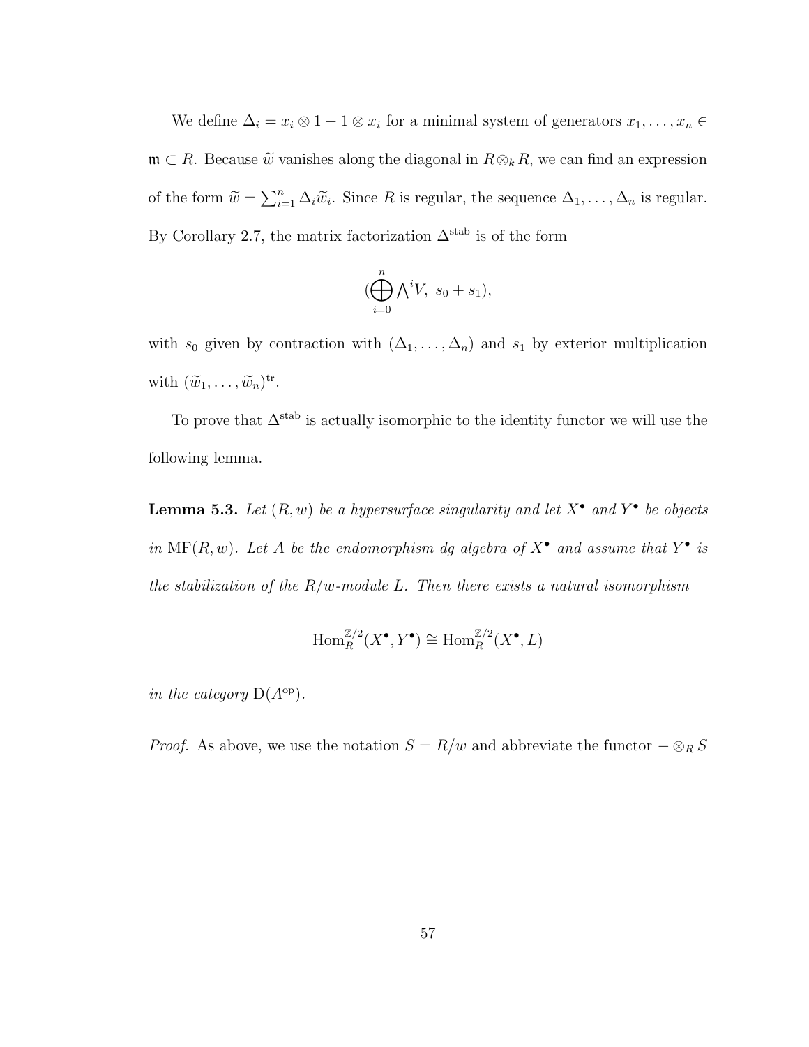We define $\Delta_i = x_i \otimes 1 - 1 \otimes x_i$ for a minimal system of generators $x_1, \ldots, x_n \in \mathfrak{m} \subset R$. Because $\widetilde{w}$ vanishes along the diagonal in $R \otimes_k R$, we can find an expression of the form $\widetilde{w} = \sum_{i=1}^n \Delta_i \widetilde{w}_i$. Since $R$ is regular, the sequence $\Delta_1, \ldots, \Delta_n$ is regular. By Corollary 2.7, the matrix factorization $\Delta^{\mathrm{stab}}$ is of the form

$$(\bigoplus_{i=0}^{n} \bigwedge^i V,\ s_0 + s_1),$$

with $s_0$ given by contraction with $(\Delta_1, \ldots, \Delta_n)$ and $s_1$ by exterior multiplication with $(\widetilde{w}_1, \ldots, \widetilde{w}_n)^{\mathrm{tr}}$.

To prove that $\Delta^{\mathrm{stab}}$ is actually isomorphic to the identity functor we will use the following lemma.

**Lemma 5.3.** *Let $(R, w)$ be a hypersurface singularity and let $X^\bullet$ and $Y^\bullet$ be objects in $\mathrm{MF}(R, w)$. Let $A$ be the endomorphism dg algebra of $X^\bullet$ and assume that $Y^\bullet$ is the stabilization of the $R/w$-module $L$. Then there exists a natural isomorphism*

$$\mathrm{Hom}_R^{\mathbb{Z}/2}(X^\bullet, Y^\bullet) \cong \mathrm{Hom}_R^{\mathbb{Z}/2}(X^\bullet, L)$$

*in the category $\mathrm{D}(A^{\mathrm{op}})$.*

*Proof.* As above, we use the notation $S = R/w$ and abbreviate the functor $- \otimes_R S$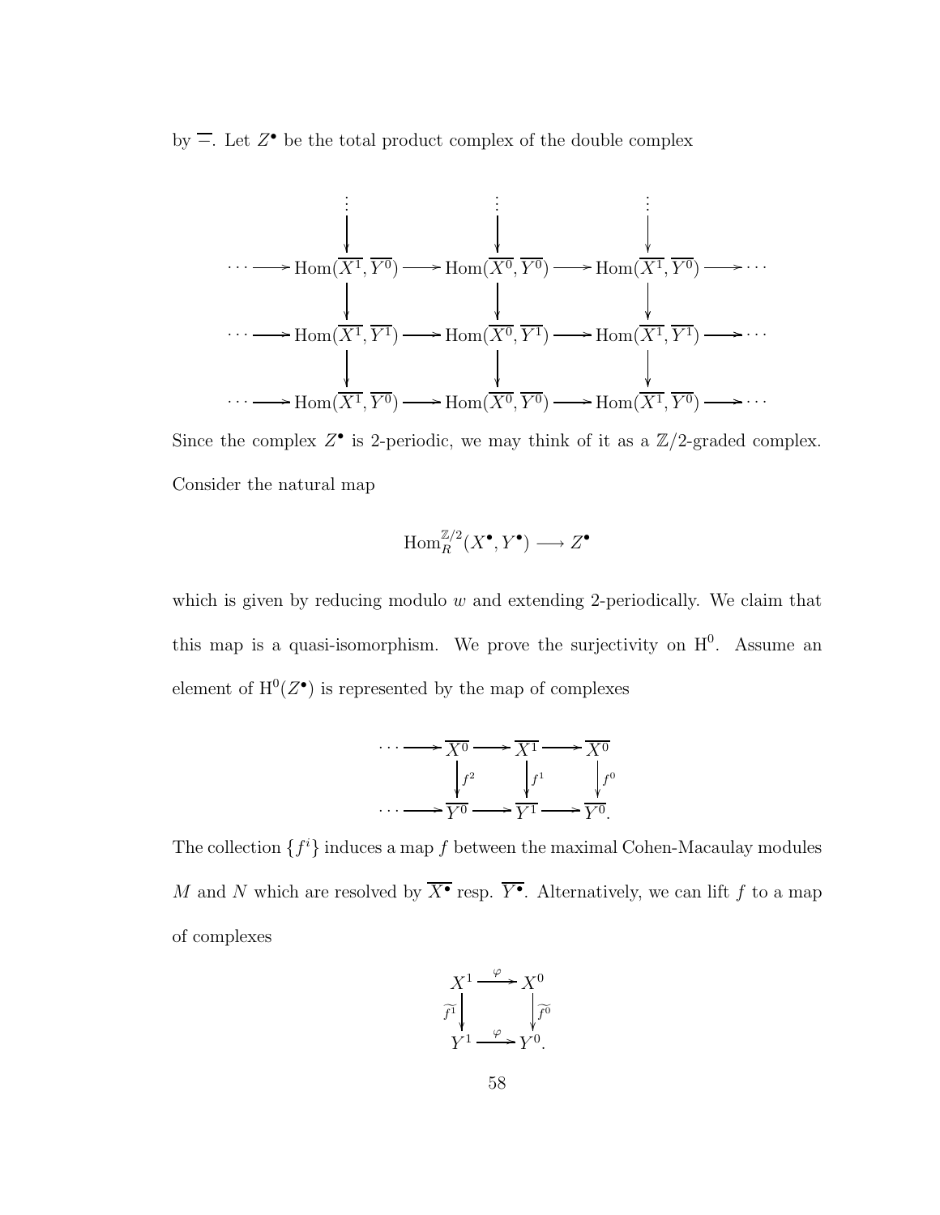by $\overline{-}$. Let $Z^\bullet$ be the total product complex of the double complex

$$
\begin{array}{ccccccc}
 & & \vdots & & \vdots & & \vdots & \\
 & & \downarrow & & \downarrow & & \downarrow & \\
\cdots & \longrightarrow & \mathrm{Hom}(\overline{X^1}, \overline{Y^0}) & \longrightarrow & \mathrm{Hom}(\overline{X^0}, \overline{Y^0}) & \longrightarrow & \mathrm{Hom}(\overline{X^1}, \overline{Y^0}) & \longrightarrow \cdots \\
 & & \downarrow & & \downarrow & & \downarrow & \\
\cdots & \longrightarrow & \mathrm{Hom}(\overline{X^1}, \overline{Y^1}) & \longrightarrow & \mathrm{Hom}(\overline{X^0}, \overline{Y^1}) & \longrightarrow & \mathrm{Hom}(\overline{X^1}, \overline{Y^1}) & \longrightarrow \cdots \\
 & & \downarrow & & \downarrow & & \downarrow & \\
\cdots & \longrightarrow & \mathrm{Hom}(\overline{X^1}, \overline{Y^0}) & \longrightarrow & \mathrm{Hom}(\overline{X^0}, \overline{Y^0}) & \longrightarrow & \mathrm{Hom}(\overline{X^1}, \overline{Y^0}) & \longrightarrow \cdots
\end{array}
$$

Since the complex $Z^\bullet$ is 2-periodic, we may think of it as a $\mathbb{Z}/2$-graded complex. Consider the natural map

$$\mathrm{Hom}_R^{\mathbb{Z}/2}(X^\bullet, Y^\bullet) \longrightarrow Z^\bullet$$

which is given by reducing modulo $w$ and extending 2-periodically. We claim that this map is a quasi-isomorphism. We prove the surjectivity on $\mathrm{H}^0$. Assume an element of $\mathrm{H}^0(Z^\bullet)$ is represented by the map of complexes

$$
\begin{array}{ccccccc}
\cdots & \longrightarrow & \overline{X^0} & \longrightarrow & \overline{X^1} & \longrightarrow & \overline{X^0} \\
 & & \downarrow f^2 & & \downarrow f^1 & & \downarrow f^0 \\
\cdots & \longrightarrow & \overline{Y^0} & \longrightarrow & \overline{Y^1} & \longrightarrow & \overline{Y^0}.
\end{array}
$$

The collection $\{f^i\}$ induces a map $f$ between the maximal Cohen-Macaulay modules $M$ and $N$ which are resolved by $\overline{X^\bullet}$ resp. $\overline{Y^\bullet}$. Alternatively, we can lift $f$ to a map of complexes

$$
\begin{array}{ccc}
X^1 & \xrightarrow{\varphi} & X^0 \\
\widetilde{f^1} \downarrow & & \downarrow \widetilde{f^0} \\
Y^1 & \xrightarrow{\varphi} & Y^0.
\end{array}
$$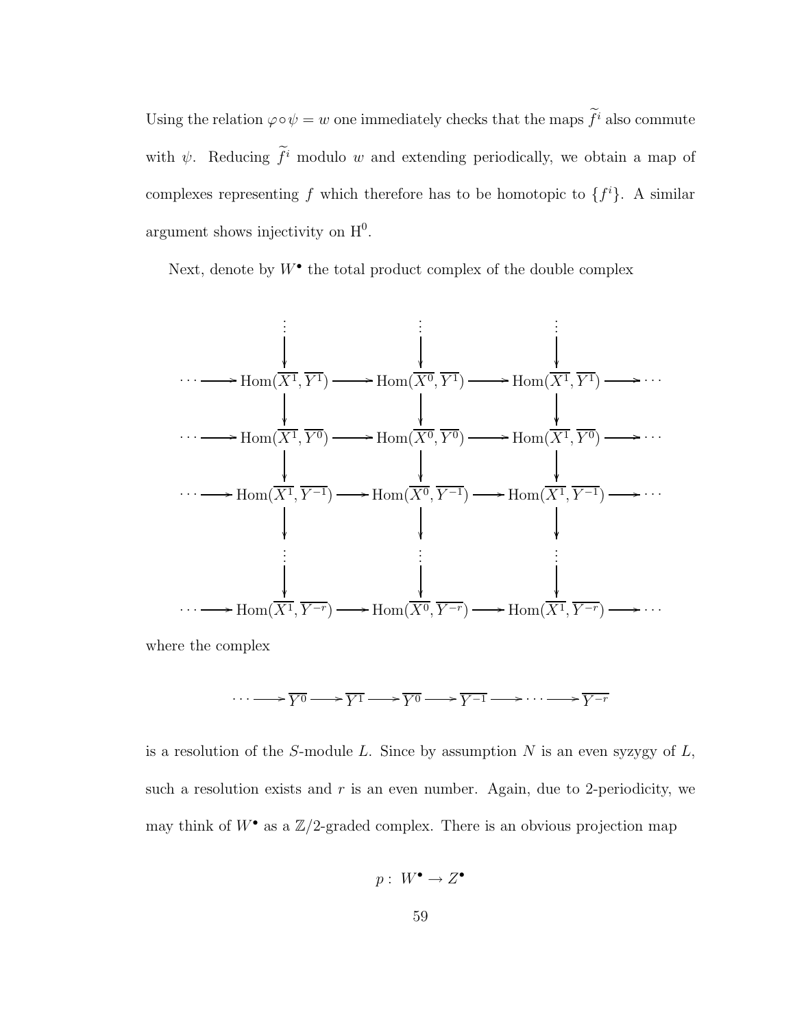Using the relation $\varphi \circ \psi = w$ one immediately checks that the maps $\widetilde{f}^i$ also commute with $\psi$. Reducing $\widetilde{f}^i$ modulo $w$ and extending periodically, we obtain a map of complexes representing $f$ which therefore has to be homotopic to $\{f^i\}$. A similar argument shows injectivity on $\mathrm{H}^0$.

Next, denote by $W^\bullet$ the total product complex of the double complex

$$
\begin{array}{ccccccc}
 & \vdots & & \vdots & & \vdots & \\
 & \downarrow & & \downarrow & & \downarrow & \\
\cdots \longrightarrow & \mathrm{Hom}(\overline{X^1}, \overline{Y^1}) & \longrightarrow & \mathrm{Hom}(\overline{X^0}, \overline{Y^1}) & \longrightarrow & \mathrm{Hom}(\overline{X^1}, \overline{Y^1}) & \longrightarrow \cdots \\
 & \downarrow & & \downarrow & & \downarrow & \\
\cdots \longrightarrow & \mathrm{Hom}(\overline{X^1}, \overline{Y^0}) & \longrightarrow & \mathrm{Hom}(\overline{X^0}, \overline{Y^0}) & \longrightarrow & \mathrm{Hom}(\overline{X^1}, \overline{Y^0}) & \longrightarrow \cdots \\
 & \downarrow & & \downarrow & & \downarrow & \\
\cdots \longrightarrow & \mathrm{Hom}(\overline{X^1}, \overline{Y^{-1}}) & \longrightarrow & \mathrm{Hom}(\overline{X^0}, \overline{Y^{-1}}) & \longrightarrow & \mathrm{Hom}(\overline{X^1}, \overline{Y^{-1}}) & \longrightarrow \cdots \\
 & \downarrow & & \downarrow & & \downarrow & \\
 & \vdots & & \vdots & & \vdots & \\
 & \downarrow & & \downarrow & & \downarrow & \\
\cdots \longrightarrow & \mathrm{Hom}(\overline{X^1}, \overline{Y^{-r}}) & \longrightarrow & \mathrm{Hom}(\overline{X^0}, \overline{Y^{-r}}) & \longrightarrow & \mathrm{Hom}(\overline{X^1}, \overline{Y^{-r}}) & \longrightarrow \cdots
\end{array}
$$

where the complex

$$\cdots \longrightarrow \overline{Y^0} \longrightarrow \overline{Y^1} \longrightarrow \overline{Y^0} \longrightarrow \overline{Y^{-1}} \longrightarrow \cdots \longrightarrow \overline{Y^{-r}}$$

is a resolution of the $S$-module $L$. Since by assumption $N$ is an even syzygy of $L$, such a resolution exists and $r$ is an even number. Again, due to 2-periodicity, we may think of $W^\bullet$ as a $\mathbb{Z}/2$-graded complex. There is an obvious projection map

$$p: \ W^\bullet \to Z^\bullet$$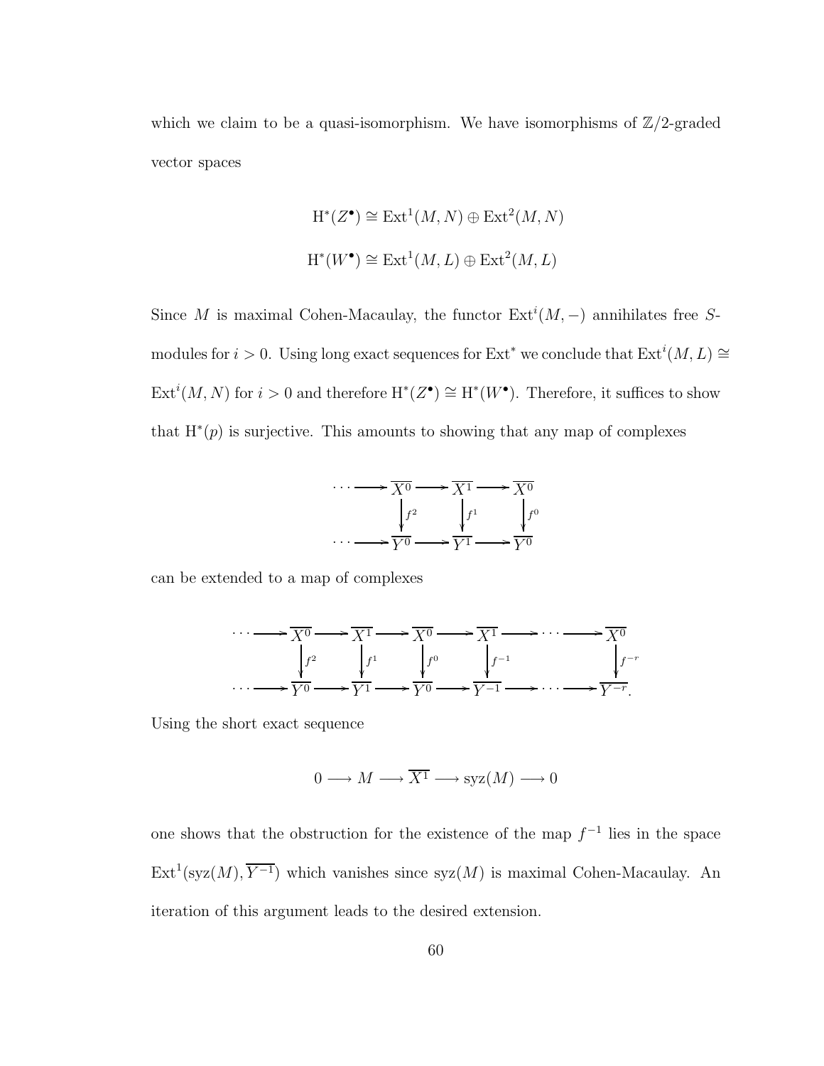which we claim to be a quasi-isomorphism. We have isomorphisms of $\mathbb{Z}/2$-graded vector spaces

$$\mathrm{H}^*(Z^\bullet) \cong \mathrm{Ext}^1(M,N) \oplus \mathrm{Ext}^2(M,N)$$

$$\mathrm{H}^*(W^\bullet) \cong \mathrm{Ext}^1(M,L) \oplus \mathrm{Ext}^2(M,L)$$

Since $M$ is maximal Cohen-Macaulay, the functor $\mathrm{Ext}^i(M,-)$ annihilates free $S$-modules for $i>0$. Using long exact sequences for $\mathrm{Ext}^*$ we conclude that $\mathrm{Ext}^i(M,L) \cong \mathrm{Ext}^i(M,N)$ for $i>0$ and therefore $\mathrm{H}^*(Z^\bullet) \cong \mathrm{H}^*(W^\bullet)$. Therefore, it suffices to show that $\mathrm{H}^*(p)$ is surjective. This amounts to showing that any map of complexes

$$\begin{array}{ccccccc}
\cdots \longrightarrow & \overline{X^0} & \longrightarrow & \overline{X^1} & \longrightarrow & \overline{X^0} \\
& \big\downarrow f^2 & & \big\downarrow f^1 & & \big\downarrow f^0 \\
\cdots \longrightarrow & \overline{Y^0} & \longrightarrow & \overline{Y^1} & \longrightarrow & \overline{Y^0}
\end{array}$$

can be extended to a map of complexes

$$\begin{array}{ccccccccccc}
\cdots \longrightarrow & \overline{X^0} & \longrightarrow & \overline{X^1} & \longrightarrow & \overline{X^0} & \longrightarrow & \overline{X^1} & \longrightarrow \cdots \longrightarrow & \overline{X^0} \\
& \big\downarrow f^2 & & \big\downarrow f^1 & & \big\downarrow f^0 & & \big\downarrow f^{-1} & & \big\downarrow f^{-r} \\
\cdots \longrightarrow & \overline{Y^0} & \longrightarrow & \overline{Y^1} & \longrightarrow & \overline{Y^0} & \longrightarrow & \overline{Y^{-1}} & \longrightarrow \cdots \longrightarrow & \overline{Y^{-r}}.
\end{array}$$

Using the short exact sequence

$$0 \longrightarrow M \longrightarrow \overline{X^1} \longrightarrow \mathrm{syz}(M) \longrightarrow 0$$

one shows that the obstruction for the existence of the map $f^{-1}$ lies in the space $\mathrm{Ext}^1(\mathrm{syz}(M), \overline{Y^{-1}})$ which vanishes since $\mathrm{syz}(M)$ is maximal Cohen-Macaulay. An iteration of this argument leads to the desired extension.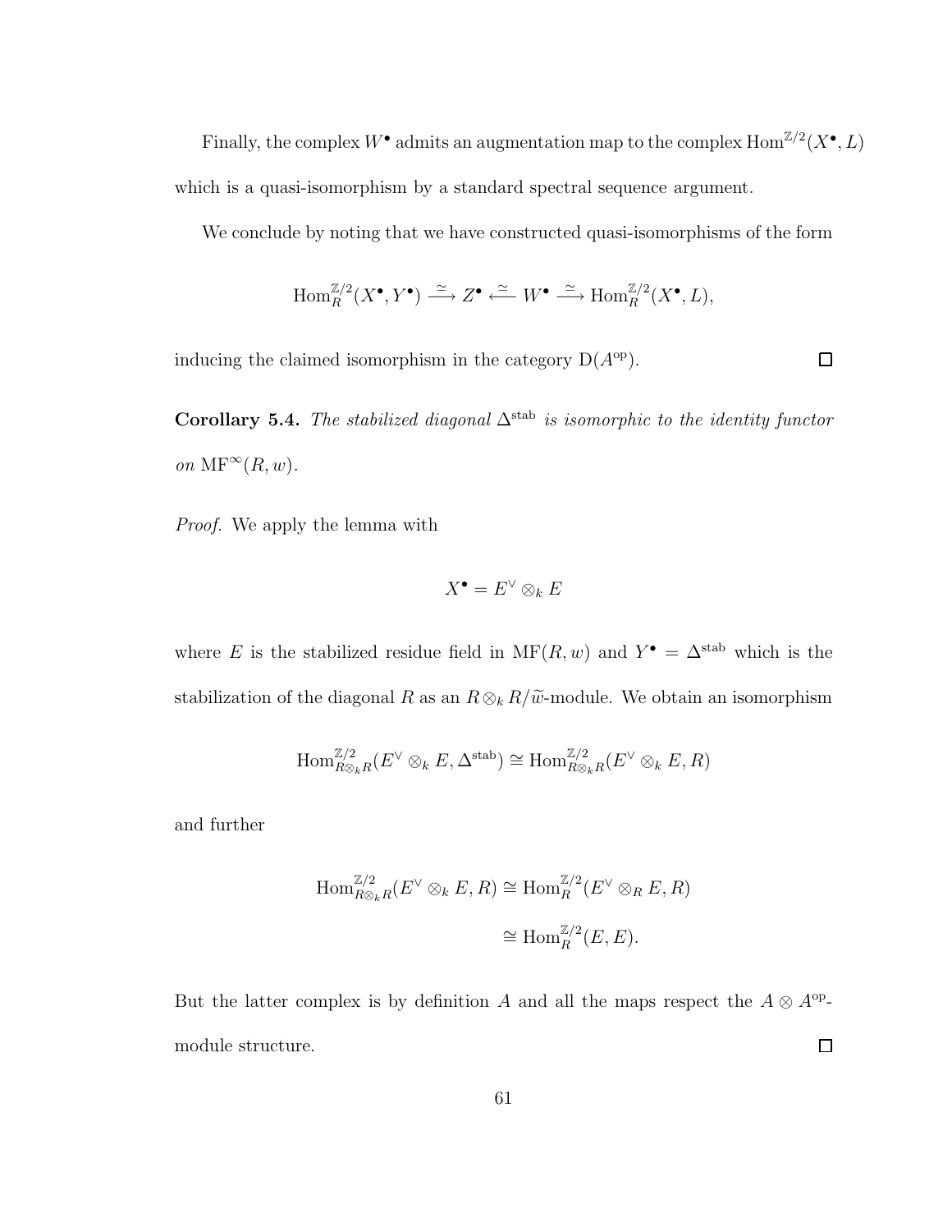Finally, the complex $W^\bullet$ admits an augmentation map to the complex $\mathrm{Hom}^{\mathbb{Z}/2}(X^\bullet, L)$ which is a quasi-isomorphism by a standard spectral sequence argument.

We conclude by noting that we have constructed quasi-isomorphisms of the form

$$\mathrm{Hom}_R^{\mathbb{Z}/2}(X^\bullet, Y^\bullet) \xrightarrow{\simeq} Z^\bullet \xleftarrow{\simeq} W^\bullet \xrightarrow{\simeq} \mathrm{Hom}_R^{\mathbb{Z}/2}(X^\bullet, L),$$

inducing the claimed isomorphism in the category $\mathrm{D}(A^{\mathrm{op}})$. □

**Corollary 5.4.** *The stabilized diagonal $\Delta^{\mathrm{stab}}$ is isomorphic to the identity functor on $\mathrm{MF}^\infty(R, w)$.*

*Proof.* We apply the lemma with

$$X^\bullet = E^\vee \otimes_k E$$

where $E$ is the stabilized residue field in $\mathrm{MF}(R, w)$ and $Y^\bullet = \Delta^{\mathrm{stab}}$ which is the stabilization of the diagonal $R$ as an $R \otimes_k R/\widetilde{w}$-module. We obtain an isomorphism

$$\mathrm{Hom}_{R\otimes_k R}^{\mathbb{Z}/2}(E^\vee \otimes_k E, \Delta^{\mathrm{stab}}) \cong \mathrm{Hom}_{R\otimes_k R}^{\mathbb{Z}/2}(E^\vee \otimes_k E, R)$$

and further

$$\begin{aligned}
\mathrm{Hom}_{R\otimes_k R}^{\mathbb{Z}/2}(E^\vee \otimes_k E, R) &\cong \mathrm{Hom}_R^{\mathbb{Z}/2}(E^\vee \otimes_R E, R) \\
&\cong \mathrm{Hom}_R^{\mathbb{Z}/2}(E, E).
\end{aligned}$$

But the latter complex is by definition $A$ and all the maps respect the $A \otimes A^{\mathrm{op}}$-module structure. □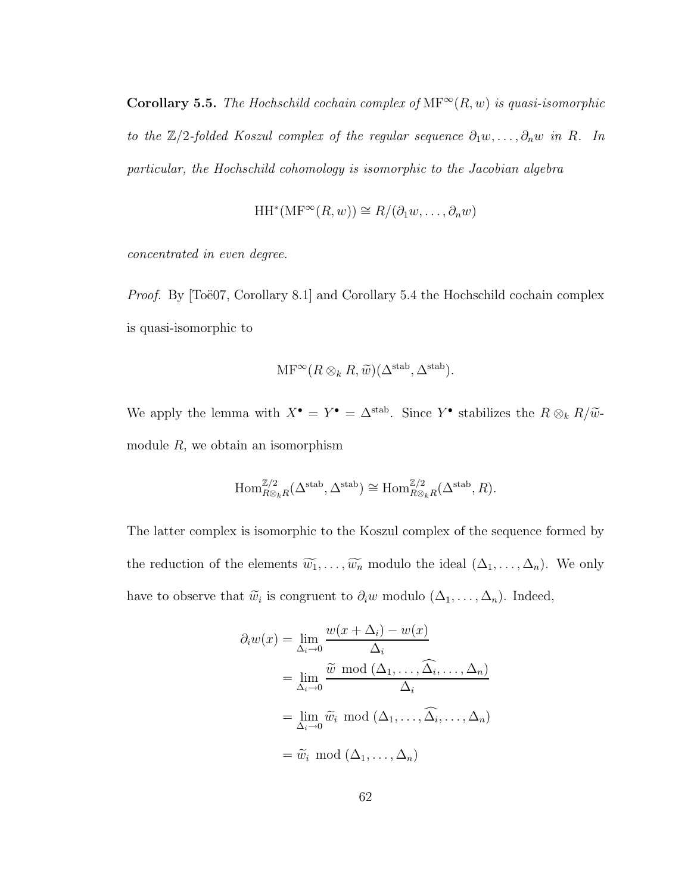**Corollary 5.5.** *The Hochschild cochain complex of* $\mathrm{MF}^\infty(R, w)$ *is quasi-isomorphic to the* $\mathbb{Z}/2$*-folded Koszul complex of the regular sequence* $\partial_1 w, \dots, \partial_n w$ *in* $R$*. In particular, the Hochschild cohomology is isomorphic to the Jacobian algebra*

$$\mathrm{HH}^*(\mathrm{MF}^\infty(R, w)) \cong R/(\partial_1 w, \dots, \partial_n w)$$

*concentrated in even degree.*

*Proof.* By [Toë07, Corollary 8.1] and Corollary 5.4 the Hochschild cochain complex is quasi-isomorphic to

$$\mathrm{MF}^\infty(R \otimes_k R, \widetilde{w})(\Delta^{\mathrm{stab}}, \Delta^{\mathrm{stab}}).$$

We apply the lemma with $X^\bullet = Y^\bullet = \Delta^{\mathrm{stab}}$. Since $Y^\bullet$ stabilizes the $R \otimes_k R/\widetilde{w}$-module $R$, we obtain an isomorphism

$$\mathrm{Hom}^{\mathbb{Z}/2}_{R \otimes_k R}(\Delta^{\mathrm{stab}}, \Delta^{\mathrm{stab}}) \cong \mathrm{Hom}^{\mathbb{Z}/2}_{R \otimes_k R}(\Delta^{\mathrm{stab}}, R).$$

The latter complex is isomorphic to the Koszul complex of the sequence formed by the reduction of the elements $\widetilde{w_1}, \dots, \widetilde{w_n}$ modulo the ideal $(\Delta_1, \dots, \Delta_n)$. We only have to observe that $\widetilde{w}_i$ is congruent to $\partial_i w$ modulo $(\Delta_1, \dots, \Delta_n)$. Indeed,

$$\begin{aligned}
\partial_i w(x) &= \lim_{\Delta_i \to 0} \frac{w(x + \Delta_i) - w(x)}{\Delta_i} \\
&= \lim_{\Delta_i \to 0} \frac{\widetilde{w} \bmod (\Delta_1, \dots, \widehat{\Delta_i}, \dots, \Delta_n)}{\Delta_i} \\
&= \lim_{\Delta_i \to 0} \widetilde{w}_i \bmod (\Delta_1, \dots, \widehat{\Delta_i}, \dots, \Delta_n) \\
&= \widetilde{w}_i \bmod (\Delta_1, \dots, \Delta_n)
\end{aligned}$$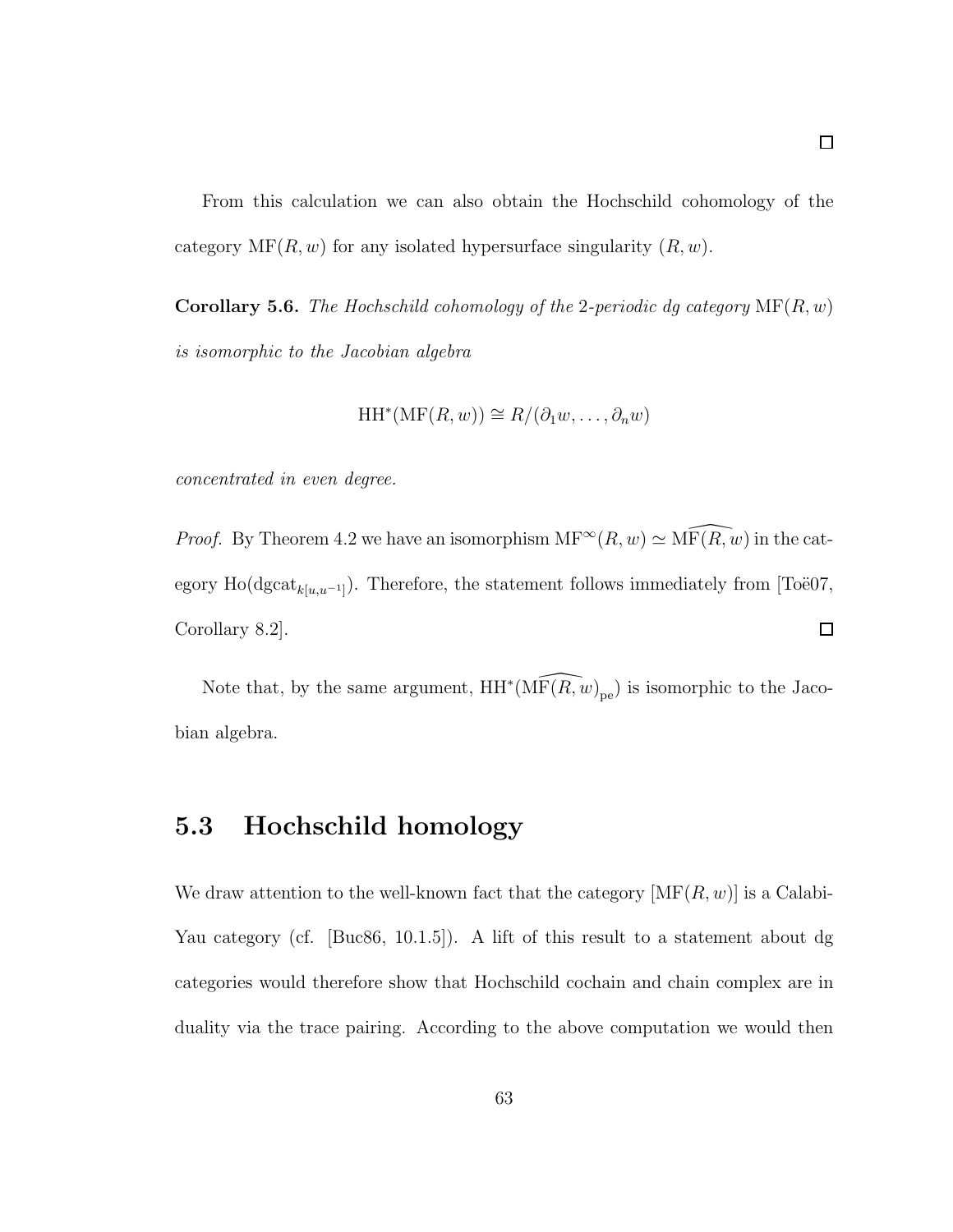∎

From this calculation we can also obtain the Hochschild cohomology of the category $\mathrm{MF}(R, w)$ for any isolated hypersurface singularity $(R, w)$.

**Corollary 5.6.** *The Hochschild cohomology of the* 2*-periodic dg category* $\mathrm{MF}(R, w)$ *is isomorphic to the Jacobian algebra*

$$\mathrm{HH}^*(\mathrm{MF}(R, w)) \cong R/(\partial_1 w, \ldots, \partial_n w)$$

*concentrated in even degree.*

*Proof.* By Theorem 4.2 we have an isomorphism $\mathrm{MF}^{\infty}(R, w) \simeq \widehat{\mathrm{MF}(R, w)}$ in the category $\mathrm{Ho}(\mathrm{dgcat}_{k[u,u^{-1}]})$. Therefore, the statement follows immediately from [Toë07, Corollary 8.2]. ∎

Note that, by the same argument, $\mathrm{HH}^*(\widehat{\mathrm{MF}(R, w)}_{\mathrm{pe}})$ is isomorphic to the Jacobian algebra.

## 5.3 Hochschild homology

We draw attention to the well-known fact that the category $[\mathrm{MF}(R, w)]$ is a Calabi-Yau category (cf. [Buc86, 10.1.5]). A lift of this result to a statement about dg categories would therefore show that Hochschild cochain and chain complex are in duality via the trace pairing. According to the above computation we would then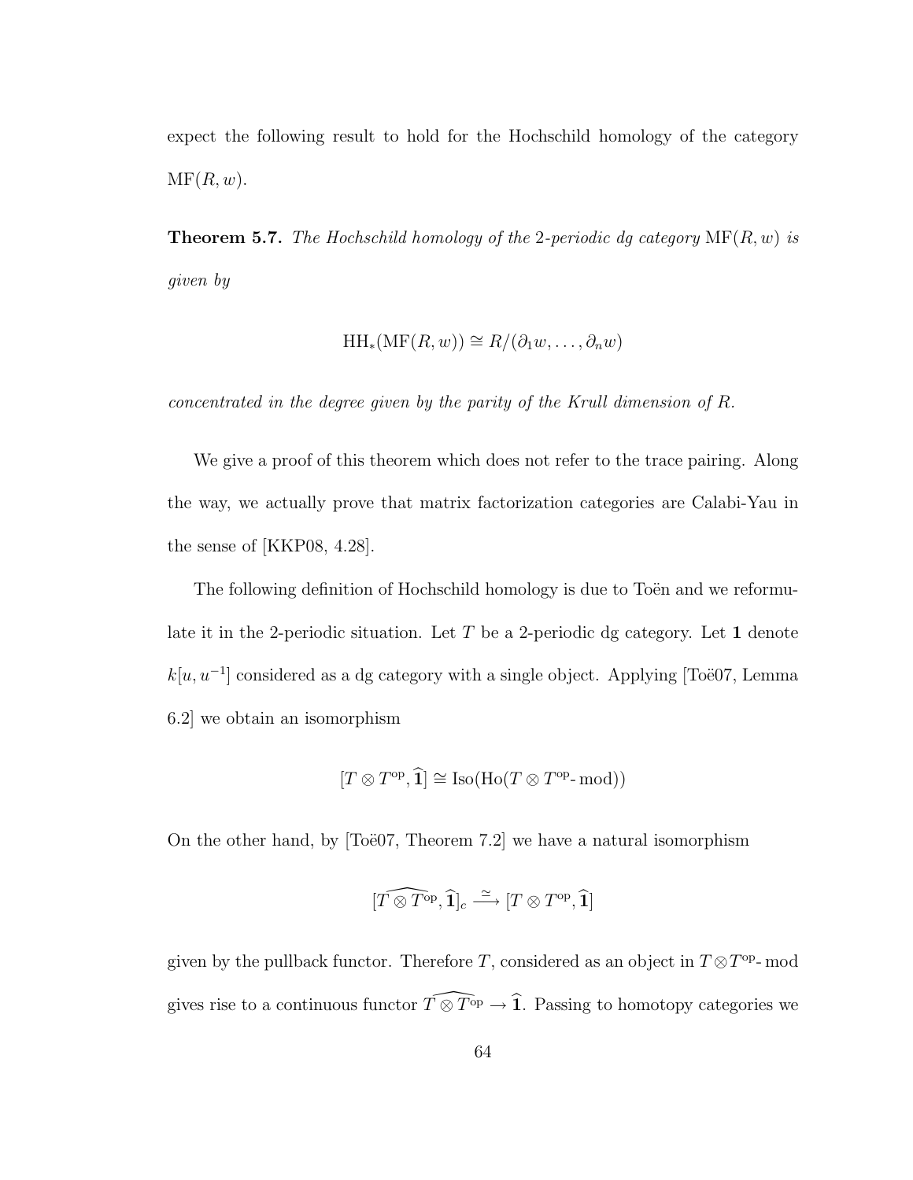expect the following result to hold for the Hochschild homology of the category $\mathrm{MF}(R, w)$.

**Theorem 5.7.** *The Hochschild homology of the 2-periodic dg category* $\mathrm{MF}(R, w)$ *is given by*

$$\mathrm{HH}_*(\mathrm{MF}(R, w)) \cong R/(\partial_1 w, \ldots, \partial_n w)$$

*concentrated in the degree given by the parity of the Krull dimension of R.*

We give a proof of this theorem which does not refer to the trace pairing. Along the way, we actually prove that matrix factorization categories are Calabi-Yau in the sense of [KKP08, 4.28].

The following definition of Hochschild homology is due to Toën and we reformulate it in the 2-periodic situation. Let $T$ be a 2-periodic dg category. Let $\mathbf{1}$ denote $k[u, u^{-1}]$ considered as a dg category with a single object. Applying [Toë07, Lemma 6.2] we obtain an isomorphism

$$[T \otimes T^{\mathrm{op}}, \widehat{\mathbf{1}}] \cong \mathrm{Iso}(\mathrm{Ho}(T \otimes T^{\mathrm{op}}\text{-}\mathrm{mod}))$$

On the other hand, by [Toë07, Theorem 7.2] we have a natural isomorphism

$$[\widehat{T \otimes T^{\mathrm{op}}}, \widehat{\mathbf{1}}]_c \xrightarrow{\simeq} [T \otimes T^{\mathrm{op}}, \widehat{\mathbf{1}}]$$

given by the pullback functor. Therefore $T$, considered as an object in $T \otimes T^{\mathrm{op}}\text{-}\mathrm{mod}$ gives rise to a continuous functor $\widehat{T \otimes T^{\mathrm{op}}} \to \widehat{\mathbf{1}}$. Passing to homotopy categories we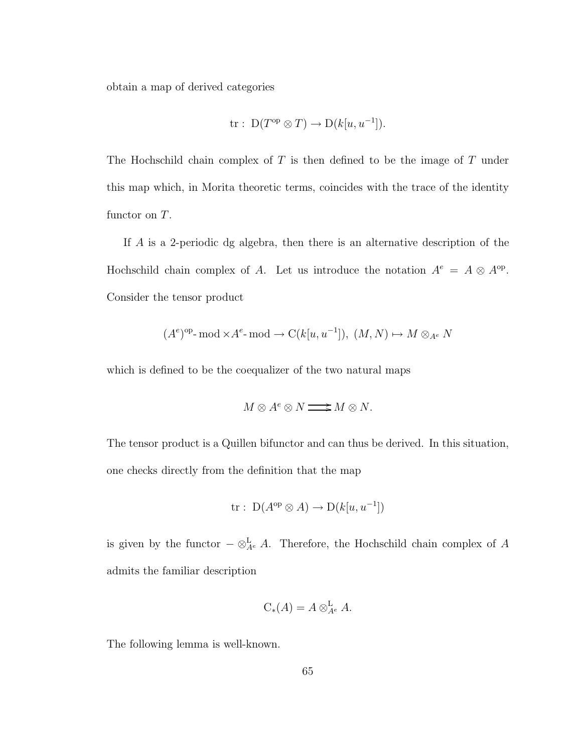obtain a map of derived categories

$$\operatorname{tr}: \mathrm{D}(T^{\mathrm{op}} \otimes T) \to \mathrm{D}(k[u, u^{-1}]).$$

The Hochschild chain complex of $T$ is then defined to be the image of $T$ under this map which, in Morita theoretic terms, coincides with the trace of the identity functor on $T$.

If $A$ is a 2-periodic dg algebra, then there is an alternative description of the Hochschild chain complex of $A$. Let us introduce the notation $A^e = A \otimes A^{\mathrm{op}}$. Consider the tensor product

$$(A^e)^{\mathrm{op}}\text{-}\operatorname{mod} \times A^e\text{-}\operatorname{mod} \to \mathrm{C}(k[u, u^{-1}]),\ (M, N) \mapsto M \otimes_{A^e} N$$

which is defined to be the coequalizer of the two natural maps

$$M \otimes A^e \otimes N \rightrightarrows M \otimes N.$$

The tensor product is a Quillen bifunctor and can thus be derived. In this situation, one checks directly from the definition that the map

$$\operatorname{tr}: \mathrm{D}(A^{\mathrm{op}} \otimes A) \to \mathrm{D}(k[u, u^{-1}])$$

is given by the functor $- \otimes^{\mathrm{L}}_{A^e} A$. Therefore, the Hochschild chain complex of $A$ admits the familiar description

$$\mathrm{C}_*(A) = A \otimes^{\mathrm{L}}_{A^e} A.$$

The following lemma is well-known.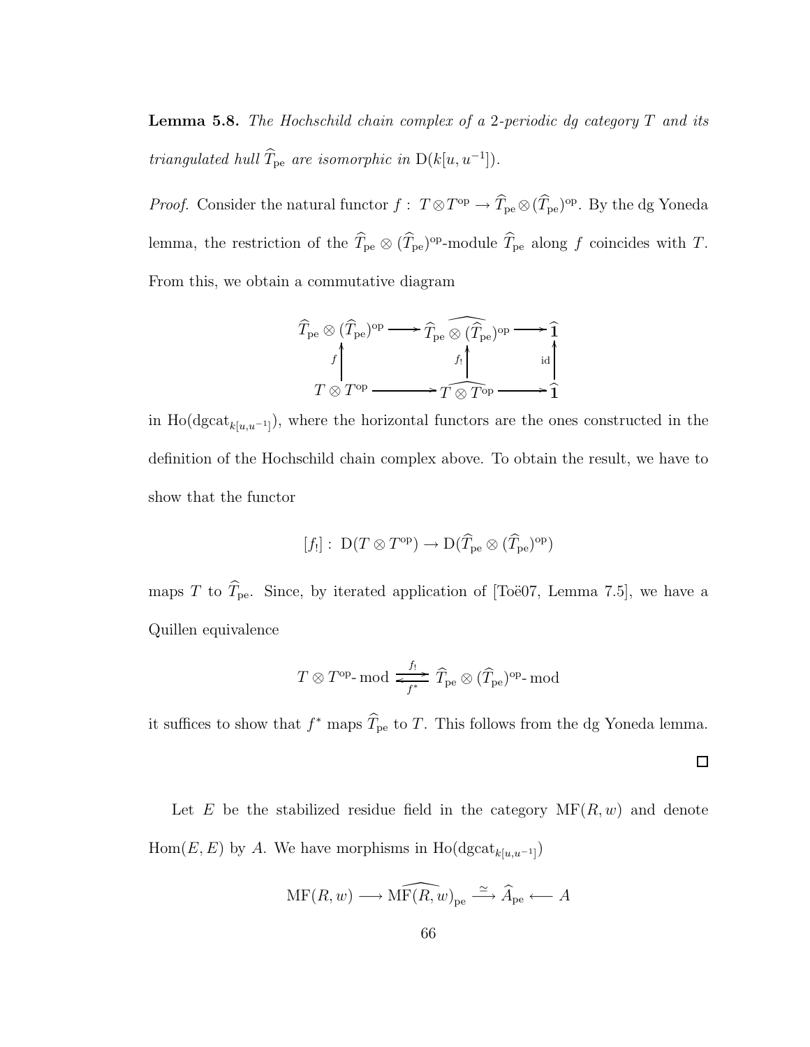**Lemma 5.8.** *The Hochschild chain complex of a 2-periodic dg category $T$ and its triangulated hull $\widehat{T}_{\mathrm{pe}}$ are isomorphic in $\mathrm{D}(k[u, u^{-1}])$.*

*Proof.* Consider the natural functor $f : T \otimes T^{\mathrm{op}} \to \widehat{T}_{\mathrm{pe}} \otimes (\widehat{T}_{\mathrm{pe}})^{\mathrm{op}}$. By the dg Yoneda lemma, the restriction of the $\widehat{T}_{\mathrm{pe}} \otimes (\widehat{T}_{\mathrm{pe}})^{\mathrm{op}}$-module $\widehat{T}_{\mathrm{pe}}$ along $f$ coincides with $T$. From this, we obtain a commutative diagram

$$\begin{array}{ccccc}
\widehat{T}_{\mathrm{pe}} \otimes (\widehat{T}_{\mathrm{pe}})^{\mathrm{op}} & \longrightarrow & \widehat{\widehat{T}_{\mathrm{pe}} \otimes (\widehat{T}_{\mathrm{pe}})^{\mathrm{op}}} & \longrightarrow & \widehat{\mathbf{1}} \\
{\scriptstyle f} \big\uparrow & & {\scriptstyle f_!} \big\uparrow & & \big\uparrow {\scriptstyle \mathrm{id}} \\
T \otimes T^{\mathrm{op}} & \longrightarrow & \widehat{T \otimes T^{\mathrm{op}}} & \longrightarrow & \widehat{\mathbf{1}}
\end{array}$$

in $\mathrm{Ho}(\mathrm{dgcat}_{k[u,u^{-1}]})$, where the horizontal functors are the ones constructed in the definition of the Hochschild chain complex above. To obtain the result, we have to show that the functor

$$[f_!] : \mathrm{D}(T \otimes T^{\mathrm{op}}) \to \mathrm{D}(\widehat{T}_{\mathrm{pe}} \otimes (\widehat{T}_{\mathrm{pe}})^{\mathrm{op}})$$

maps $T$ to $\widehat{T}_{\mathrm{pe}}$. Since, by iterated application of [Toë07, Lemma 7.5], we have a Quillen equivalence

$$T \otimes T^{\mathrm{op}}\text{-}\mathrm{mod} \underset{f^*}{\overset{f_!}{\rightleftarrows}} \widehat{T}_{\mathrm{pe}} \otimes (\widehat{T}_{\mathrm{pe}})^{\mathrm{op}}\text{-}\mathrm{mod}$$

it suffices to show that $f^*$ maps $\widehat{T}_{\mathrm{pe}}$ to $T$. This follows from the dg Yoneda lemma. □

Let $E$ be the stabilized residue field in the category $\mathrm{MF}(R, w)$ and denote $\mathrm{Hom}(E, E)$ by $A$. We have morphisms in $\mathrm{Ho}(\mathrm{dgcat}_{k[u,u^{-1}]})$

$$\mathrm{MF}(R, w) \longrightarrow \widehat{\mathrm{MF}(R, w)}_{\mathrm{pe}} \xrightarrow{\simeq} \widehat{A}_{\mathrm{pe}} \longleftarrow A$$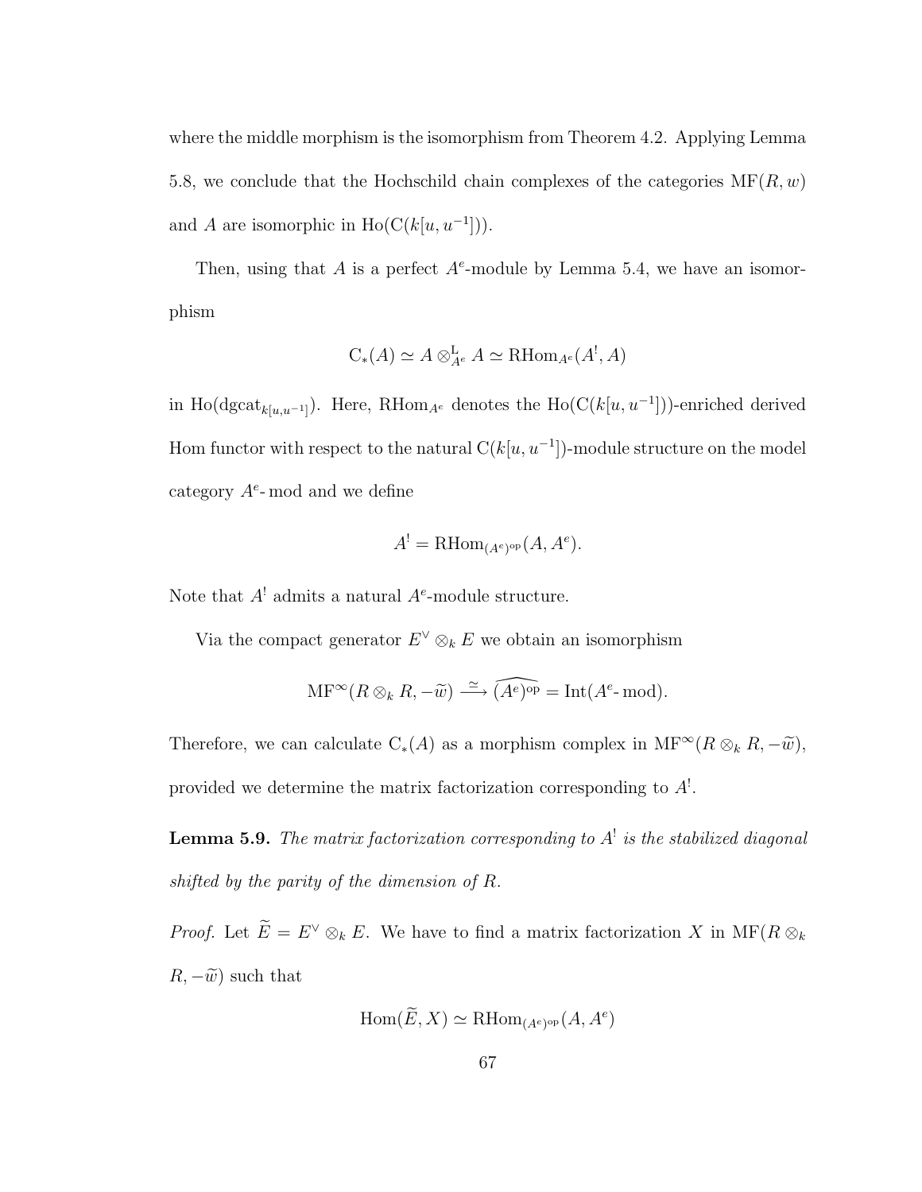where the middle morphism is the isomorphism from Theorem 4.2. Applying Lemma 5.8, we conclude that the Hochschild chain complexes of the categories $\mathrm{MF}(R, w)$ and $A$ are isomorphic in $\mathrm{Ho}(\mathrm{C}(k[u, u^{-1}]))$.

Then, using that $A$ is a perfect $A^e$-module by Lemma 5.4, we have an isomorphism

$$\mathrm{C}_*(A) \simeq A \otimes^{\mathrm{L}}_{A^e} A \simeq \mathrm{RHom}_{A^e}(A^!, A)$$

in $\mathrm{Ho}(\mathrm{dgcat}_{k[u,u^{-1}]})$. Here, $\mathrm{RHom}_{A^e}$ denotes the $\mathrm{Ho}(\mathrm{C}(k[u, u^{-1}]))$-enriched derived Hom functor with respect to the natural $\mathrm{C}(k[u, u^{-1}])$-module structure on the model category $A^e$- mod and we define

$$A^! = \mathrm{RHom}_{(A^e)^{\mathrm{op}}}(A, A^e).$$

Note that $A^!$ admits a natural $A^e$-module structure.

Via the compact generator $E^\vee \otimes_k E$ we obtain an isomorphism

$$\mathrm{MF}^\infty(R \otimes_k R, -\widetilde{w}) \xrightarrow{\simeq} \widehat{(A^e)^{\mathrm{op}}} = \mathrm{Int}(A^e\text{- mod}).$$

Therefore, we can calculate $\mathrm{C}_*(A)$ as a morphism complex in $\mathrm{MF}^\infty(R \otimes_k R, -\widetilde{w})$, provided we determine the matrix factorization corresponding to $A^!$.

**Lemma 5.9.** *The matrix factorization corresponding to $A^!$ is the stabilized diagonal shifted by the parity of the dimension of $R$.*

*Proof.* Let $\widetilde{E} = E^\vee \otimes_k E$. We have to find a matrix factorization $X$ in $\mathrm{MF}(R \otimes_k R, -\widetilde{w})$ such that

$$\mathrm{Hom}(\widetilde{E}, X) \simeq \mathrm{RHom}_{(A^e)^{\mathrm{op}}}(A, A^e)$$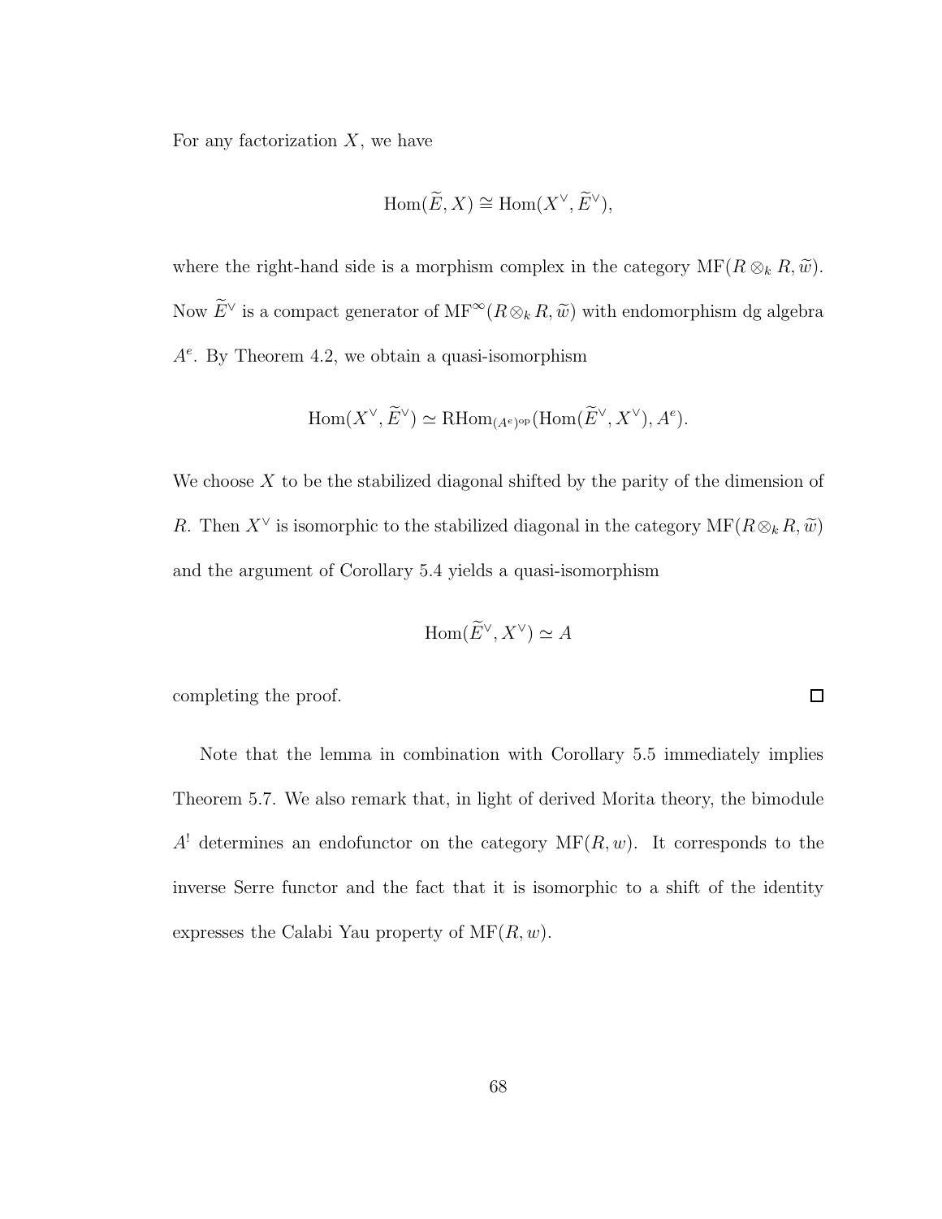For any factorization $X$, we have

$$\operatorname{Hom}(\widetilde{E}, X) \cong \operatorname{Hom}(X^\vee, \widetilde{E}^\vee),$$

where the right-hand side is a morphism complex in the category $\operatorname{MF}(R \otimes_k R, \widetilde{w})$. Now $\widetilde{E}^\vee$ is a compact generator of $\operatorname{MF}^\infty(R \otimes_k R, \widetilde{w})$ with endomorphism dg algebra $A^e$. By Theorem 4.2, we obtain a quasi-isomorphism

$$\operatorname{Hom}(X^\vee, \widetilde{E}^\vee) \simeq \operatorname{RHom}_{(A^e)^{\mathrm{op}}}(\operatorname{Hom}(\widetilde{E}^\vee, X^\vee), A^e).$$

We choose $X$ to be the stabilized diagonal shifted by the parity of the dimension of $R$. Then $X^\vee$ is isomorphic to the stabilized diagonal in the category $\operatorname{MF}(R \otimes_k R, \widetilde{w})$ and the argument of Corollary 5.4 yields a quasi-isomorphism

$$\operatorname{Hom}(\widetilde{E}^\vee, X^\vee) \simeq A$$

completing the proof. □

Note that the lemma in combination with Corollary 5.5 immediately implies Theorem 5.7. We also remark that, in light of derived Morita theory, the bimodule $A^!$ determines an endofunctor on the category $\operatorname{MF}(R, w)$. It corresponds to the inverse Serre functor and the fact that it is isomorphic to a shift of the identity expresses the Calabi Yau property of $\operatorname{MF}(R, w)$.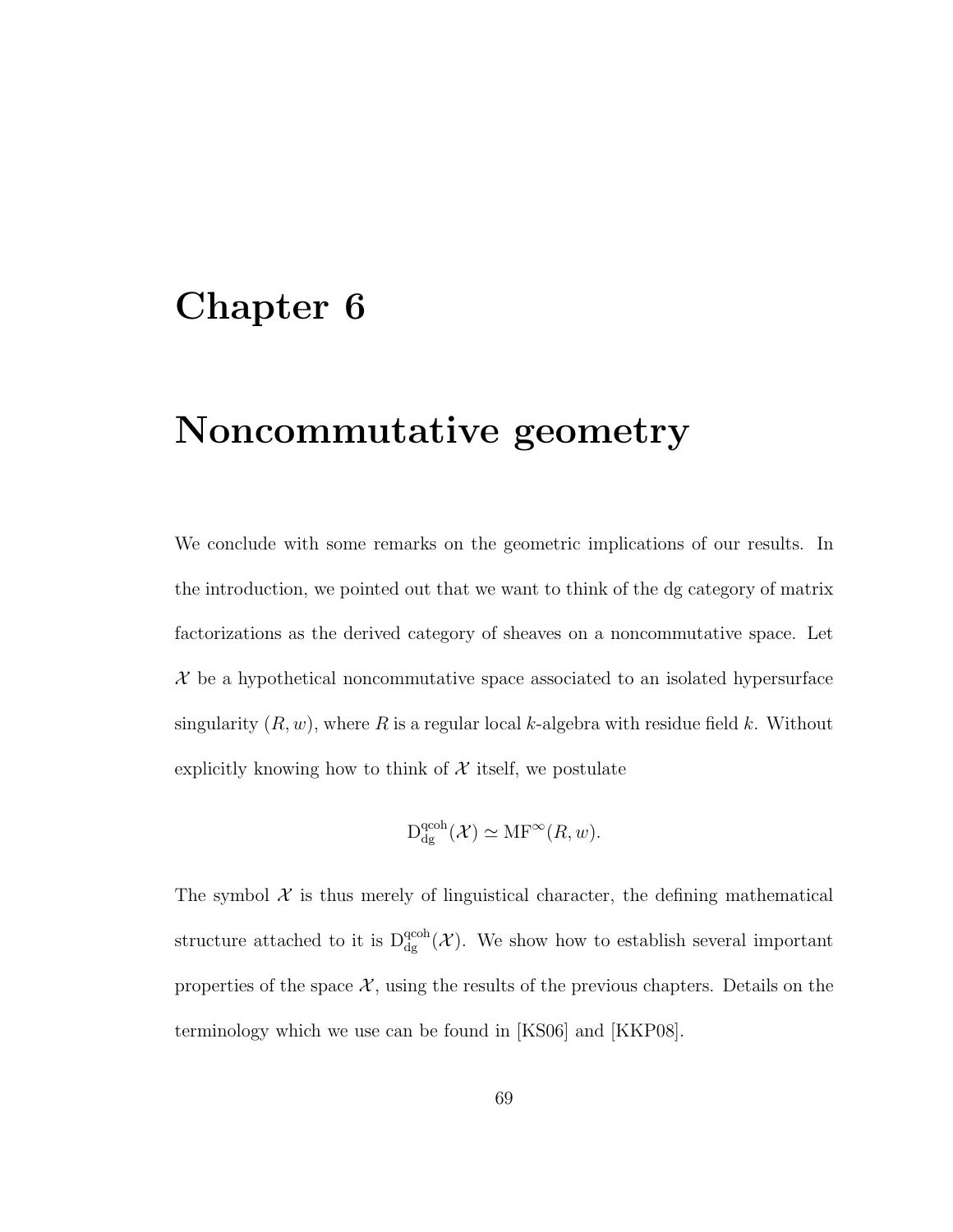# Chapter 6

# Noncommutative geometry

We conclude with some remarks on the geometric implications of our results. In the introduction, we pointed out that we want to think of the dg category of matrix factorizations as the derived category of sheaves on a noncommutative space. Let $\mathcal{X}$ be a hypothetical noncommutative space associated to an isolated hypersurface singularity $(R, w)$, where $R$ is a regular local $k$-algebra with residue field $k$. Without explicitly knowing how to think of $\mathcal{X}$ itself, we postulate

$$\mathrm{D}^{\mathrm{qcoh}}_{\mathrm{dg}}(\mathcal{X}) \simeq \mathrm{MF}^{\infty}(R, w).$$

The symbol $\mathcal{X}$ is thus merely of linguistical character, the defining mathematical structure attached to it is $\mathrm{D}^{\mathrm{qcoh}}_{\mathrm{dg}}(\mathcal{X})$. We show how to establish several important properties of the space $\mathcal{X}$, using the results of the previous chapters. Details on the terminology which we use can be found in [KS06] and [KKP08].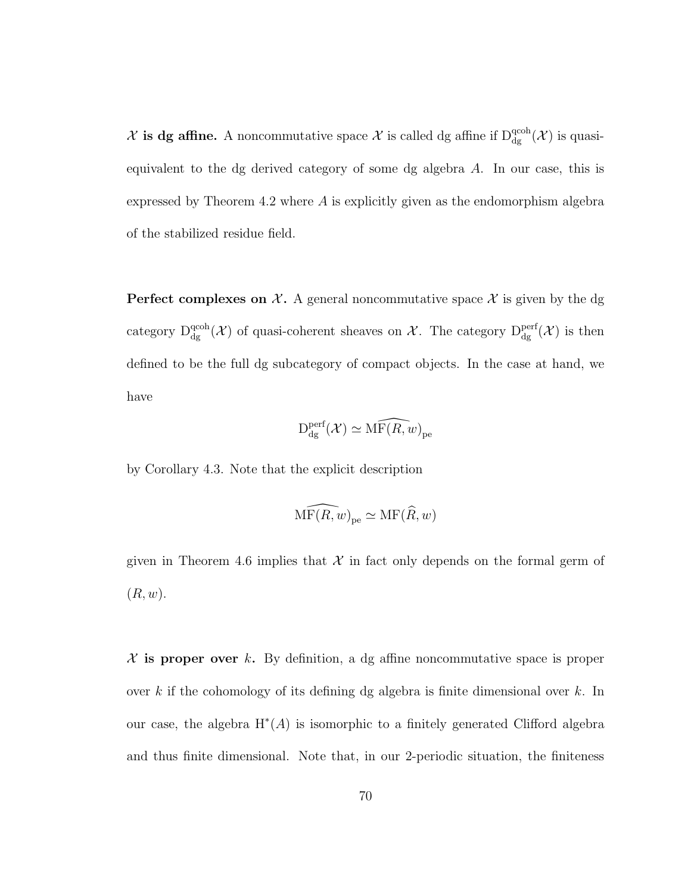**$\mathcal{X}$ is dg affine.** A noncommutative space $\mathcal{X}$ is called dg affine if $\mathrm{D}^{\mathrm{qcoh}}_{\mathrm{dg}}(\mathcal{X})$ is quasi-equivalent to the dg derived category of some dg algebra $A$. In our case, this is expressed by Theorem 4.2 where $A$ is explicitly given as the endomorphism algebra of the stabilized residue field.

**Perfect complexes on $\mathcal{X}$.** A general noncommutative space $\mathcal{X}$ is given by the dg category $\mathrm{D}^{\mathrm{qcoh}}_{\mathrm{dg}}(\mathcal{X})$ of quasi-coherent sheaves on $\mathcal{X}$. The category $\mathrm{D}^{\mathrm{perf}}_{\mathrm{dg}}(\mathcal{X})$ is then defined to be the full dg subcategory of compact objects. In the case at hand, we have

$$\mathrm{D}^{\mathrm{perf}}_{\mathrm{dg}}(\mathcal{X}) \simeq \widehat{\mathrm{MF}(R,w)}_{\mathrm{pe}}$$

by Corollary 4.3. Note that the explicit description

$$\widehat{\mathrm{MF}(R,w)}_{\mathrm{pe}} \simeq \mathrm{MF}(\widehat{R},w)$$

given in Theorem 4.6 implies that $\mathcal{X}$ in fact only depends on the formal germ of $(R,w)$.

**$\mathcal{X}$ is proper over $k$.** By definition, a dg affine noncommutative space is proper over $k$ if the cohomology of its defining dg algebra is finite dimensional over $k$. In our case, the algebra $\mathrm{H}^*(A)$ is isomorphic to a finitely generated Clifford algebra and thus finite dimensional. Note that, in our 2-periodic situation, the finiteness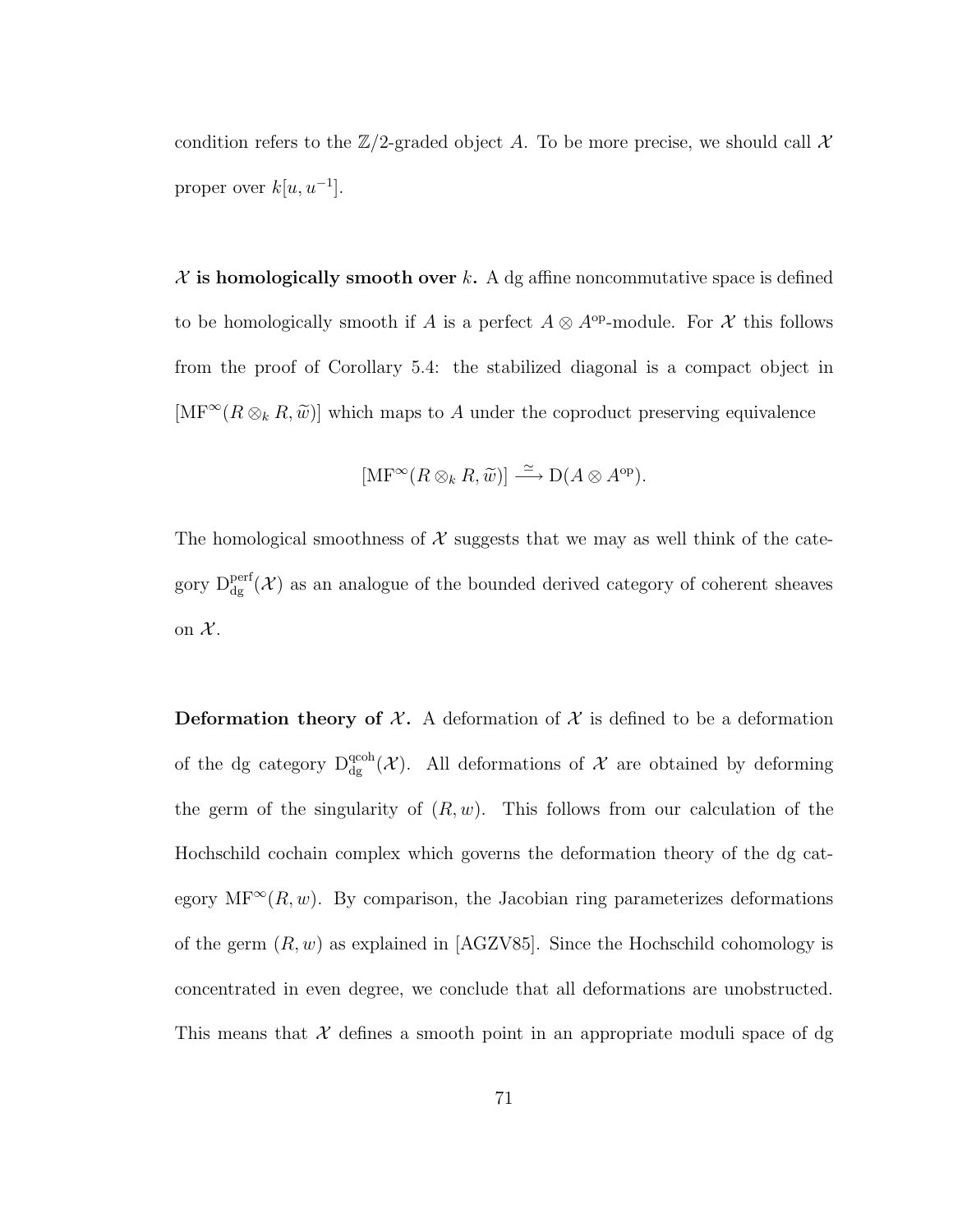condition refers to the $\mathbb{Z}/2$-graded object $A$. To be more precise, we should call $\mathcal{X}$ proper over $k[u, u^{-1}]$.

**$\mathcal{X}$ is homologically smooth over $k$.** A dg affine noncommutative space is defined to be homologically smooth if $A$ is a perfect $A \otimes A^{\mathrm{op}}$-module. For $\mathcal{X}$ this follows from the proof of Corollary 5.4: the stabilized diagonal is a compact object in $[\mathrm{MF}^\infty(R \otimes_k R, \widetilde{w})]$ which maps to $A$ under the coproduct preserving equivalence

$$[\mathrm{MF}^\infty(R \otimes_k R, \widetilde{w})] \xrightarrow{\simeq} \mathrm{D}(A \otimes A^{\mathrm{op}}).$$

The homological smoothness of $\mathcal{X}$ suggests that we may as well think of the category $\mathrm{D}^{\mathrm{perf}}_{\mathrm{dg}}(\mathcal{X})$ as an analogue of the bounded derived category of coherent sheaves on $\mathcal{X}$.

**Deformation theory of $\mathcal{X}$.** A deformation of $\mathcal{X}$ is defined to be a deformation of the dg category $\mathrm{D}^{\mathrm{qcoh}}_{\mathrm{dg}}(\mathcal{X})$. All deformations of $\mathcal{X}$ are obtained by deforming the germ of the singularity of $(R, w)$. This follows from our calculation of the Hochschild cochain complex which governs the deformation theory of the dg category $\mathrm{MF}^\infty(R, w)$. By comparison, the Jacobian ring parameterizes deformations of the germ $(R, w)$ as explained in [AGZV85]. Since the Hochschild cohomology is concentrated in even degree, we conclude that all deformations are unobstructed. This means that $\mathcal{X}$ defines a smooth point in an appropriate moduli space of dg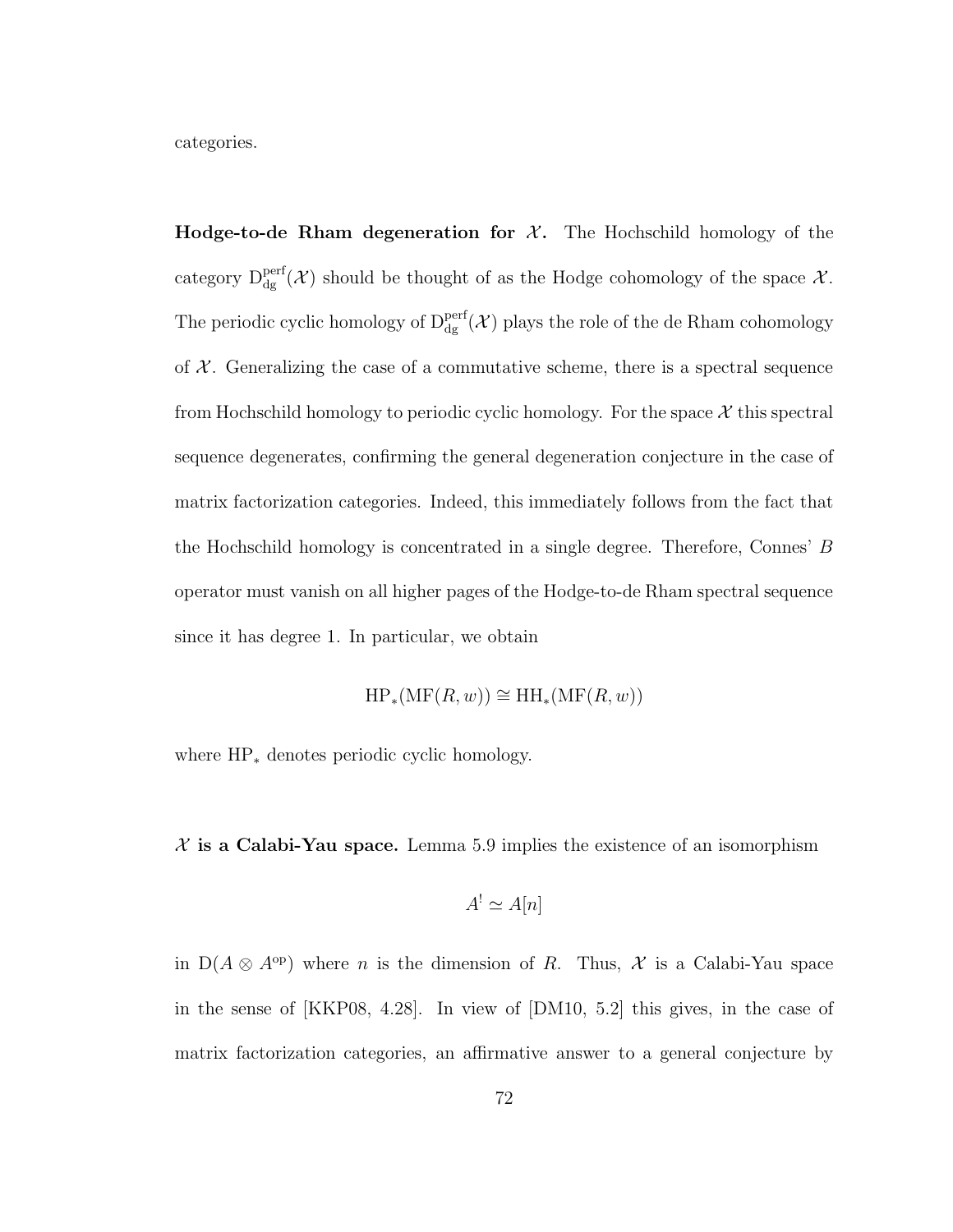categories.

**Hodge-to-de Rham degeneration for $\mathcal{X}$.** The Hochschild homology of the category $\mathrm{D}^{\mathrm{perf}}_{\mathrm{dg}}(\mathcal{X})$ should be thought of as the Hodge cohomology of the space $\mathcal{X}$. The periodic cyclic homology of $\mathrm{D}^{\mathrm{perf}}_{\mathrm{dg}}(\mathcal{X})$ plays the role of the de Rham cohomology of $\mathcal{X}$. Generalizing the case of a commutative scheme, there is a spectral sequence from Hochschild homology to periodic cyclic homology. For the space $\mathcal{X}$ this spectral sequence degenerates, confirming the general degeneration conjecture in the case of matrix factorization categories. Indeed, this immediately follows from the fact that the Hochschild homology is concentrated in a single degree. Therefore, Connes' $B$ operator must vanish on all higher pages of the Hodge-to-de Rham spectral sequence since it has degree 1. In particular, we obtain

$$\mathrm{HP}_*(\mathrm{MF}(R,w)) \cong \mathrm{HH}_*(\mathrm{MF}(R,w))$$

where $\mathrm{HP}_*$ denotes periodic cyclic homology.

**$\mathcal{X}$ is a Calabi-Yau space.** Lemma 5.9 implies the existence of an isomorphism

$$A^! \simeq A[n]$$

in $\mathrm{D}(A \otimes A^{\mathrm{op}})$ where $n$ is the dimension of $R$. Thus, $\mathcal{X}$ is a Calabi-Yau space in the sense of [KKP08, 4.28]. In view of [DM10, 5.2] this gives, in the case of matrix factorization categories, an affirmative answer to a general conjecture by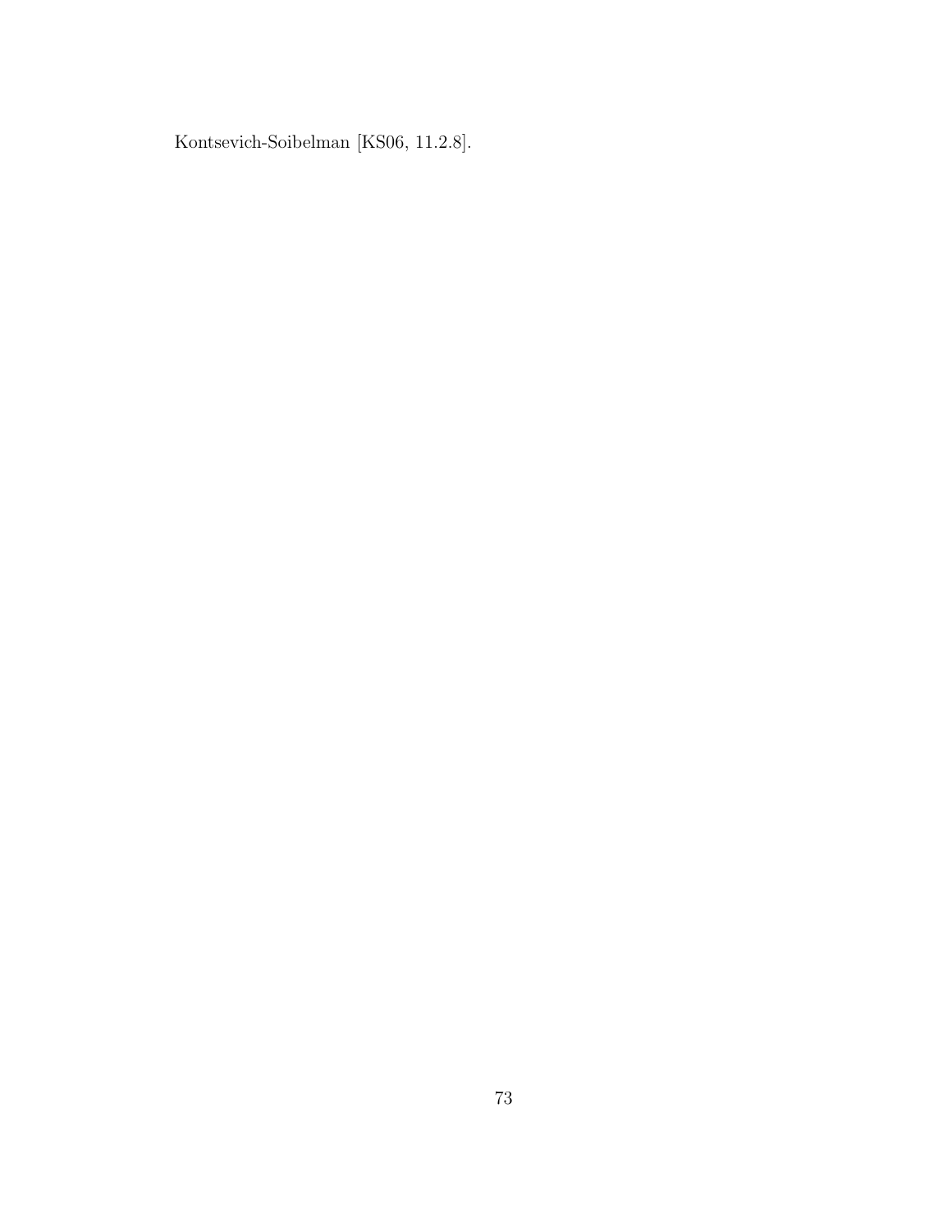Kontsevich-Soibelman [KS06, 11.2.8].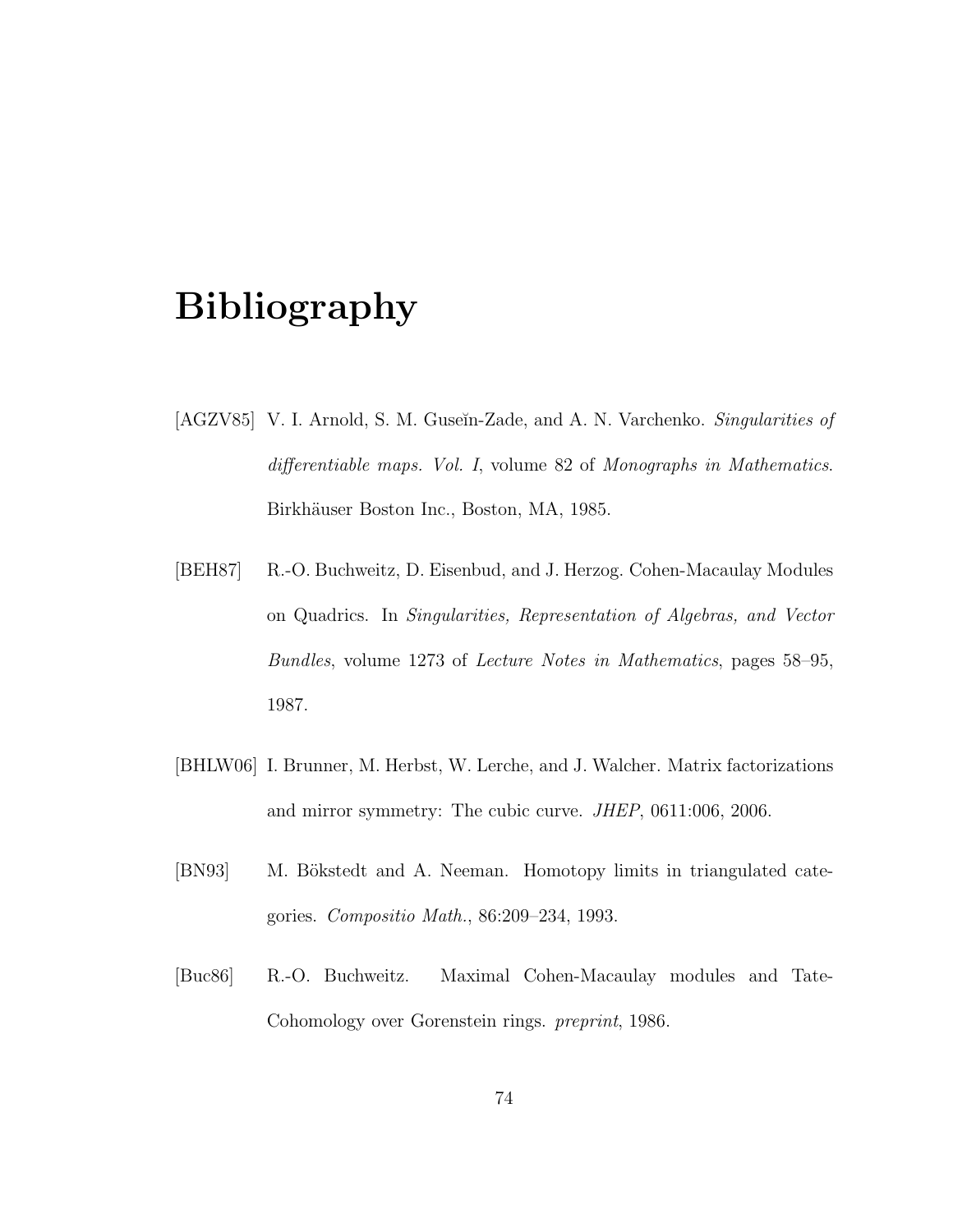# Bibliography

[AGZV85] V. I. Arnold, S. M. Guseĭn-Zade, and A. N. Varchenko. *Singularities of differentiable maps. Vol. I*, volume 82 of *Monographs in Mathematics*. Birkhäuser Boston Inc., Boston, MA, 1985.

[BEH87] R.-O. Buchweitz, D. Eisenbud, and J. Herzog. Cohen-Macaulay Modules on Quadrics. In *Singularities, Representation of Algebras, and Vector Bundles*, volume 1273 of *Lecture Notes in Mathematics*, pages 58–95, 1987.

[BHLW06] I. Brunner, M. Herbst, W. Lerche, and J. Walcher. Matrix factorizations and mirror symmetry: The cubic curve. *JHEP*, 0611:006, 2006.

[BN93] M. Bökstedt and A. Neeman. Homotopy limits in triangulated categories. *Compositio Math.*, 86:209–234, 1993.

[Buc86] R.-O. Buchweitz. Maximal Cohen-Macaulay modules and Tate-Cohomology over Gorenstein rings. *preprint*, 1986.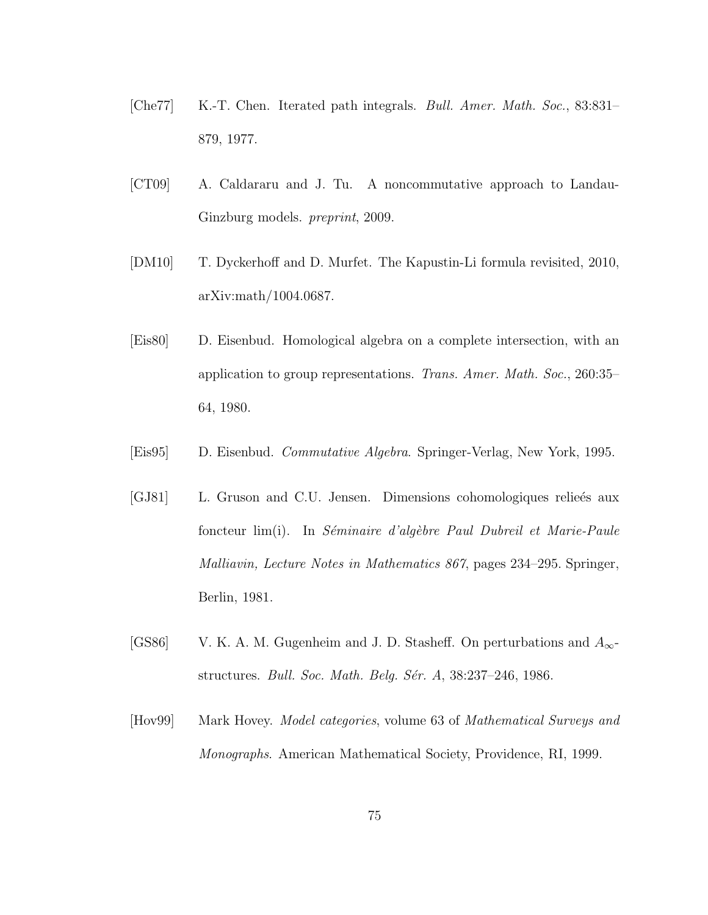[Che77] K.-T. Chen. Iterated path integrals. *Bull. Amer. Math. Soc.*, 83:831–879, 1977.

[CT09] A. Caldararu and J. Tu. A noncommutative approach to Landau-Ginzburg models. *preprint*, 2009.

[DM10] T. Dyckerhoff and D. Murfet. The Kapustin-Li formula revisited, 2010, arXiv:math/1004.0687.

[Eis80] D. Eisenbud. Homological algebra on a complete intersection, with an application to group representations. *Trans. Amer. Math. Soc.*, 260:35–64, 1980.

[Eis95] D. Eisenbud. *Commutative Algebra*. Springer-Verlag, New York, 1995.

[GJ81] L. Gruson and C.U. Jensen. Dimensions cohomologiques relieés aux foncteur lim(i). In *Séminaire d'algèbre Paul Dubreil et Marie-Paule Malliavin, Lecture Notes in Mathematics 867*, pages 234–295. Springer, Berlin, 1981.

[GS86] V. K. A. M. Gugenheim and J. D. Stasheff. On perturbations and $A_\infty$-structures. *Bull. Soc. Math. Belg. Sér. A*, 38:237–246, 1986.

[Hov99] Mark Hovey. *Model categories*, volume 63 of *Mathematical Surveys and Monographs*. American Mathematical Society, Providence, RI, 1999.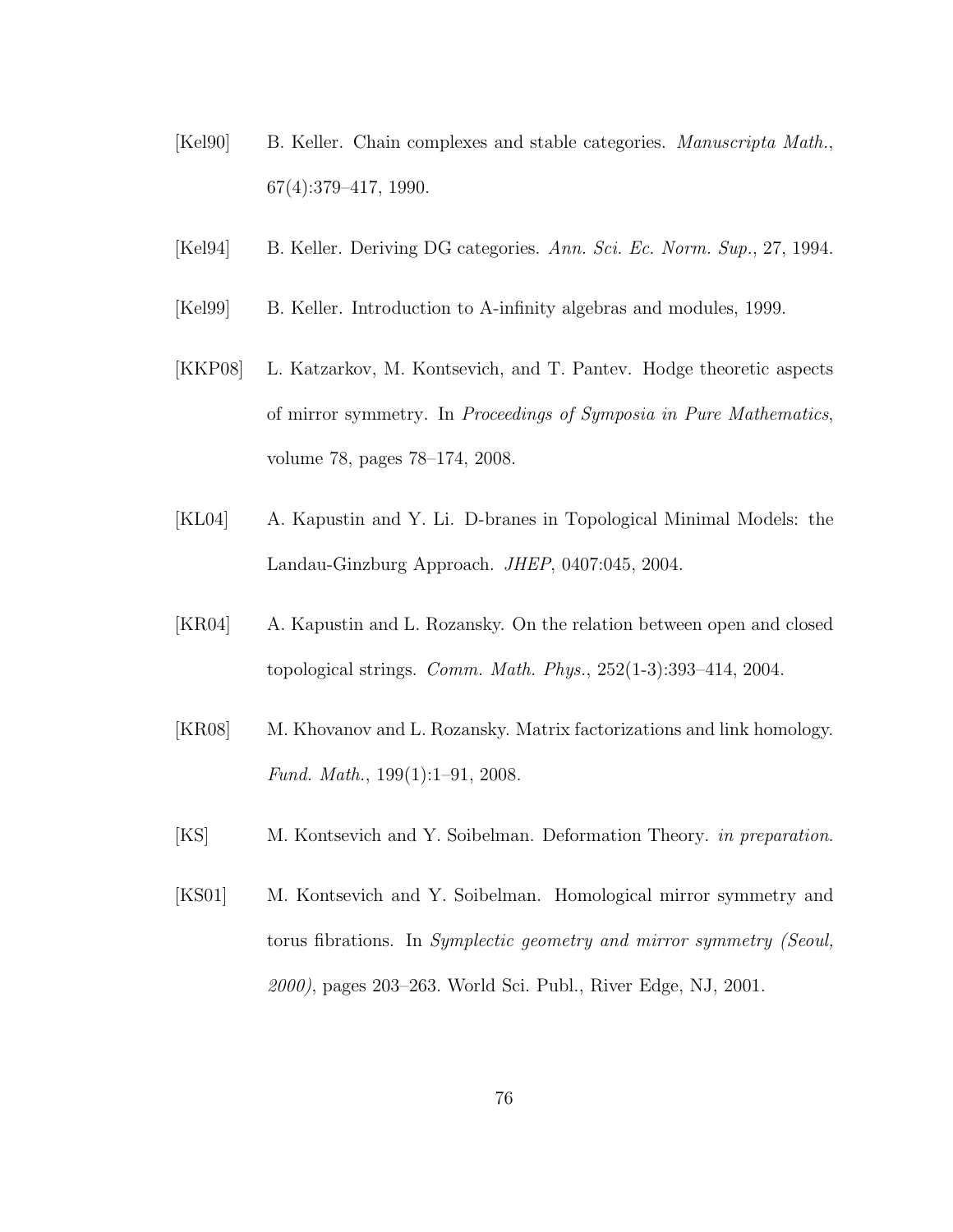[Kel90] B. Keller. Chain complexes and stable categories. *Manuscripta Math.*, 67(4):379–417, 1990.

[Kel94] B. Keller. Deriving DG categories. *Ann. Sci. Ec. Norm. Sup.*, 27, 1994.

[Kel99] B. Keller. Introduction to A-infinity algebras and modules, 1999.

[KKP08] L. Katzarkov, M. Kontsevich, and T. Pantev. Hodge theoretic aspects of mirror symmetry. In *Proceedings of Symposia in Pure Mathematics*, volume 78, pages 78–174, 2008.

[KL04] A. Kapustin and Y. Li. D-branes in Topological Minimal Models: the Landau-Ginzburg Approach. *JHEP*, 0407:045, 2004.

[KR04] A. Kapustin and L. Rozansky. On the relation between open and closed topological strings. *Comm. Math. Phys.*, 252(1-3):393–414, 2004.

[KR08] M. Khovanov and L. Rozansky. Matrix factorizations and link homology. *Fund. Math.*, 199(1):1–91, 2008.

[KS] M. Kontsevich and Y. Soibelman. Deformation Theory. *in preparation*.

[KS01] M. Kontsevich and Y. Soibelman. Homological mirror symmetry and torus fibrations. In *Symplectic geometry and mirror symmetry (Seoul, 2000)*, pages 203–263. World Sci. Publ., River Edge, NJ, 2001.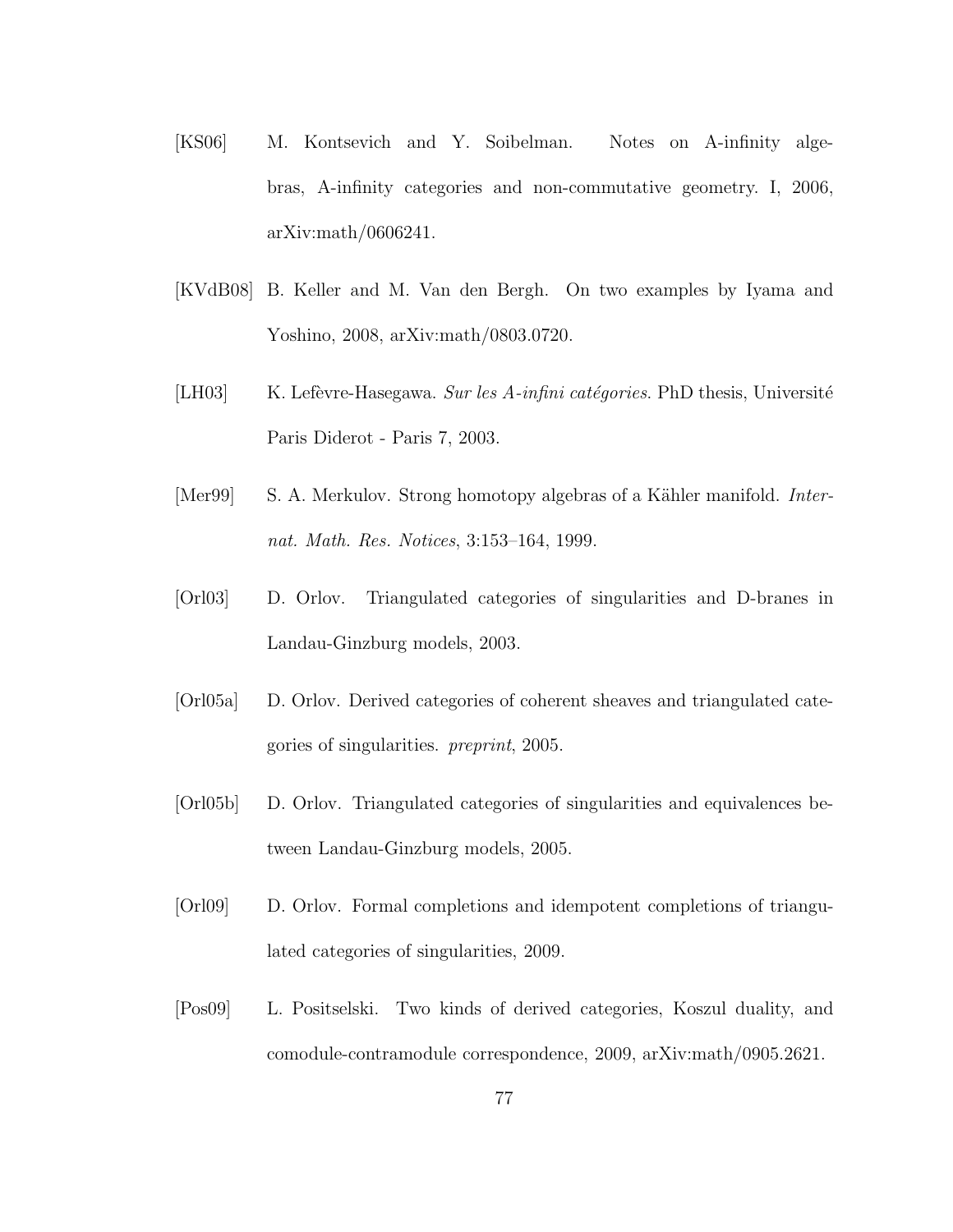[KS06] M. Kontsevich and Y. Soibelman. Notes on A-infinity algebras, A-infinity categories and non-commutative geometry. I, 2006, arXiv:math/0606241.

[KVdB08] B. Keller and M. Van den Bergh. On two examples by Iyama and Yoshino, 2008, arXiv:math/0803.0720.

[LH03] K. Lefèvre-Hasegawa. *Sur les A-infini catégories*. PhD thesis, Université Paris Diderot - Paris 7, 2003.

[Mer99] S. A. Merkulov. Strong homotopy algebras of a Kähler manifold. *Internat. Math. Res. Notices*, 3:153–164, 1999.

[Orl03] D. Orlov. Triangulated categories of singularities and D-branes in Landau-Ginzburg models, 2003.

[Orl05a] D. Orlov. Derived categories of coherent sheaves and triangulated categories of singularities. *preprint*, 2005.

[Orl05b] D. Orlov. Triangulated categories of singularities and equivalences between Landau-Ginzburg models, 2005.

[Orl09] D. Orlov. Formal completions and idempotent completions of triangulated categories of singularities, 2009.

[Pos09] L. Positselski. Two kinds of derived categories, Koszul duality, and comodule-contramodule correspondence, 2009, arXiv:math/0905.2621.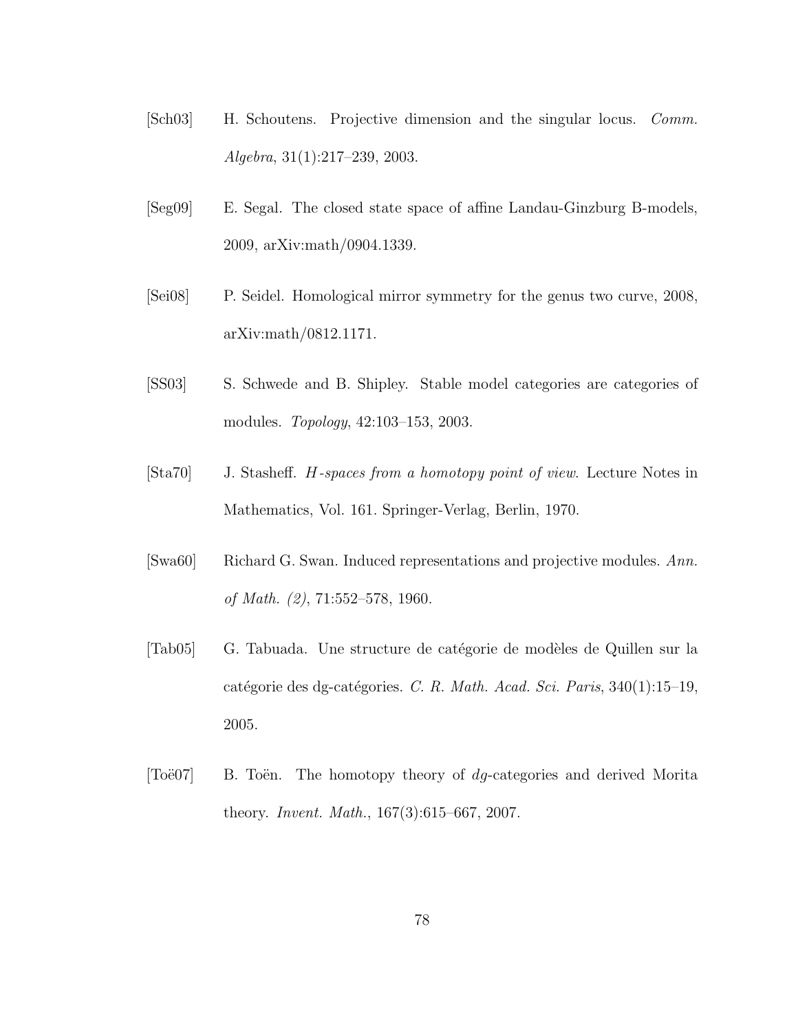[Sch03] H. Schoutens. Projective dimension and the singular locus. *Comm. Algebra*, 31(1):217–239, 2003.

[Seg09] E. Segal. The closed state space of affine Landau-Ginzburg B-models, 2009, arXiv:math/0904.1339.

[Sei08] P. Seidel. Homological mirror symmetry for the genus two curve, 2008, arXiv:math/0812.1171.

[SS03] S. Schwede and B. Shipley. Stable model categories are categories of modules. *Topology*, 42:103–153, 2003.

[Sta70] J. Stasheff. *H-spaces from a homotopy point of view*. Lecture Notes in Mathematics, Vol. 161. Springer-Verlag, Berlin, 1970.

[Swa60] Richard G. Swan. Induced representations and projective modules. *Ann. of Math. (2)*, 71:552–578, 1960.

[Tab05] G. Tabuada. Une structure de catégorie de modèles de Quillen sur la catégorie des dg-catégories. *C. R. Math. Acad. Sci. Paris*, 340(1):15–19, 2005.

[Toë07] B. Toën. The homotopy theory of *dg*-categories and derived Morita theory. *Invent. Math.*, 167(3):615–667, 2007.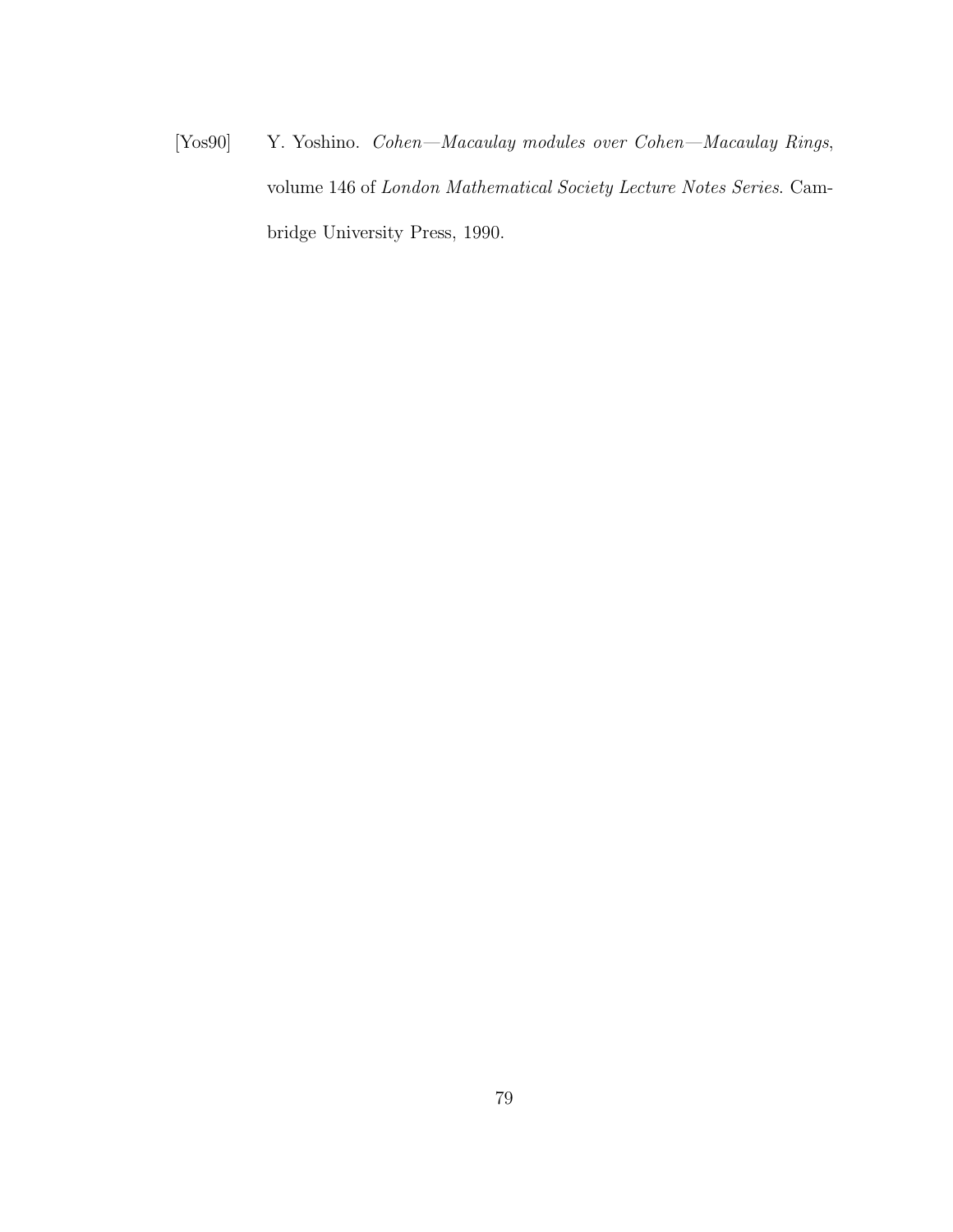[Yos90] Y. Yoshino. *Cohen—Macaulay modules over Cohen—Macaulay Rings*, volume 146 of *London Mathematical Society Lecture Notes Series*. Cambridge University Press, 1990.